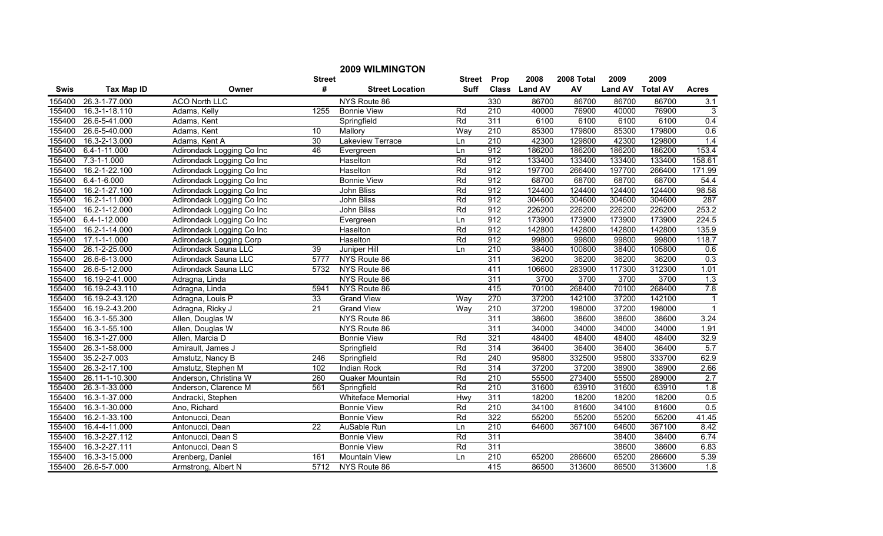# 2009 WILMINGTON

| Swis | Tax Map ID | Owner | Street # | Street Location | Street Suff | Prop Class | 2008 Land AV | 2008 Total AV | 2009 Land AV | 2009 Total AV | Acres |
|---|---|---|---|---|---|---|---|---|---|---|---|
| 155400 | 26.3-1-77.000 | ACO North LLC | | NYS Route 86 | | 330 | 86700 | 86700 | 86700 | 86700 | 3.1 |
| 155400 | 16.3-1-18.110 | Adams, Kelly | 1255 | Bonnie View | Rd | 210 | 40000 | 76900 | 40000 | 76900 | 3 |
| 155400 | 26.6-5-41.000 | Adams, Kent | | Springfield | Rd | 311 | 6100 | 6100 | 6100 | 6100 | 0.4 |
| 155400 | 26.6-5-40.000 | Adams, Kent | 10 | Mallory | Way | 210 | 85300 | 179800 | 85300 | 179800 | 0.6 |
| 155400 | 16.3-2-13.000 | Adams, Kent A | 30 | Lakeview Terrace | Ln | 210 | 42300 | 129800 | 42300 | 129800 | 1.4 |
| 155400 | 6.4-1-11.000 | Adirondack Logging Co Inc | 46 | Evergreen | Ln | 912 | 186200 | 186200 | 186200 | 186200 | 153.4 |
| 155400 | 7.3-1-1.000 | Adirondack Logging Co Inc | | Haselton | Rd | 912 | 133400 | 133400 | 133400 | 133400 | 158.61 |
| 155400 | 16.2-1-22.100 | Adirondack Logging Co Inc | | Haselton | Rd | 912 | 197700 | 266400 | 197700 | 266400 | 171.99 |
| 155400 | 6.4-1-6.000 | Adirondack Logging Co Inc | | Bonnie View | Rd | 912 | 68700 | 68700 | 68700 | 68700 | 54.4 |
| 155400 | 16.2-1-27.100 | Adirondack Logging Co Inc | | John Bliss | Rd | 912 | 124400 | 124400 | 124400 | 124400 | 98.58 |
| 155400 | 16.2-1-11.000 | Adirondack Logging Co Inc | | John Bliss | Rd | 912 | 304600 | 304600 | 304600 | 304600 | 287 |
| 155400 | 16.2-1-12.000 | Adirondack Logging Co Inc | | John Bliss | Rd | 912 | 226200 | 226200 | 226200 | 226200 | 253.2 |
| 155400 | 6.4-1-12.000 | Adirondack Logging Co Inc | | Evergreen | Ln | 912 | 173900 | 173900 | 173900 | 173900 | 224.5 |
| 155400 | 16.2-1-14.000 | Adirondack Logging Co Inc | | Haselton | Rd | 912 | 142800 | 142800 | 142800 | 142800 | 135.9 |
| 155400 | 17.1-1-1.000 | Adirondack Logging Corp | | Haselton | Rd | 912 | 99800 | 99800 | 99800 | 99800 | 118.7 |
| 155400 | 26.1-2-25.000 | Adirondack Sauna LLC | 39 | Juniper Hill | Ln | 210 | 38400 | 100800 | 38400 | 105800 | 0.6 |
| 155400 | 26.6-6-13.000 | Adirondack Sauna LLC | 5777 | NYS Route 86 | | 311 | 36200 | 36200 | 36200 | 36200 | 0.3 |
| 155400 | 26.6-5-12.000 | Adirondack Sauna LLC | 5732 | NYS Route 86 | | 411 | 106600 | 283900 | 117300 | 312300 | 1.01 |
| 155400 | 16.19-2-41.000 | Adragna, Linda | | NYS Route 86 | | 311 | 3700 | 3700 | 3700 | 3700 | 1.3 |
| 155400 | 16.19-2-43.110 | Adragna, Linda | 5941 | NYS Route 86 | | 415 | 70100 | 268400 | 70100 | 268400 | 7.8 |
| 155400 | 16.19-2-43.120 | Adragna, Louis P | 33 | Grand View | Way | 270 | 37200 | 142100 | 37200 | 142100 | 1 |
| 155400 | 16.19-2-43.200 | Adragna, Ricky J | 21 | Grand View | Way | 210 | 37200 | 198000 | 37200 | 198000 | 1 |
| 155400 | 16.3-1-55.300 | Allen, Douglas W | | NYS Route 86 | | 311 | 38600 | 38600 | 38600 | 38600 | 3.24 |
| 155400 | 16.3-1-55.100 | Allen, Douglas W | | NYS Route 86 | | 311 | 34000 | 34000 | 34000 | 34000 | 1.91 |
| 155400 | 16.3-1-27.000 | Allen, Marcia D | | Bonnie View | Rd | 321 | 48400 | 48400 | 48400 | 48400 | 32.9 |
| 155400 | 26.3-1-58.000 | Amirault, James J | | Springfield | Rd | 314 | 36400 | 36400 | 36400 | 36400 | 5.7 |
| 155400 | 35.2-2-7.003 | Amstutz, Nancy B | 246 | Springfield | Rd | 240 | 95800 | 332500 | 95800 | 333700 | 62.9 |
| 155400 | 26.3-2-17.100 | Amstutz, Stephen M | 102 | Indian Rock | Rd | 314 | 37200 | 37200 | 38900 | 38900 | 2.66 |
| 155400 | 26.11-1-10.300 | Anderson, Christina W | 260 | Quaker Mountain | Rd | 210 | 55500 | 273400 | 55500 | 289000 | 2.7 |
| 155400 | 26.3-1-33.000 | Anderson, Clarence M | 561 | Springfield | Rd | 210 | 31600 | 63910 | 31600 | 63910 | 1.8 |
| 155400 | 16.3-1-37.000 | Andracki, Stephen | | Whiteface Memorial | Hwy | 311 | 18200 | 18200 | 18200 | 18200 | 0.5 |
| 155400 | 16.3-1-30.000 | Ano, Richard | | Bonnie View | Rd | 210 | 34100 | 81600 | 34100 | 81600 | 0.5 |
| 155400 | 16.2-1-33.100 | Antonucci, Dean | | Bonnie View | Rd | 322 | 55200 | 55200 | 55200 | 55200 | 41.45 |
| 155400 | 16.4-4-11.000 | Antonucci, Dean | 22 | AuSable Run | Ln | 210 | 64600 | 367100 | 64600 | 367100 | 8.42 |
| 155400 | 16.3-2-27.112 | Antonucci, Dean S | | Bonnie View | Rd | 311 | | | 38400 | 38400 | 6.74 |
| 155400 | 16.3-2-27.111 | Antonucci, Dean S | | Bonnie View | Rd | 311 | | | 38600 | 38600 | 6.83 |
| 155400 | 16.3-3-15.000 | Arenberg, Daniel | 161 | Mountain View | Ln | 210 | 65200 | 286600 | 65200 | 286600 | 5.39 |
| 155400 | 26.6-5-7.000 | Armstrong, Albert N | 5712 | NYS Route 86 | | 415 | 86500 | 313600 | 86500 | 313600 | 1.8 |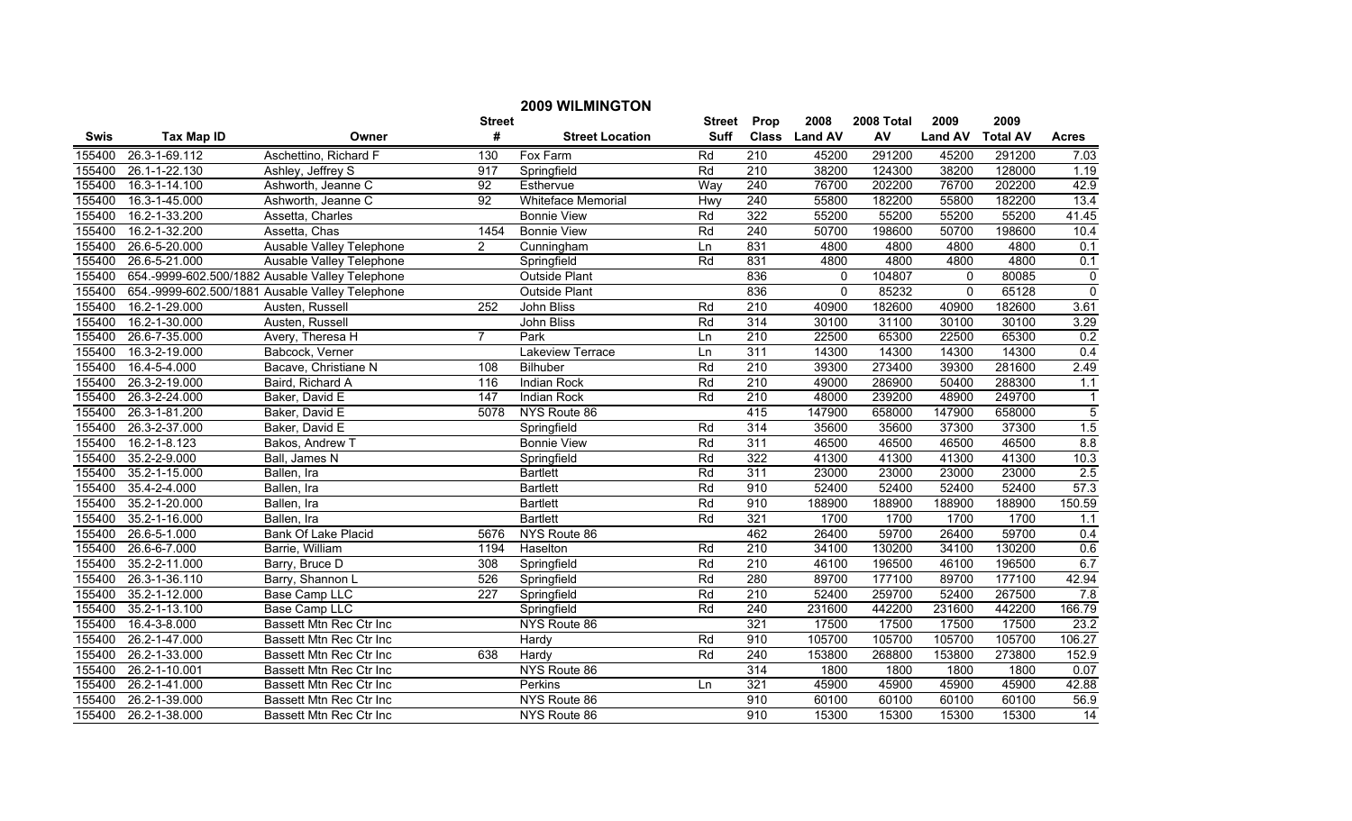## 2009 WILMINGTON

| Swis | Tax Map ID | Owner | Street # | Street Location | Street Suff | Prop Class | 2008 Land AV | 2008 Total AV | 2009 Land AV | 2009 Total AV | Acres |
|---|---|---|---|---|---|---|---|---|---|---|---|
| 155400 | 26.3-1-69.112 | Aschettino, Richard F | 130 | Fox Farm | Rd | 210 | 45200 | 291200 | 45200 | 291200 | 7.03 |
| 155400 | 26.1-1-22.130 | Ashley, Jeffrey S | 917 | Springfield | Rd | 210 | 38200 | 124300 | 38200 | 128000 | 1.19 |
| 155400 | 16.3-1-14.100 | Ashworth, Jeanne C | 92 | Esthervue | Way | 240 | 76700 | 202200 | 76700 | 202200 | 42.9 |
| 155400 | 16.3-1-45.000 | Ashworth, Jeanne C | 92 | Whiteface Memorial | Hwy | 240 | 55800 | 182200 | 55800 | 182200 | 13.4 |
| 155400 | 16.2-1-33.200 | Assetta, Charles | | Bonnie View | Rd | 322 | 55200 | 55200 | 55200 | 55200 | 41.45 |
| 155400 | 16.2-1-32.200 | Assetta, Chas | 1454 | Bonnie View | Rd | 240 | 50700 | 198600 | 50700 | 198600 | 10.4 |
| 155400 | 26.6-5-20.000 | Ausable Valley Telephone | 2 | Cunningham | Ln | 831 | 4800 | 4800 | 4800 | 4800 | 0.1 |
| 155400 | 26.6-5-21.000 | Ausable Valley Telephone | | Springfield | Rd | 831 | 4800 | 4800 | 4800 | 4800 | 0.1 |
| 155400 | 654.-9999-602.500/1882 | Ausable Valley Telephone | | Outside Plant | | 836 | 0 | 104807 | 0 | 80085 | 0 |
| 155400 | 654.-9999-602.500/1881 | Ausable Valley Telephone | | Outside Plant | | 836 | 0 | 85232 | 0 | 65128 | 0 |
| 155400 | 16.2-1-29.000 | Austen, Russell | 252 | John Bliss | Rd | 210 | 40900 | 182600 | 40900 | 182600 | 3.61 |
| 155400 | 16.2-1-30.000 | Austen, Russell | | John Bliss | Rd | 314 | 30100 | 31100 | 30100 | 30100 | 3.29 |
| 155400 | 26.6-7-35.000 | Avery, Theresa H | 7 | Park | Ln | 210 | 22500 | 65300 | 22500 | 65300 | 0.2 |
| 155400 | 16.3-2-19.000 | Babcock, Verner | | Lakeview Terrace | Ln | 311 | 14300 | 14300 | 14300 | 14300 | 0.4 |
| 155400 | 16.4-5-4.000 | Bacave, Christiane N | 108 | Bilhuber | Rd | 210 | 39300 | 273400 | 39300 | 281600 | 2.49 |
| 155400 | 26.3-2-19.000 | Baird, Richard A | 116 | Indian Rock | Rd | 210 | 49000 | 286900 | 50400 | 288300 | 1.1 |
| 155400 | 26.3-2-24.000 | Baker, David E | 147 | Indian Rock | Rd | 210 | 48000 | 239200 | 48900 | 249700 | 1 |
| 155400 | 26.3-1-81.200 | Baker, David E | 5078 | NYS Route 86 | | 415 | 147900 | 658000 | 147900 | 658000 | 5 |
| 155400 | 26.3-2-37.000 | Baker, David E | | Springfield | Rd | 314 | 35600 | 35600 | 37300 | 37300 | 1.5 |
| 155400 | 16.2-1-8.123 | Bakos, Andrew T | | Bonnie View | Rd | 311 | 46500 | 46500 | 46500 | 46500 | 8.8 |
| 155400 | 35.2-2-9.000 | Ball, James N | | Springfield | Rd | 322 | 41300 | 41300 | 41300 | 41300 | 10.3 |
| 155400 | 35.2-1-15.000 | Ballen, Ira | | Bartlett | Rd | 311 | 23000 | 23000 | 23000 | 23000 | 2.5 |
| 155400 | 35.4-2-4.000 | Ballen, Ira | | Bartlett | Rd | 910 | 52400 | 52400 | 52400 | 52400 | 57.3 |
| 155400 | 35.2-1-20.000 | Ballen, Ira | | Bartlett | Rd | 910 | 188900 | 188900 | 188900 | 188900 | 150.59 |
| 155400 | 35.2-1-16.000 | Ballen, Ira | | Bartlett | Rd | 321 | 1700 | 1700 | 1700 | 1700 | 1.1 |
| 155400 | 26.6-5-1.000 | Bank Of Lake Placid | 5676 | NYS Route 86 | | 462 | 26400 | 59700 | 26400 | 59700 | 0.4 |
| 155400 | 26.6-6-7.000 | Barrie, William | 1194 | Haselton | Rd | 210 | 34100 | 130200 | 34100 | 130200 | 0.6 |
| 155400 | 35.2-2-11.000 | Barry, Bruce D | 308 | Springfield | Rd | 210 | 46100 | 196500 | 46100 | 196500 | 6.7 |
| 155400 | 26.3-1-36.110 | Barry, Shannon L | 526 | Springfield | Rd | 280 | 89700 | 177100 | 89700 | 177100 | 42.94 |
| 155400 | 35.2-1-12.000 | Base Camp LLC | 227 | Springfield | Rd | 210 | 52400 | 259700 | 52400 | 267500 | 7.8 |
| 155400 | 35.2-1-13.100 | Base Camp LLC | | Springfield | Rd | 240 | 231600 | 442200 | 231600 | 442200 | 166.79 |
| 155400 | 16.4-3-8.000 | Bassett Mtn Rec Ctr Inc | | NYS Route 86 | | 321 | 17500 | 17500 | 17500 | 17500 | 23.2 |
| 155400 | 26.2-1-47.000 | Bassett Mtn Rec Ctr Inc | | Hardy | Rd | 910 | 105700 | 105700 | 105700 | 105700 | 106.27 |
| 155400 | 26.2-1-33.000 | Bassett Mtn Rec Ctr Inc | 638 | Hardy | Rd | 240 | 153800 | 268800 | 153800 | 273800 | 152.9 |
| 155400 | 26.2-1-10.001 | Bassett Mtn Rec Ctr Inc | | NYS Route 86 | | 314 | 1800 | 1800 | 1800 | 1800 | 0.07 |
| 155400 | 26.2-1-41.000 | Bassett Mtn Rec Ctr Inc | | Perkins | Ln | 321 | 45900 | 45900 | 45900 | 45900 | 42.88 |
| 155400 | 26.2-1-39.000 | Bassett Mtn Rec Ctr Inc | | NYS Route 86 | | 910 | 60100 | 60100 | 60100 | 60100 | 56.9 |
| 155400 | 26.2-1-38.000 | Bassett Mtn Rec Ctr Inc | | NYS Route 86 | | 910 | 15300 | 15300 | 15300 | 15300 | 14 |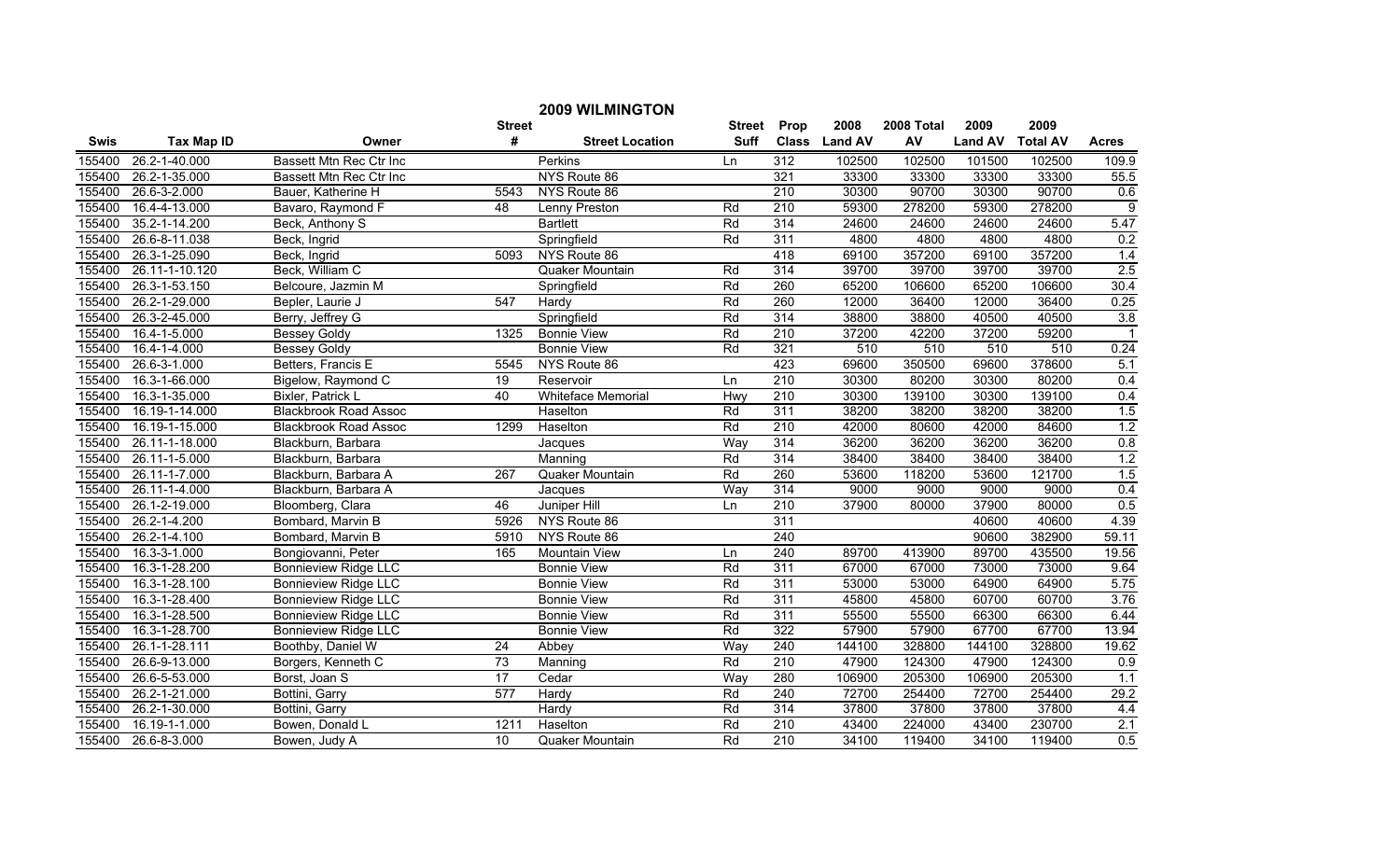## 2009 WILMINGTON

| Swis | Tax Map ID | Owner | Street # | Street Location | Street Suff | Prop Class | 2008 Land AV | 2008 Total AV | 2009 Land AV | 2009 Total AV | Acres |
|---|---|---|---|---|---|---|---|---|---|---|---|
| 155400 | 26.2-1-40.000 | Bassett Mtn Rec Ctr Inc | | Perkins | Ln | 312 | 102500 | 102500 | 101500 | 102500 | 109.9 |
| 155400 | 26.2-1-35.000 | Bassett Mtn Rec Ctr Inc | | NYS Route 86 | | 321 | 33300 | 33300 | 33300 | 33300 | 55.5 |
| 155400 | 26.6-3-2.000 | Bauer, Katherine H | 5543 | NYS Route 86 | | 210 | 30300 | 90700 | 30300 | 90700 | 0.6 |
| 155400 | 16.4-4-13.000 | Bavaro, Raymond F | 48 | Lenny Preston | Rd | 210 | 59300 | 278200 | 59300 | 278200 | 9 |
| 155400 | 35.2-1-14.200 | Beck, Anthony S | | Bartlett | Rd | 314 | 24600 | 24600 | 24600 | 24600 | 5.47 |
| 155400 | 26.6-8-11.038 | Beck, Ingrid | | Springfield | Rd | 311 | 4800 | 4800 | 4800 | 4800 | 0.2 |
| 155400 | 26.3-1-25.090 | Beck, Ingrid | 5093 | NYS Route 86 | | 418 | 69100 | 357200 | 69100 | 357200 | 1.4 |
| 155400 | 26.11-1-10.120 | Beck, William C | | Quaker Mountain | Rd | 314 | 39700 | 39700 | 39700 | 39700 | 2.5 |
| 155400 | 26.3-1-53.150 | Belcoure, Jazmin M | | Springfield | Rd | 260 | 65200 | 106600 | 65200 | 106600 | 30.4 |
| 155400 | 26.2-1-29.000 | Bepler, Laurie J | 547 | Hardy | Rd | 260 | 12000 | 36400 | 12000 | 36400 | 0.25 |
| 155400 | 26.3-2-45.000 | Berry, Jeffrey G | | Springfield | Rd | 314 | 38800 | 38800 | 40500 | 40500 | 3.8 |
| 155400 | 16.4-1-5.000 | Bessey Goldy | 1325 | Bonnie View | Rd | 210 | 37200 | 42200 | 37200 | 59200 | 1 |
| 155400 | 16.4-1-4.000 | Bessey Goldy | | Bonnie View | Rd | 321 | 510 | 510 | 510 | 510 | 0.24 |
| 155400 | 26.6-3-1.000 | Betters, Francis E | 5545 | NYS Route 86 | | 423 | 69600 | 350500 | 69600 | 378600 | 5.1 |
| 155400 | 16.3-1-66.000 | Bigelow, Raymond C | 19 | Reservoir | Ln | 210 | 30300 | 80200 | 30300 | 80200 | 0.4 |
| 155400 | 16.3-1-35.000 | Bixler, Patrick L | 40 | Whiteface Memorial | Hwy | 210 | 30300 | 139100 | 30300 | 139100 | 0.4 |
| 155400 | 16.19-1-14.000 | Blackbrook Road Assoc | | Haselton | Rd | 311 | 38200 | 38200 | 38200 | 38200 | 1.5 |
| 155400 | 16.19-1-15.000 | Blackbrook Road Assoc | 1299 | Haselton | Rd | 210 | 42000 | 80600 | 42000 | 84600 | 1.2 |
| 155400 | 26.11-1-18.000 | Blackburn, Barbara | | Jacques | Way | 314 | 36200 | 36200 | 36200 | 36200 | 0.8 |
| 155400 | 26.11-1-5.000 | Blackburn, Barbara | | Manning | Rd | 314 | 38400 | 38400 | 38400 | 38400 | 1.2 |
| 155400 | 26.11-1-7.000 | Blackburn, Barbara A | 267 | Quaker Mountain | Rd | 260 | 53600 | 118200 | 53600 | 121700 | 1.5 |
| 155400 | 26.11-1-4.000 | Blackburn, Barbara A | | Jacques | Way | 314 | 9000 | 9000 | 9000 | 9000 | 0.4 |
| 155400 | 26.1-2-19.000 | Bloomberg, Clara | 46 | Juniper Hill | Ln | 210 | 37900 | 80000 | 37900 | 80000 | 0.5 |
| 155400 | 26.2-1-4.200 | Bombard, Marvin B | 5926 | NYS Route 86 | | 311 | | | 40600 | 40600 | 4.39 |
| 155400 | 26.2-1-4.100 | Bombard, Marvin B | 5910 | NYS Route 86 | | 240 | | | 90600 | 382900 | 59.11 |
| 155400 | 16.3-3-1.000 | Bongiovanni, Peter | 165 | Mountain View | Ln | 240 | 89700 | 413900 | 89700 | 435500 | 19.56 |
| 155400 | 16.3-1-28.200 | Bonnieview Ridge LLC | | Bonnie View | Rd | 311 | 67000 | 67000 | 73000 | 73000 | 9.64 |
| 155400 | 16.3-1-28.100 | Bonnieview Ridge LLC | | Bonnie View | Rd | 311 | 53000 | 53000 | 64900 | 64900 | 5.75 |
| 155400 | 16.3-1-28.400 | Bonnieview Ridge LLC | | Bonnie View | Rd | 311 | 45800 | 45800 | 60700 | 60700 | 3.76 |
| 155400 | 16.3-1-28.500 | Bonnieview Ridge LLC | | Bonnie View | Rd | 311 | 55500 | 55500 | 66300 | 66300 | 6.44 |
| 155400 | 16.3-1-28.700 | Bonnieview Ridge LLC | | Bonnie View | Rd | 322 | 57900 | 57900 | 67700 | 67700 | 13.94 |
| 155400 | 26.1-1-28.111 | Boothby, Daniel W | 24 | Abbey | Way | 240 | 144100 | 328800 | 144100 | 328800 | 19.62 |
| 155400 | 26.6-9-13.000 | Borgers, Kenneth C | 73 | Manning | Rd | 210 | 47900 | 124300 | 47900 | 124300 | 0.9 |
| 155400 | 26.6-5-53.000 | Borst, Joan S | 17 | Cedar | Way | 280 | 106900 | 205300 | 106900 | 205300 | 1.1 |
| 155400 | 26.2-1-21.000 | Bottini, Garry | 577 | Hardy | Rd | 240 | 72700 | 254400 | 72700 | 254400 | 29.2 |
| 155400 | 26.2-1-30.000 | Bottini, Garry | | Hardy | Rd | 314 | 37800 | 37800 | 37800 | 37800 | 4.4 |
| 155400 | 16.19-1-1.000 | Bowen, Donald L | 1211 | Haselton | Rd | 210 | 43400 | 224000 | 43400 | 230700 | 2.1 |
| 155400 | 26.6-8-3.000 | Bowen, Judy A | 10 | Quaker Mountain | Rd | 210 | 34100 | 119400 | 34100 | 119400 | 0.5 |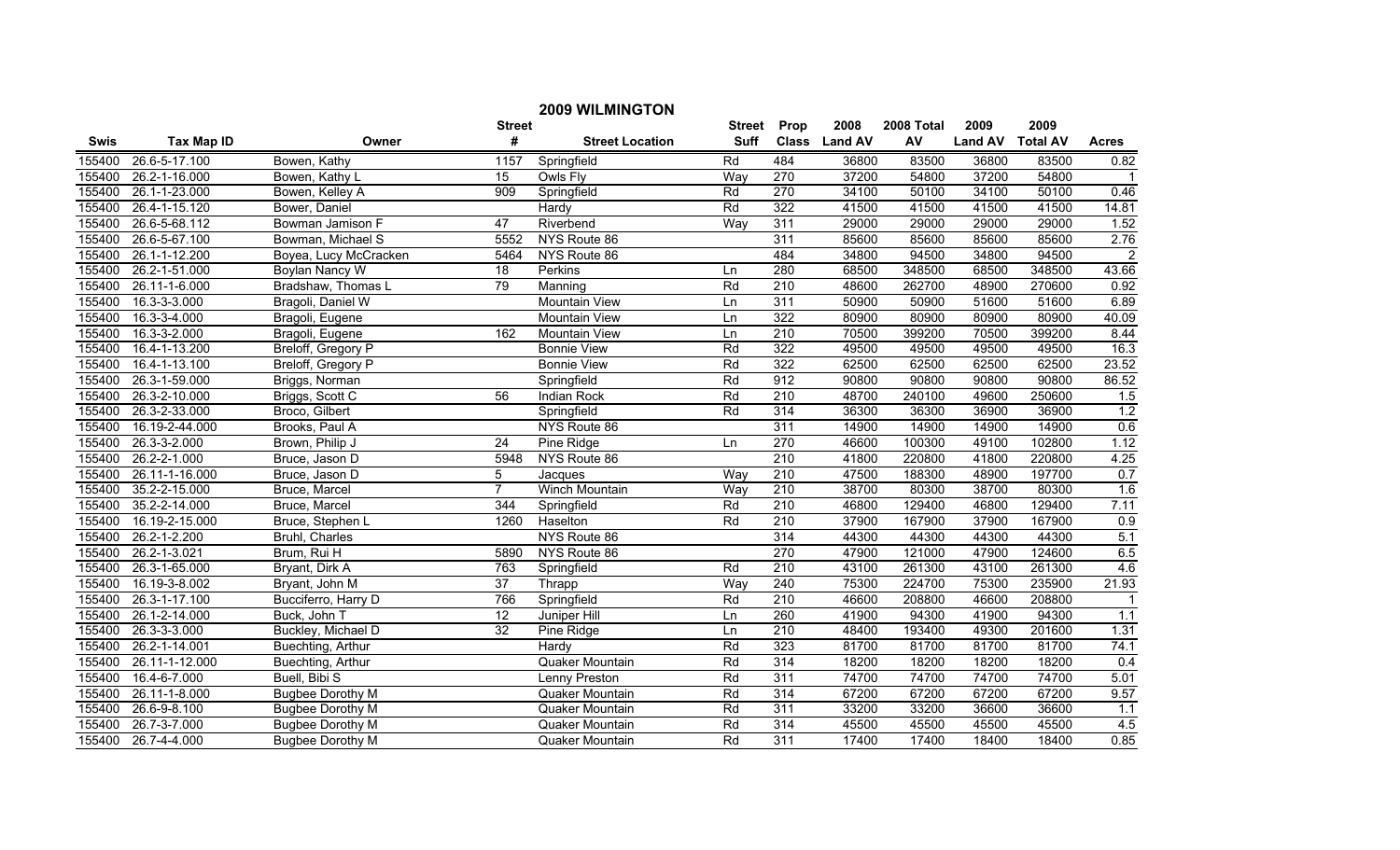# 2009 WILMINGTON

| Swis | Tax Map ID | Owner | Street # | Street Location | Street Suff | Prop Class | 2008 Land AV | 2008 Total AV | 2009 Land AV | 2009 Total AV | Acres |
|---|---|---|---|---|---|---|---|---|---|---|---|
| 155400 | 26.6-5-17.100 | Bowen, Kathy | 1157 | Springfield | Rd | 484 | 36800 | 83500 | 36800 | 83500 | 0.82 |
| 155400 | 26.2-1-16.000 | Bowen, Kathy L | 15 | Owls Fly | Way | 270 | 37200 | 54800 | 37200 | 54800 | 1 |
| 155400 | 26.1-1-23.000 | Bowen, Kelley A | 909 | Springfield | Rd | 270 | 34100 | 50100 | 34100 | 50100 | 0.46 |
| 155400 | 26.4-1-15.120 | Bower, Daniel | | Hardy | Rd | 322 | 41500 | 41500 | 41500 | 41500 | 14.81 |
| 155400 | 26.6-5-68.112 | Bowman Jamison F | 47 | Riverbend | Way | 311 | 29000 | 29000 | 29000 | 29000 | 1.52 |
| 155400 | 26.6-5-67.100 | Bowman, Michael S | 5552 | NYS Route 86 | | 311 | 85600 | 85600 | 85600 | 85600 | 2.76 |
| 155400 | 26.1-1-12.200 | Boyea, Lucy McCracken | 5464 | NYS Route 86 | | 484 | 34800 | 94500 | 34800 | 94500 | 2 |
| 155400 | 26.2-1-51.000 | Boylan Nancy W | 18 | Perkins | Ln | 280 | 68500 | 348500 | 68500 | 348500 | 43.66 |
| 155400 | 26.11-1-6.000 | Bradshaw, Thomas L | 79 | Manning | Rd | 210 | 48600 | 262700 | 48900 | 270600 | 0.92 |
| 155400 | 16.3-3-3.000 | Bragoli, Daniel W | | Mountain View | Ln | 311 | 50900 | 50900 | 51600 | 51600 | 6.89 |
| 155400 | 16.3-3-4.000 | Bragoli, Eugene | | Mountain View | Ln | 322 | 80900 | 80900 | 80900 | 80900 | 40.09 |
| 155400 | 16.3-3-2.000 | Bragoli, Eugene | 162 | Mountain View | Ln | 210 | 70500 | 399200 | 70500 | 399200 | 8.44 |
| 155400 | 16.4-1-13.200 | Breloff, Gregory P | | Bonnie View | Rd | 322 | 49500 | 49500 | 49500 | 49500 | 16.3 |
| 155400 | 16.4-1-13.100 | Breloff, Gregory P | | Bonnie View | Rd | 322 | 62500 | 62500 | 62500 | 62500 | 23.52 |
| 155400 | 26.3-1-59.000 | Briggs, Norman | | Springfield | Rd | 912 | 90800 | 90800 | 90800 | 90800 | 86.52 |
| 155400 | 26.3-2-10.000 | Briggs, Scott C | 56 | Indian Rock | Rd | 210 | 48700 | 240100 | 49600 | 250600 | 1.5 |
| 155400 | 26.3-2-33.000 | Broco, Gilbert | | Springfield | Rd | 314 | 36300 | 36300 | 36900 | 36900 | 1.2 |
| 155400 | 16.19-2-44.000 | Brooks, Paul A | | NYS Route 86 | | 311 | 14900 | 14900 | 14900 | 14900 | 0.6 |
| 155400 | 26.3-3-2.000 | Brown, Philip J | 24 | Pine Ridge | Ln | 270 | 46600 | 100300 | 49100 | 102800 | 1.12 |
| 155400 | 26.2-2-1.000 | Bruce, Jason D | 5948 | NYS Route 86 | | 210 | 41800 | 220800 | 41800 | 220800 | 4.25 |
| 155400 | 26.11-1-16.000 | Bruce, Jason D | 5 | Jacques | Way | 210 | 47500 | 188300 | 48900 | 197700 | 0.7 |
| 155400 | 35.2-2-15.000 | Bruce, Marcel | 7 | Winch Mountain | Way | 210 | 38700 | 80300 | 38700 | 80300 | 1.6 |
| 155400 | 35.2-2-14.000 | Bruce, Marcel | 344 | Springfield | Rd | 210 | 46800 | 129400 | 46800 | 129400 | 7.11 |
| 155400 | 16.19-2-15.000 | Bruce, Stephen L | 1260 | Haselton | Rd | 210 | 37900 | 167900 | 37900 | 167900 | 0.9 |
| 155400 | 26.2-1-2.200 | Bruhl, Charles | | NYS Route 86 | | 314 | 44300 | 44300 | 44300 | 44300 | 5.1 |
| 155400 | 26.2-1-3.021 | Brum, Rui H | 5890 | NYS Route 86 | | 270 | 47900 | 121000 | 47900 | 124600 | 6.5 |
| 155400 | 26.3-1-65.000 | Bryant, Dirk A | 763 | Springfield | Rd | 210 | 43100 | 261300 | 43100 | 261300 | 4.6 |
| 155400 | 16.19-3-8.002 | Bryant, John M | 37 | Thrapp | Way | 240 | 75300 | 224700 | 75300 | 235900 | 21.93 |
| 155400 | 26.3-1-17.100 | Bucciferro, Harry D | 766 | Springfield | Rd | 210 | 46600 | 208800 | 46600 | 208800 | 1 |
| 155400 | 26.1-2-14.000 | Buck, John T | 12 | Juniper Hill | Ln | 260 | 41900 | 94300 | 41900 | 94300 | 1.1 |
| 155400 | 26.3-3-3.000 | Buckley, Michael D | 32 | Pine Ridge | Ln | 210 | 48400 | 193400 | 49300 | 201600 | 1.31 |
| 155400 | 26.2-1-14.001 | Buechting, Arthur | | Hardy | Rd | 323 | 81700 | 81700 | 81700 | 81700 | 74.1 |
| 155400 | 26.11-1-12.000 | Buechting, Arthur | | Quaker Mountain | Rd | 314 | 18200 | 18200 | 18200 | 18200 | 0.4 |
| 155400 | 16.4-6-7.000 | Buell, Bibi S | | Lenny Preston | Rd | 311 | 74700 | 74700 | 74700 | 74700 | 5.01 |
| 155400 | 26.11-1-8.000 | Bugbee Dorothy M | | Quaker Mountain | Rd | 314 | 67200 | 67200 | 67200 | 67200 | 9.57 |
| 155400 | 26.6-9-8.100 | Bugbee Dorothy M | | Quaker Mountain | Rd | 311 | 33200 | 33200 | 36600 | 36600 | 1.1 |
| 155400 | 26.7-3-7.000 | Bugbee Dorothy M | | Quaker Mountain | Rd | 314 | 45500 | 45500 | 45500 | 45500 | 4.5 |
| 155400 | 26.7-4-4.000 | Bugbee Dorothy M | | Quaker Mountain | Rd | 311 | 17400 | 17400 | 18400 | 18400 | 0.85 |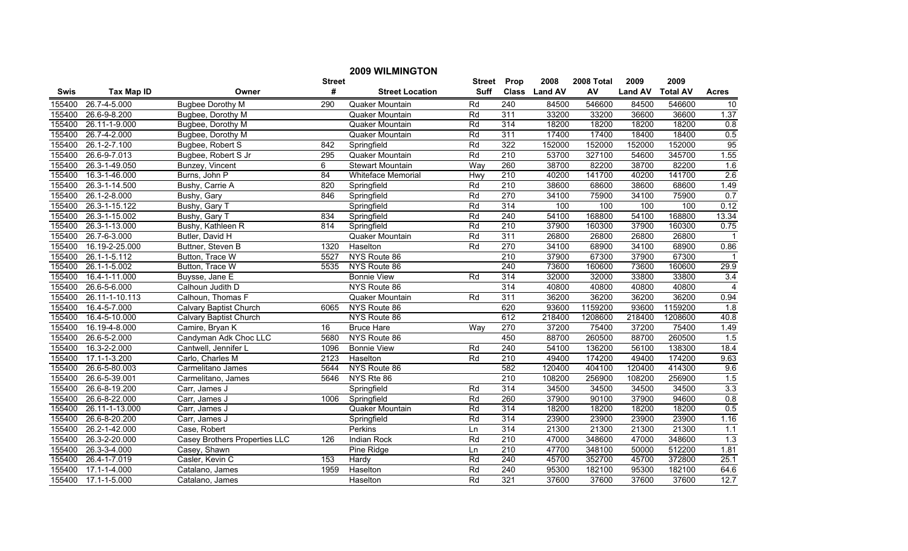## 2009 WILMINGTON

| Swis | Tax Map ID | Owner | Street # | Street Location | Street Suff | Prop Class | 2008 Land AV | 2008 Total AV | 2009 Land AV | 2009 Total AV | Acres |
|---|---|---|---|---|---|---|---|---|---|---|---|
| 155400 | 26.7-4-5.000 | Bugbee Dorothy M | 290 | Quaker Mountain | Rd | 240 | 84500 | 546600 | 84500 | 546600 | 10 |
| 155400 | 26.6-9-8.200 | Bugbee, Dorothy M | | Quaker Mountain | Rd | 311 | 33200 | 33200 | 36600 | 36600 | 1.37 |
| 155400 | 26.11-1-9.000 | Bugbee, Dorothy M | | Quaker Mountain | Rd | 314 | 18200 | 18200 | 18200 | 18200 | 0.8 |
| 155400 | 26.7-4-2.000 | Bugbee, Dorothy M | | Quaker Mountain | Rd | 311 | 17400 | 17400 | 18400 | 18400 | 0.5 |
| 155400 | 26.1-2-7.100 | Bugbee, Robert S | 842 | Springfield | Rd | 322 | 152000 | 152000 | 152000 | 152000 | 95 |
| 155400 | 26.6-9-7.013 | Bugbee, Robert S Jr | 295 | Quaker Mountain | Rd | 210 | 53700 | 327100 | 54600 | 345700 | 1.55 |
| 155400 | 26.3-1-49.050 | Bunzey, Vincent | 6 | Stewart Mountain | Way | 260 | 38700 | 82200 | 38700 | 82200 | 1.6 |
| 155400 | 16.3-1-46.000 | Burns, John P | 84 | Whiteface Memorial | Hwy | 210 | 40200 | 141700 | 40200 | 141700 | 2.6 |
| 155400 | 26.3-1-14.500 | Bushy, Carrie A | 820 | Springfield | Rd | 210 | 38600 | 68600 | 38600 | 68600 | 1.49 |
| 155400 | 26.1-2-8.000 | Bushy, Gary | 846 | Springfield | Rd | 270 | 34100 | 75900 | 34100 | 75900 | 0.7 |
| 155400 | 26.3-1-15.122 | Bushy, Gary T | | Springfield | Rd | 314 | 100 | 100 | 100 | 100 | 0.12 |
| 155400 | 26.3-1-15.002 | Bushy, Gary T | 834 | Springfield | Rd | 240 | 54100 | 168800 | 54100 | 168800 | 13.34 |
| 155400 | 26.3-1-13.000 | Bushy, Kathleen R | 814 | Springfield | Rd | 210 | 37900 | 160300 | 37900 | 160300 | 0.75 |
| 155400 | 26.7-6-3.000 | Butler, David H | | Quaker Mountain | Rd | 311 | 26800 | 26800 | 26800 | 26800 | 1 |
| 155400 | 16.19-2-25.000 | Buttner, Steven B | 1320 | Haselton | Rd | 270 | 34100 | 68900 | 34100 | 68900 | 0.86 |
| 155400 | 26.1-1-5.112 | Button, Trace W | 5527 | NYS Route 86 | | 210 | 37900 | 67300 | 37900 | 67300 | 1 |
| 155400 | 26.1-1-5.002 | Button, Trace W | 5535 | NYS Route 86 | | 240 | 73600 | 160600 | 73600 | 160600 | 29.9 |
| 155400 | 16.4-1-11.000 | Buysse, Jane E | | Bonnie View | Rd | 314 | 32000 | 32000 | 33800 | 33800 | 3.4 |
| 155400 | 26.6-5-6.000 | Calhoun Judith D | | NYS Route 86 | | 314 | 40800 | 40800 | 40800 | 40800 | 4 |
| 155400 | 26.11-1-10.113 | Calhoun, Thomas F | | Quaker Mountain | Rd | 311 | 36200 | 36200 | 36200 | 36200 | 0.94 |
| 155400 | 16.4-5-7.000 | Calvary Baptist Church | 6065 | NYS Route 86 | | 620 | 93600 | 1159200 | 93600 | 1159200 | 1.8 |
| 155400 | 16.4-5-10.000 | Calvary Baptist Church | | NYS Route 86 | | 612 | 218400 | 1208600 | 218400 | 1208600 | 40.8 |
| 155400 | 16.19-4-8.000 | Camire, Bryan K | 16 | Bruce Hare | Way | 270 | 37200 | 75400 | 37200 | 75400 | 1.49 |
| 155400 | 26.6-5-2.000 | Candyman Adk Choc LLC | 5680 | NYS Route 86 | | 450 | 88700 | 260500 | 88700 | 260500 | 1.5 |
| 155400 | 16.3-2-2.000 | Cantwell, Jennifer L | 1096 | Bonnie View | Rd | 240 | 54100 | 136200 | 56100 | 138300 | 18.4 |
| 155400 | 17.1-1-3.200 | Carlo, Charles M | 2123 | Haselton | Rd | 210 | 49400 | 174200 | 49400 | 174200 | 9.63 |
| 155400 | 26.6-5-80.003 | Carmelitano James | 5644 | NYS Route 86 | | 582 | 120400 | 404100 | 120400 | 414300 | 9.6 |
| 155400 | 26.6-5-39.001 | Carmelitano, James | 5646 | NYS Rte 86 | | 210 | 108200 | 256900 | 108200 | 256900 | 1.5 |
| 155400 | 26.6-8-19.200 | Carr, James J | | Springfield | Rd | 314 | 34500 | 34500 | 34500 | 34500 | 3.3 |
| 155400 | 26.6-8-22.000 | Carr, James J | 1006 | Springfield | Rd | 260 | 37900 | 90100 | 37900 | 94600 | 0.8 |
| 155400 | 26.11-1-13.000 | Carr, James J | | Quaker Mountain | Rd | 314 | 18200 | 18200 | 18200 | 18200 | 0.5 |
| 155400 | 26.6-8-20.200 | Carr, James J | | Springfield | Rd | 314 | 23900 | 23900 | 23900 | 23900 | 1.16 |
| 155400 | 26.2-1-42.000 | Case, Robert | | Perkins | Ln | 314 | 21300 | 21300 | 21300 | 21300 | 1.1 |
| 155400 | 26.3-2-20.000 | Casey Brothers Properties LLC | 126 | Indian Rock | Rd | 210 | 47000 | 348600 | 47000 | 348600 | 1.3 |
| 155400 | 26.3-3-4.000 | Casey, Shawn | | Pine Ridge | Ln | 210 | 47700 | 348100 | 50000 | 512200 | 1.81 |
| 155400 | 26.4-1-7.019 | Casler, Kevin C | 153 | Hardy | Rd | 240 | 45700 | 352700 | 45700 | 372800 | 25.1 |
| 155400 | 17.1-1-4.000 | Catalano, James | 1959 | Haselton | Rd | 240 | 95300 | 182100 | 95300 | 182100 | 64.6 |
| 155400 | 17.1-1-5.000 | Catalano, James | | Haselton | Rd | 321 | 37600 | 37600 | 37600 | 37600 | 12.7 |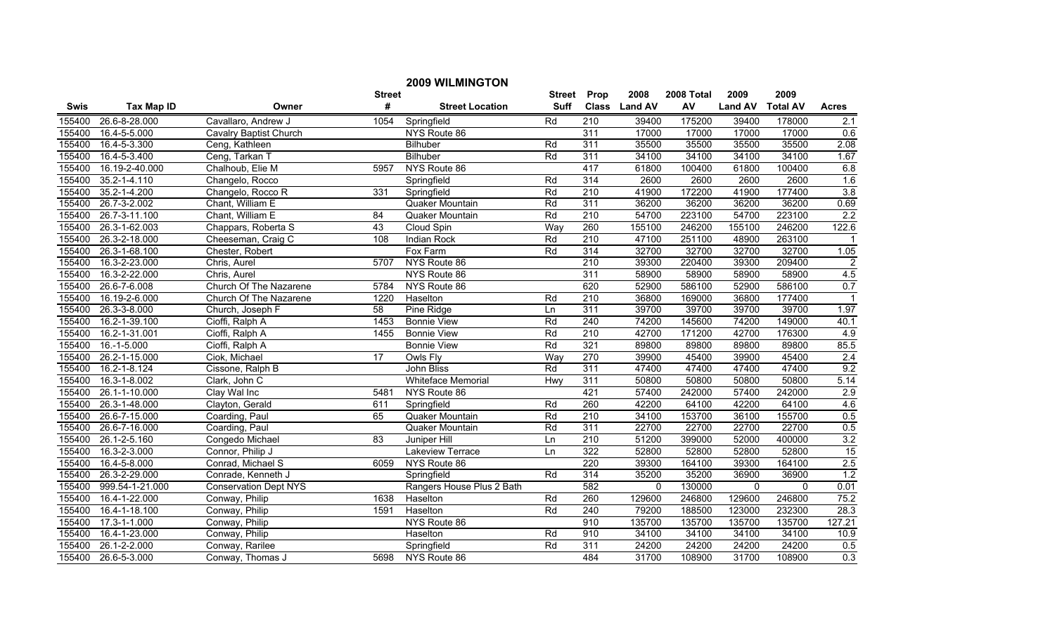# 2009 WILMINGTON

| Swis | Tax Map ID | Owner | Street # | Street Location | Street Suff | Prop Class | 2008 Land AV | 2008 Total AV | 2009 Land AV | 2009 Total AV | Acres |
|---|---|---|---|---|---|---|---|---|---|---|---|
| 155400 | 26.6-8-28.000 | Cavallaro, Andrew J | 1054 | Springfield | Rd | 210 | 39400 | 175200 | 39400 | 178000 | 2.1 |
| 155400 | 16.4-5-5.000 | Cavalry Baptist Church | | NYS Route 86 | | 311 | 17000 | 17000 | 17000 | 17000 | 0.6 |
| 155400 | 16.4-5-3.300 | Ceng, Kathleen | | Bilhuber | Rd | 311 | 35500 | 35500 | 35500 | 35500 | 2.08 |
| 155400 | 16.4-5-3.400 | Ceng, Tarkan T | | Bilhuber | Rd | 311 | 34100 | 34100 | 34100 | 34100 | 1.67 |
| 155400 | 16.19-2-40.000 | Chalhoub, Elie M | 5957 | NYS Route 86 | | 417 | 61800 | 100400 | 61800 | 100400 | 6.8 |
| 155400 | 35.2-1-4.110 | Changelo, Rocco | | Springfield | Rd | 314 | 2600 | 2600 | 2600 | 2600 | 1.6 |
| 155400 | 35.2-1-4.200 | Changelo, Rocco R | 331 | Springfield | Rd | 210 | 41900 | 172200 | 41900 | 177400 | 3.8 |
| 155400 | 26.7-3-2.002 | Chant, William E | | Quaker Mountain | Rd | 311 | 36200 | 36200 | 36200 | 36200 | 0.69 |
| 155400 | 26.7-3-11.100 | Chant, William E | 84 | Quaker Mountain | Rd | 210 | 54700 | 223100 | 54700 | 223100 | 2.2 |
| 155400 | 26.3-1-62.003 | Chappars, Roberta S | 43 | Cloud Spin | Way | 260 | 155100 | 246200 | 155100 | 246200 | 122.6 |
| 155400 | 26.3-2-18.000 | Cheeseman, Craig C | 108 | Indian Rock | Rd | 210 | 47100 | 251100 | 48900 | 263100 | 1 |
| 155400 | 26.3-1-68.100 | Chester, Robert | | Fox Farm | Rd | 314 | 32700 | 32700 | 32700 | 32700 | 1.05 |
| 155400 | 16.3-2-23.000 | Chris, Aurel | 5707 | NYS Route 86 | | 210 | 39300 | 220400 | 39300 | 209400 | 2 |
| 155400 | 16.3-2-22.000 | Chris, Aurel | | NYS Route 86 | | 311 | 58900 | 58900 | 58900 | 58900 | 4.5 |
| 155400 | 26.6-7-6.008 | Church Of The Nazarene | 5784 | NYS Route 86 | | 620 | 52900 | 586100 | 52900 | 586100 | 0.7 |
| 155400 | 16.19-2-6.000 | Church Of The Nazarene | 1220 | Haselton | Rd | 210 | 36800 | 169000 | 36800 | 177400 | 1 |
| 155400 | 26.3-3-8.000 | Church, Joseph F | 58 | Pine Ridge | Ln | 311 | 39700 | 39700 | 39700 | 39700 | 1.97 |
| 155400 | 16.2-1-39.100 | Cioffi, Ralph A | 1453 | Bonnie View | Rd | 240 | 74200 | 145600 | 74200 | 149000 | 40.1 |
| 155400 | 16.2-1-31.001 | Cioffi, Ralph A | 1455 | Bonnie View | Rd | 210 | 42700 | 171200 | 42700 | 176300 | 4.9 |
| 155400 | 16.-1-5.000 | Cioffi, Ralph A | | Bonnie View | Rd | 321 | 89800 | 89800 | 89800 | 89800 | 85.5 |
| 155400 | 26.2-1-15.000 | Ciok, Michael | 17 | Owls Fly | Way | 270 | 39900 | 45400 | 39900 | 45400 | 2.4 |
| 155400 | 16.2-1-8.124 | Cissone, Ralph B | | John Bliss | Rd | 311 | 47400 | 47400 | 47400 | 47400 | 9.2 |
| 155400 | 16.3-1-8.002 | Clark, John C | | Whiteface Memorial | Hwy | 311 | 50800 | 50800 | 50800 | 50800 | 5.14 |
| 155400 | 26.1-1-10.000 | Clay Wal Inc | 5481 | NYS Route 86 | | 421 | 57400 | 242000 | 57400 | 242000 | 2.9 |
| 155400 | 26.3-1-48.000 | Clayton, Gerald | 611 | Springfield | Rd | 260 | 42200 | 64100 | 42200 | 64100 | 4.6 |
| 155400 | 26.6-7-15.000 | Coarding, Paul | 65 | Quaker Mountain | Rd | 210 | 34100 | 153700 | 36100 | 155700 | 0.5 |
| 155400 | 26.6-7-16.000 | Coarding, Paul | | Quaker Mountain | Rd | 311 | 22700 | 22700 | 22700 | 22700 | 0.5 |
| 155400 | 26.1-2-5.160 | Congedo Michael | 83 | Juniper Hill | Ln | 210 | 51200 | 399000 | 52000 | 400000 | 3.2 |
| 155400 | 16.3-2-3.000 | Connor, Philip J | | Lakeview Terrace | Ln | 322 | 52800 | 52800 | 52800 | 52800 | 15 |
| 155400 | 16.4-5-8.000 | Conrad, Michael S | 6059 | NYS Route 86 | | 220 | 39300 | 164100 | 39300 | 164100 | 2.5 |
| 155400 | 26.3-2-29.000 | Conrade, Kenneth J | | Springfield | Rd | 314 | 35200 | 35200 | 36900 | 36900 | 1.2 |
| 155400 | 999.54-1-21.000 | Conservation Dept NYS | | Rangers House Plus 2 Bath | | 582 | 0 | 130000 | 0 | 0 | 0.01 |
| 155400 | 16.4-1-22.000 | Conway, Philip | 1638 | Haselton | Rd | 260 | 129600 | 246800 | 129600 | 246800 | 75.2 |
| 155400 | 16.4-1-18.100 | Conway, Philip | 1591 | Haselton | Rd | 240 | 79200 | 188500 | 123000 | 232300 | 28.3 |
| 155400 | 17.3-1-1.000 | Conway, Philip | | NYS Route 86 | | 910 | 135700 | 135700 | 135700 | 135700 | 127.21 |
| 155400 | 16.4-1-23.000 | Conway, Philip | | Haselton | Rd | 910 | 34100 | 34100 | 34100 | 34100 | 10.9 |
| 155400 | 26.1-2-2.000 | Conway, Rarilee | | Springfield | Rd | 311 | 24200 | 24200 | 24200 | 24200 | 0.5 |
| 155400 | 26.6-5-3.000 | Conway, Thomas J | 5698 | NYS Route 86 | | 484 | 31700 | 108900 | 31700 | 108900 | 0.3 |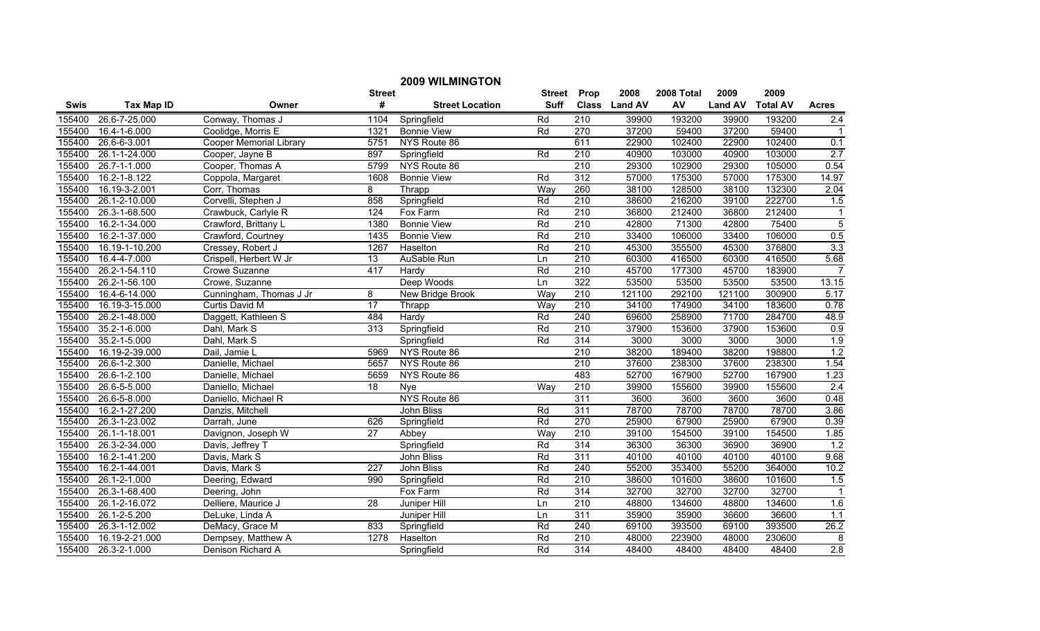# 2009 WILMINGTON

| Swis | Tax Map ID | Owner | Street # | Street Location | Street Suff | Prop Class | 2008 Land AV | 2008 Total AV | 2009 Land AV | 2009 Total AV | Acres |
|---|---|---|---|---|---|---|---|---|---|---|---|
| 155400 | 26.6-7-25.000 | Conway, Thomas J | 1104 | Springfield | Rd | 210 | 39900 | 193200 | 39900 | 193200 | 2.4 |
| 155400 | 16.4-1-6.000 | Coolidge, Morris E | 1321 | Bonnie View | Rd | 270 | 37200 | 59400 | 37200 | 59400 | 1 |
| 155400 | 26.6-6-3.001 | Cooper Memorial Library | 5751 | NYS Route 86 | | 611 | 22900 | 102400 | 22900 | 102400 | 0.1 |
| 155400 | 26.1-1-24.000 | Cooper, Jayne B | 897 | Springfield | Rd | 210 | 40900 | 103000 | 40900 | 103000 | 2.7 |
| 155400 | 26.7-1-1.000 | Cooper, Thomas A | 5799 | NYS Route 86 | | 210 | 29300 | 102900 | 29300 | 105000 | 0.54 |
| 155400 | 16.2-1-8.122 | Coppola, Margaret | 1608 | Bonnie View | Rd | 312 | 57000 | 175300 | 57000 | 175300 | 14.97 |
| 155400 | 16.19-3-2.001 | Corr, Thomas | 8 | Thrapp | Way | 260 | 38100 | 128500 | 38100 | 132300 | 2.04 |
| 155400 | 26.1-2-10.000 | Corvelli, Stephen J | 858 | Springfield | Rd | 210 | 38600 | 216200 | 39100 | 222700 | 1.5 |
| 155400 | 26.3-1-68.500 | Crawbuck, Carlyle R | 124 | Fox Farm | Rd | 210 | 36800 | 212400 | 36800 | 212400 | 1 |
| 155400 | 16.2-1-34.000 | Crawford, Brittany L | 1380 | Bonnie View | Rd | 210 | 42800 | 71300 | 42800 | 75400 | 5 |
| 155400 | 16.2-1-37.000 | Crawford, Courtney | 1435 | Bonnie View | Rd | 210 | 33400 | 106000 | 33400 | 106000 | 0.5 |
| 155400 | 16.19-1-10.200 | Cressey, Robert J | 1267 | Haselton | Rd | 210 | 45300 | 355500 | 45300 | 376800 | 3.3 |
| 155400 | 16.4-4-7.000 | Crispell, Herbert W Jr | 13 | AuSable Run | Ln | 210 | 60300 | 416500 | 60300 | 416500 | 5.68 |
| 155400 | 26.2-1-54.110 | Crowe Suzanne | 417 | Hardy | Rd | 210 | 45700 | 177300 | 45700 | 183900 | 7 |
| 155400 | 26.2-1-56.100 | Crowe, Suzanne | | Deep Woods | Ln | 322 | 53500 | 53500 | 53500 | 53500 | 13.15 |
| 155400 | 16.4-6-14.000 | Cunningham, Thomas J Jr | 8 | New Bridge Brook | Way | 210 | 121100 | 292100 | 121100 | 300900 | 5.17 |
| 155400 | 16.19-3-15.000 | Curtis David M | 17 | Thrapp | Way | 210 | 34100 | 174900 | 34100 | 183600 | 0.78 |
| 155400 | 26.2-1-48.000 | Daggett, Kathleen S | 484 | Hardy | Rd | 240 | 69600 | 258900 | 71700 | 284700 | 48.9 |
| 155400 | 35.2-1-6.000 | Dahl, Mark S | 313 | Springfield | Rd | 210 | 37900 | 153600 | 37900 | 153600 | 0.9 |
| 155400 | 35.2-1-5.000 | Dahl, Mark S | | Springfield | Rd | 314 | 3000 | 3000 | 3000 | 3000 | 1.9 |
| 155400 | 16.19-2-39.000 | Dail, Jamie L | 5969 | NYS Route 86 | | 210 | 38200 | 189400 | 38200 | 198800 | 1.2 |
| 155400 | 26.6-1-2.300 | Danielle, Michael | 5657 | NYS Route 86 | | 210 | 37600 | 238300 | 37600 | 238300 | 1.54 |
| 155400 | 26.6-1-2.100 | Danielle, Michael | 5659 | NYS Route 86 | | 483 | 52700 | 167900 | 52700 | 167900 | 1.23 |
| 155400 | 26.6-5-5.000 | Daniello, Michael | 18 | Nye | Way | 210 | 39900 | 155600 | 39900 | 155600 | 2.4 |
| 155400 | 26.6-5-8.000 | Daniello, Michael R | | NYS Route 86 | | 311 | 3600 | 3600 | 3600 | 3600 | 0.48 |
| 155400 | 16.2-1-27.200 | Danzis, Mitchell | | John Bliss | Rd | 311 | 78700 | 78700 | 78700 | 78700 | 3.86 |
| 155400 | 26.3-1-23.002 | Darrah, June | 626 | Springfield | Rd | 270 | 25900 | 67900 | 25900 | 67900 | 0.39 |
| 155400 | 26.1-1-18.001 | Davignon, Joseph W | 27 | Abbey | Way | 210 | 39100 | 154500 | 39100 | 154500 | 1.85 |
| 155400 | 26.3-2-34.000 | Davis, Jeffrey T | | Springfield | Rd | 314 | 36300 | 36300 | 36900 | 36900 | 1.2 |
| 155400 | 16.2-1-41.200 | Davis, Mark S | | John Bliss | Rd | 311 | 40100 | 40100 | 40100 | 40100 | 9.68 |
| 155400 | 16.2-1-44.001 | Davis, Mark S | 227 | John Bliss | Rd | 240 | 55200 | 353400 | 55200 | 364000 | 10.2 |
| 155400 | 26.1-2-1.000 | Deering, Edward | 990 | Springfield | Rd | 210 | 38600 | 101600 | 38600 | 101600 | 1.5 |
| 155400 | 26.3-1-68.400 | Deering, John | | Fox Farm | Rd | 314 | 32700 | 32700 | 32700 | 32700 | 1 |
| 155400 | 26.1-2-16.072 | Delliere, Maurice J | 28 | Juniper Hill | Ln | 210 | 48800 | 134600 | 48800 | 134600 | 1.6 |
| 155400 | 26.1-2-5.200 | DeLuke, Linda A | | Juniper Hill | Ln | 311 | 35900 | 35900 | 36600 | 36600 | 1.1 |
| 155400 | 26.3-1-12.002 | DeMacy, Grace M | 833 | Springfield | Rd | 240 | 69100 | 393500 | 69100 | 393500 | 26.2 |
| 155400 | 16.19-2-21.000 | Dempsey, Matthew A | 1278 | Haselton | Rd | 210 | 48000 | 223900 | 48000 | 230600 | 8 |
| 155400 | 26.3-2-1.000 | Denison Richard A | | Springfield | Rd | 314 | 48400 | 48400 | 48400 | 48400 | 2.8 |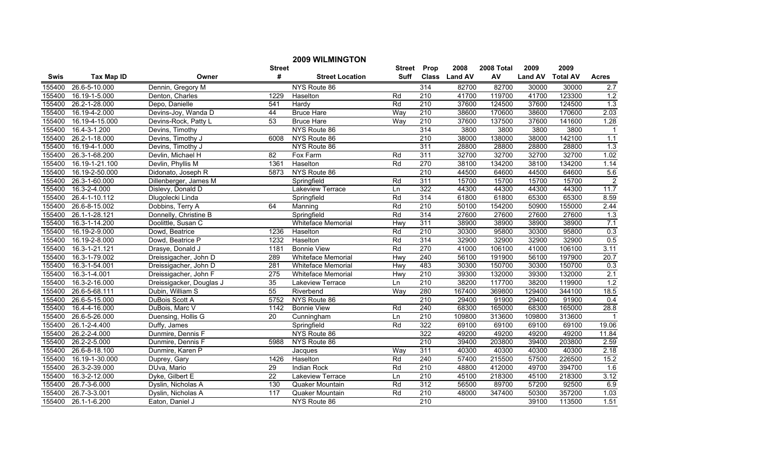# 2009 WILMINGTON

| Swis | Tax Map ID | Owner | Street # | Street Location | Street Suff | Prop Class | 2008 Land AV | 2008 Total AV | 2009 Land AV | 2009 Total AV | Acres |
|---|---|---|---|---|---|---|---|---|---|---|---|
| 155400 | 26.6-5-10.000 | Dennin, Gregory M | | NYS Route 86 | | 314 | 82700 | 82700 | 30000 | 30000 | 2.7 |
| 155400 | 16.19-1-5.000 | Denton, Charles | 1229 | Haselton | Rd | 210 | 41700 | 119700 | 41700 | 123300 | 1.2 |
| 155400 | 26.2-1-28.000 | Depo, Danielle | 541 | Hardy | Rd | 210 | 37600 | 124500 | 37600 | 124500 | 1.3 |
| 155400 | 16.19-4-2.000 | Devins-Joy, Wanda D | 44 | Bruce Hare | Way | 210 | 38600 | 170600 | 38600 | 170600 | 2.03 |
| 155400 | 16.19-4-15.000 | Devins-Rock, Patty L | 53 | Bruce Hare | Way | 210 | 37600 | 137500 | 37600 | 141600 | 1.28 |
| 155400 | 16.4-3-1.200 | Devins, Timothy | | NYS Route 86 | | 314 | 3800 | 3800 | 3800 | 3800 | 1 |
| 155400 | 26.2-1-18.000 | Devins, Timothy J | 6008 | NYS Route 86 | | 210 | 38000 | 138000 | 38000 | 142100 | 1.1 |
| 155400 | 16.19-4-1.000 | Devins, Timothy J | | NYS Route 86 | | 311 | 28800 | 28800 | 28800 | 28800 | 1.3 |
| 155400 | 26.3-1-68.200 | Devlin, Michael H | 82 | Fox Farm | Rd | 311 | 32700 | 32700 | 32700 | 32700 | 1.02 |
| 155400 | 16.19-1-21.100 | Devlin, Phyllis M | 1361 | Haselton | Rd | 270 | 38100 | 134200 | 38100 | 134200 | 1.14 |
| 155400 | 16.19-2-50.000 | Didonato, Joseph R | 5873 | NYS Route 86 | | 210 | 44500 | 64600 | 44500 | 64600 | 5.6 |
| 155400 | 26.3-1-60.000 | Dillenberger, James M | | Springfield | Rd | 311 | 15700 | 15700 | 15700 | 15700 | 2 |
| 155400 | 16.3-2-4.000 | Dislevy, Donald D | | Lakeview Terrace | Ln | 322 | 44300 | 44300 | 44300 | 44300 | 11.7 |
| 155400 | 26.4-1-10.112 | Dlugolecki Linda | | Springfield | Rd | 314 | 61800 | 61800 | 65300 | 65300 | 8.59 |
| 155400 | 26.6-8-15.002 | Dobbins, Terry A | 64 | Manning | Rd | 210 | 50100 | 154200 | 50900 | 155000 | 2.44 |
| 155400 | 26.1-1-28.121 | Donnelly, Christine B | | Springfield | Rd | 314 | 27600 | 27600 | 27600 | 27600 | 1.3 |
| 155400 | 16.3-1-14.200 | Doolittle, Susan C | | Whiteface Memorial | Hwy | 311 | 38900 | 38900 | 38900 | 38900 | 7.1 |
| 155400 | 16.19-2-9.000 | Dowd, Beatrice | 1236 | Haselton | Rd | 210 | 30300 | 95800 | 30300 | 95800 | 0.3 |
| 155400 | 16.19-2-8.000 | Dowd, Beatrice P | 1232 | Haselton | Rd | 314 | 32900 | 32900 | 32900 | 32900 | 0.5 |
| 155400 | 16.3-1-21.121 | Drasye, Donald J | 1181 | Bonnie View | Rd | 270 | 41000 | 106100 | 41000 | 106100 | 3.11 |
| 155400 | 16.3-1-79.002 | Dreissigacher, John D | 289 | Whiteface Memorial | Hwy | 240 | 56100 | 191900 | 56100 | 197900 | 20.7 |
| 155400 | 16.3-1-54.001 | Dreissigacher, John D | 281 | Whiteface Memorial | Hwy | 483 | 30300 | 150700 | 30300 | 150700 | 0.3 |
| 155400 | 16.3-1-4.001 | Dreissigacher, John F | 275 | Whiteface Memorial | Hwy | 210 | 39300 | 132000 | 39300 | 132000 | 2.1 |
| 155400 | 16.3-2-16.000 | Dreissigacker, Douglas J | 35 | Lakeview Terrace | Ln | 210 | 38200 | 117700 | 38200 | 119900 | 1.2 |
| 155400 | 26.6-5-68.111 | Dubin, William S | 55 | Riverbend | Way | 280 | 167400 | 369800 | 129400 | 344100 | 18.5 |
| 155400 | 26.6-5-15.000 | DuBois Scott A | 5752 | NYS Route 86 | | 210 | 29400 | 91900 | 29400 | 91900 | 0.4 |
| 155400 | 16.4-4-16.000 | DuBois, Marc V | 1142 | Bonnie View | Rd | 240 | 68300 | 165000 | 68300 | 165000 | 28.8 |
| 155400 | 26.6-5-26.000 | Duensing, Hollis G | 20 | Cunningham | Ln | 210 | 109800 | 313600 | 109800 | 313600 | 1 |
| 155400 | 26.1-2-4.400 | Duffy, James | | Springfield | Rd | 322 | 69100 | 69100 | 69100 | 69100 | 19.06 |
| 155400 | 26.2-2-4.000 | Dunmire, Dennis F | | NYS Route 86 | | 322 | 49200 | 49200 | 49200 | 49200 | 11.84 |
| 155400 | 26.2-2-5.000 | Dunmire, Dennis F | 5988 | NYS Route 86 | | 210 | 39400 | 203800 | 39400 | 203800 | 2.59 |
| 155400 | 26.6-8-18.100 | Dunmire, Karen P | | Jacques | Way | 311 | 40300 | 40300 | 40300 | 40300 | 2.18 |
| 155400 | 16.19-1-30.000 | Duprey, Gary | 1426 | Haselton | Rd | 240 | 57400 | 215500 | 57500 | 226500 | 15.2 |
| 155400 | 26.3-2-39.000 | DUva, Mario | 29 | Indian Rock | Rd | 210 | 48800 | 412000 | 49700 | 394700 | 1.6 |
| 155400 | 16.3-2-12.000 | Dyke, Gilbert E | 22 | Lakeview Terrace | Ln | 210 | 45100 | 218300 | 45100 | 218300 | 3.12 |
| 155400 | 26.7-3-6.000 | Dyslin, Nicholas A | 130 | Quaker Mountain | Rd | 312 | 56500 | 89700 | 57200 | 92500 | 6.9 |
| 155400 | 26.7-3-3.001 | Dyslin, Nicholas A | 117 | Quaker Mountain | Rd | 210 | 48000 | 347400 | 50300 | 357200 | 1.03 |
| 155400 | 26.1-1-6.200 | Eaton, Daniel J | | NYS Route 86 | | 210 | | | 39100 | 113500 | 1.51 |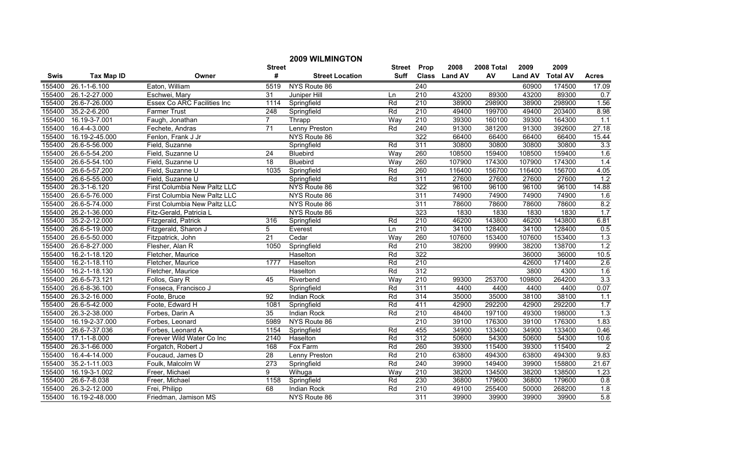# 2009 WILMINGTON

| Swis | Tax Map ID | Owner | Street # | Street Location | Street Suff | Prop Class | 2008 Land AV | 2008 Total AV | 2009 Land AV | 2009 Total AV | Acres |
|---|---|---|---|---|---|---|---|---|---|---|---|
| 155400 | 26.1-1-6.100 | Eaton, William | 5519 | NYS Route 86 | | 240 | | | 60900 | 174500 | 17.09 |
| 155400 | 26.1-2-27.000 | Eschwei, Mary | 31 | Juniper Hill | Ln | 210 | 43200 | 89300 | 43200 | 89300 | 0.7 |
| 155400 | 26.6-7-26.000 | Essex Co ARC Facilities Inc | 1114 | Springfield | Rd | 210 | 38900 | 298900 | 38900 | 298900 | 1.56 |
| 155400 | 35.2-2-6.200 | Farmer Trust | 248 | Springfield | Rd | 210 | 49400 | 199700 | 49400 | 203400 | 8.98 |
| 155400 | 16.19-3-7.001 | Faugh, Jonathan | 7 | Thrapp | Way | 210 | 39300 | 160100 | 39300 | 164300 | 1.1 |
| 155400 | 16.4-4-3.000 | Fechete, Andras | 71 | Lenny Preston | Rd | 240 | 91300 | 381200 | 91300 | 392600 | 27.18 |
| 155400 | 16.19-2-45.000 | Fenlon, Frank J Jr | | NYS Route 86 | | 322 | 66400 | 66400 | 66400 | 66400 | 15.44 |
| 155400 | 26.6-5-56.000 | Field, Suzanne | | Springfield | Rd | 311 | 30800 | 30800 | 30800 | 30800 | 3.3 |
| 155400 | 26.6-5-54.200 | Field, Suzanne U | 24 | Bluebird | Way | 260 | 108500 | 159400 | 108500 | 159400 | 1.6 |
| 155400 | 26.6-5-54.100 | Field, Suzanne U | 18 | Bluebird | Way | 260 | 107900 | 174300 | 107900 | 174300 | 1.4 |
| 155400 | 26.6-5-57.200 | Field, Suzanne U | 1035 | Springfield | Rd | 260 | 116400 | 156700 | 116400 | 156700 | 4.05 |
| 155400 | 26.6-5-55.000 | Field, Suzanne U | | Springfield | Rd | 311 | 27600 | 27600 | 27600 | 27600 | 1.2 |
| 155400 | 26.3-1-6.120 | First Columbia New Paltz LLC | | NYS Route 86 | | 322 | 96100 | 96100 | 96100 | 96100 | 14.88 |
| 155400 | 26.6-5-76.000 | First Columbia New Paltz LLC | | NYS Route 86 | | 311 | 74900 | 74900 | 74900 | 74900 | 1.6 |
| 155400 | 26.6-5-74.000 | First Columbia New Paltz LLC | | NYS Route 86 | | 311 | 78600 | 78600 | 78600 | 78600 | 8.2 |
| 155400 | 26.2-1-36.000 | Fitz-Gerald, Patricia L | | NYS Route 86 | | 323 | 1830 | 1830 | 1830 | 1830 | 1.7 |
| 155400 | 35.2-2-12.000 | Fitzgerald, Patrick | 316 | Springfield | Rd | 210 | 46200 | 143800 | 46200 | 143800 | 6.81 |
| 155400 | 26.6-5-19.000 | Fitzgerald, Sharon J | 5 | Everest | Ln | 210 | 34100 | 128400 | 34100 | 128400 | 0.5 |
| 155400 | 26.6-5-50.000 | Fitzpatrick, John | 21 | Cedar | Way | 260 | 107600 | 153400 | 107600 | 153400 | 1.3 |
| 155400 | 26.6-8-27.000 | Flesher, Alan R | 1050 | Springfield | Rd | 210 | 38200 | 99900 | 38200 | 138700 | 1.2 |
| 155400 | 16.2-1-18.120 | Fletcher, Maurice | | Haselton | Rd | 322 | | | 36000 | 36000 | 10.5 |
| 155400 | 16.2-1-18.110 | Fletcher, Maurice | 1777 | Haselton | Rd | 210 | | | 42600 | 171400 | 2.6 |
| 155400 | 16.2-1-18.130 | Fletcher, Maurice | | Haselton | Rd | 312 | | | 3800 | 4300 | 1.6 |
| 155400 | 26.6-5-73.121 | Follos, Gary R | 45 | Riverbend | Way | 210 | 99300 | 253700 | 109800 | 264200 | 3.3 |
| 155400 | 26.6-8-36.100 | Fonseca, Francisco J | | Springfield | Rd | 311 | 4400 | 4400 | 4400 | 4400 | 0.07 |
| 155400 | 26.3-2-16.000 | Foote, Bruce | 92 | Indian Rock | Rd | 314 | 35000 | 35000 | 38100 | 38100 | 1.1 |
| 155400 | 26.6-5-42.000 | Foote, Edward H | 1081 | Springfield | Rd | 411 | 42900 | 292200 | 42900 | 292200 | 1.7 |
| 155400 | 26.3-2-38.000 | Forbes, Darin A | 35 | Indian Rock | Rd | 210 | 48400 | 197100 | 49300 | 198000 | 1.3 |
| 155400 | 16.19-2-37.000 | Forbes, Leonard | 5989 | NYS Route 86 | | 210 | 39100 | 176300 | 39100 | 176300 | 1.83 |
| 155400 | 26.6-7-37.036 | Forbes, Leonard A | 1154 | Springfield | Rd | 455 | 34900 | 133400 | 34900 | 133400 | 0.46 |
| 155400 | 17.1-1-8.000 | Forever Wild Water Co Inc | 2140 | Haselton | Rd | 312 | 50600 | 54300 | 50600 | 54300 | 10.6 |
| 155400 | 26.3-1-66.000 | Forgatch, Robert J | 168 | Fox Farm | Rd | 260 | 39300 | 115400 | 39300 | 115400 | 2 |
| 155400 | 16.4-4-14.000 | Foucaud, James D | 28 | Lenny Preston | Rd | 210 | 63800 | 494300 | 63800 | 494300 | 9.83 |
| 155400 | 35.2-1-11.003 | Foulk, Malcolm W | 273 | Springfield | Rd | 240 | 39900 | 149400 | 39900 | 158800 | 21.67 |
| 155400 | 16.19-3-1.002 | Freer, Michael | 9 | Wihuga | Way | 210 | 38200 | 134500 | 38200 | 138500 | 1.23 |
| 155400 | 26.6-7-8.038 | Freer, Michael | 1158 | Springfield | Rd | 230 | 36800 | 179600 | 36800 | 179600 | 0.8 |
| 155400 | 26.3-2-12.000 | Frei, Philipp | 68 | Indian Rock | Rd | 210 | 49100 | 255400 | 50000 | 268200 | 1.8 |
| 155400 | 16.19-2-48.000 | Friedman, Jamison MS | | NYS Route 86 | | 311 | 39900 | 39900 | 39900 | 39900 | 5.8 |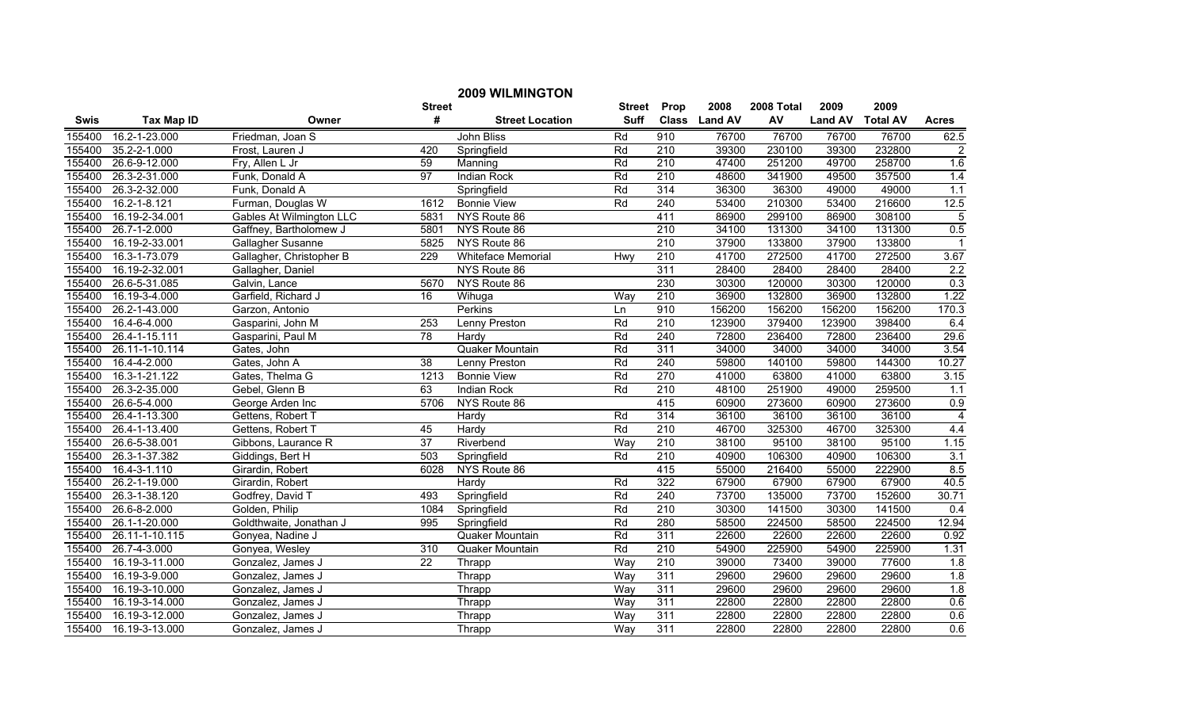# 2009 WILMINGTON

| Swis | Tax Map ID | Owner | Street # | Street Location | Street Suff | Prop Class | 2008 Land AV | 2008 Total AV | 2009 Land AV | 2009 Total AV | Acres |
|---|---|---|---|---|---|---|---|---|---|---|---|
| 155400 | 16.2-1-23.000 | Friedman, Joan S | | John Bliss | Rd | 910 | 76700 | 76700 | 76700 | 76700 | 62.5 |
| 155400 | 35.2-2-1.000 | Frost, Lauren J | 420 | Springfield | Rd | 210 | 39300 | 230100 | 39300 | 232800 | 2 |
| 155400 | 26.6-9-12.000 | Fry, Allen L Jr | 59 | Manning | Rd | 210 | 47400 | 251200 | 49700 | 258700 | 1.6 |
| 155400 | 26.3-2-31.000 | Funk, Donald A | 97 | Indian Rock | Rd | 210 | 48600 | 341900 | 49500 | 357500 | 1.4 |
| 155400 | 26.3-2-32.000 | Funk, Donald A | | Springfield | Rd | 314 | 36300 | 36300 | 49000 | 49000 | 1.1 |
| 155400 | 16.2-1-8.121 | Furman, Douglas W | 1612 | Bonnie View | Rd | 240 | 53400 | 210300 | 53400 | 216600 | 12.5 |
| 155400 | 16.19-2-34.001 | Gables At Wilmington LLC | 5831 | NYS Route 86 | | 411 | 86900 | 299100 | 86900 | 308100 | 5 |
| 155400 | 26.7-1-2.000 | Gaffney, Bartholomew J | 5801 | NYS Route 86 | | 210 | 34100 | 131300 | 34100 | 131300 | 0.5 |
| 155400 | 16.19-2-33.001 | Gallagher Susanne | 5825 | NYS Route 86 | | 210 | 37900 | 133800 | 37900 | 133800 | 1 |
| 155400 | 16.3-1-73.079 | Gallagher, Christopher B | 229 | Whiteface Memorial | Hwy | 210 | 41700 | 272500 | 41700 | 272500 | 3.67 |
| 155400 | 16.19-2-32.001 | Gallagher, Daniel | | NYS Route 86 | | 311 | 28400 | 28400 | 28400 | 28400 | 2.2 |
| 155400 | 26.6-5-31.085 | Galvin, Lance | 5670 | NYS Route 86 | | 230 | 30300 | 120000 | 30300 | 120000 | 0.3 |
| 155400 | 16.19-3-4.000 | Garfield, Richard J | 16 | Wihuga | Way | 210 | 36900 | 132800 | 36900 | 132800 | 1.22 |
| 155400 | 26.2-1-43.000 | Garzon, Antonio | | Perkins | Ln | 910 | 156200 | 156200 | 156200 | 156200 | 170.3 |
| 155400 | 16.4-6-4.000 | Gasparini, John M | 253 | Lenny Preston | Rd | 210 | 123900 | 379400 | 123900 | 398400 | 6.4 |
| 155400 | 26.4-1-15.111 | Gasparini, Paul M | 78 | Hardy | Rd | 240 | 72800 | 236400 | 72800 | 236400 | 29.6 |
| 155400 | 26.11-1-10.114 | Gates, John | | Quaker Mountain | Rd | 311 | 34000 | 34000 | 34000 | 34000 | 3.54 |
| 155400 | 16.4-4-2.000 | Gates, John A | 38 | Lenny Preston | Rd | 240 | 59800 | 140100 | 59800 | 144300 | 10.27 |
| 155400 | 16.3-1-21.122 | Gates, Thelma G | 1213 | Bonnie View | Rd | 270 | 41000 | 63800 | 41000 | 63800 | 3.15 |
| 155400 | 26.3-2-35.000 | Gebel, Glenn B | 63 | Indian Rock | Rd | 210 | 48100 | 251900 | 49000 | 259500 | 1.1 |
| 155400 | 26.6-5-4.000 | George Arden Inc | 5706 | NYS Route 86 | | 415 | 60900 | 273600 | 60900 | 273600 | 0.9 |
| 155400 | 26.4-1-13.300 | Gettens, Robert T | | Hardy | Rd | 314 | 36100 | 36100 | 36100 | 36100 | 4 |
| 155400 | 26.4-1-13.400 | Gettens, Robert T | 45 | Hardy | Rd | 210 | 46700 | 325300 | 46700 | 325300 | 4.4 |
| 155400 | 26.6-5-38.001 | Gibbons, Laurance R | 37 | Riverbend | Way | 210 | 38100 | 95100 | 38100 | 95100 | 1.15 |
| 155400 | 26.3-1-37.382 | Giddings, Bert H | 503 | Springfield | Rd | 210 | 40900 | 106300 | 40900 | 106300 | 3.1 |
| 155400 | 16.4-3-1.110 | Girardin, Robert | 6028 | NYS Route 86 | | 415 | 55000 | 216400 | 55000 | 222900 | 8.5 |
| 155400 | 26.2-1-19.000 | Girardin, Robert | | Hardy | Rd | 322 | 67900 | 67900 | 67900 | 67900 | 40.5 |
| 155400 | 26.3-1-38.120 | Godfrey, David T | 493 | Springfield | Rd | 240 | 73700 | 135000 | 73700 | 152600 | 30.71 |
| 155400 | 26.6-8-2.000 | Golden, Philip | 1084 | Springfield | Rd | 210 | 30300 | 141500 | 30300 | 141500 | 0.4 |
| 155400 | 26.1-1-20.000 | Goldthwaite, Jonathan J | 995 | Springfield | Rd | 280 | 58500 | 224500 | 58500 | 224500 | 12.94 |
| 155400 | 26.11-1-10.115 | Gonyea, Nadine J | | Quaker Mountain | Rd | 311 | 22600 | 22600 | 22600 | 22600 | 0.92 |
| 155400 | 26.7-4-3.000 | Gonyea, Wesley | 310 | Quaker Mountain | Rd | 210 | 54900 | 225900 | 54900 | 225900 | 1.31 |
| 155400 | 16.19-3-11.000 | Gonzalez, James J | 22 | Thrapp | Way | 210 | 39000 | 73400 | 39000 | 77600 | 1.8 |
| 155400 | 16.19-3-9.000 | Gonzalez, James J | | Thrapp | Way | 311 | 29600 | 29600 | 29600 | 29600 | 1.8 |
| 155400 | 16.19-3-10.000 | Gonzalez, James J | | Thrapp | Way | 311 | 29600 | 29600 | 29600 | 29600 | 1.8 |
| 155400 | 16.19-3-14.000 | Gonzalez, James J | | Thrapp | Way | 311 | 22800 | 22800 | 22800 | 22800 | 0.6 |
| 155400 | 16.19-3-12.000 | Gonzalez, James J | | Thrapp | Way | 311 | 22800 | 22800 | 22800 | 22800 | 0.6 |
| 155400 | 16.19-3-13.000 | Gonzalez, James J | | Thrapp | Way | 311 | 22800 | 22800 | 22800 | 22800 | 0.6 |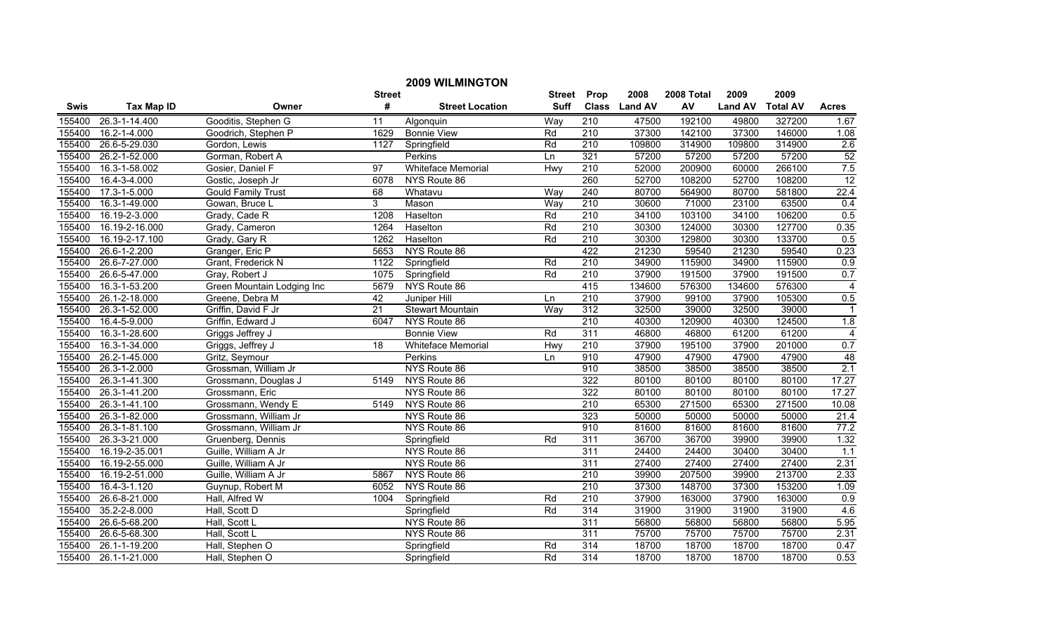## 2009 WILMINGTON

| Swis | Tax Map ID | Owner | Street # | Street Location | Street Suff | Prop Class | 2008 Land AV | 2008 Total AV | 2009 Land AV | 2009 Total AV | Acres |
|---|---|---|---|---|---|---|---|---|---|---|---|
| 155400 | 26.3-1-14.400 | Gooditis, Stephen G | 11 | Algonquin | Way | 210 | 47500 | 192100 | 49800 | 327200 | 1.67 |
| 155400 | 16.2-1-4.000 | Goodrich, Stephen P | 1629 | Bonnie View | Rd | 210 | 37300 | 142100 | 37300 | 146000 | 1.08 |
| 155400 | 26.6-5-29.030 | Gordon, Lewis | 1127 | Springfield | Rd | 210 | 109800 | 314900 | 109800 | 314900 | 2.6 |
| 155400 | 26.2-1-52.000 | Gorman, Robert A | | Perkins | Ln | 321 | 57200 | 57200 | 57200 | 57200 | 52 |
| 155400 | 16.3-1-58.002 | Gosier, Daniel F | 97 | Whiteface Memorial | Hwy | 210 | 52000 | 200900 | 60000 | 266100 | 7.5 |
| 155400 | 16.4-3-4.000 | Gostic, Joseph Jr | 6078 | NYS Route 86 | | 260 | 52700 | 108200 | 52700 | 108200 | 12 |
| 155400 | 17.3-1-5.000 | Gould Family Trust | 68 | Whatavu | Way | 240 | 80700 | 564900 | 80700 | 581800 | 22.4 |
| 155400 | 16.3-1-49.000 | Gowan, Bruce L | 3 | Mason | Way | 210 | 30600 | 71000 | 23100 | 63500 | 0.4 |
| 155400 | 16.19-2-3.000 | Grady, Cade R | 1208 | Haselton | Rd | 210 | 34100 | 103100 | 34100 | 106200 | 0.5 |
| 155400 | 16.19-2-16.000 | Grady, Cameron | 1264 | Haselton | Rd | 210 | 30300 | 124000 | 30300 | 127700 | 0.35 |
| 155400 | 16.19-2-17.100 | Grady, Gary R | 1262 | Haselton | Rd | 210 | 30300 | 129800 | 30300 | 133700 | 0.5 |
| 155400 | 26.6-1-2.200 | Granger, Eric P | 5653 | NYS Route 86 | | 422 | 21230 | 59540 | 21230 | 59540 | 0.23 |
| 155400 | 26.6-7-27.000 | Grant, Frederick N | 1122 | Springfield | Rd | 210 | 34900 | 115900 | 34900 | 115900 | 0.9 |
| 155400 | 26.6-5-47.000 | Gray, Robert J | 1075 | Springfield | Rd | 210 | 37900 | 191500 | 37900 | 191500 | 0.7 |
| 155400 | 16.3-1-53.200 | Green Mountain Lodging Inc | 5679 | NYS Route 86 | | 415 | 134600 | 576300 | 134600 | 576300 | 4 |
| 155400 | 26.1-2-18.000 | Greene, Debra M | 42 | Juniper Hill | Ln | 210 | 37900 | 99100 | 37900 | 105300 | 0.5 |
| 155400 | 26.3-1-52.000 | Griffin, David F Jr | 21 | Stewart Mountain | Way | 312 | 32500 | 39000 | 32500 | 39000 | 1 |
| 155400 | 16.4-5-9.000 | Griffin, Edward J | 6047 | NYS Route 86 | | 210 | 40300 | 120900 | 40300 | 124500 | 1.8 |
| 155400 | 16.3-1-28.600 | Griggs Jeffrey J | | Bonnie View | Rd | 311 | 46800 | 46800 | 61200 | 61200 | 4 |
| 155400 | 16.3-1-34.000 | Griggs, Jeffrey J | 18 | Whiteface Memorial | Hwy | 210 | 37900 | 195100 | 37900 | 201000 | 0.7 |
| 155400 | 26.2-1-45.000 | Gritz, Seymour | | Perkins | Ln | 910 | 47900 | 47900 | 47900 | 47900 | 48 |
| 155400 | 26.3-1-2.000 | Grossman, William Jr | | NYS Route 86 | | 910 | 38500 | 38500 | 38500 | 38500 | 2.1 |
| 155400 | 26.3-1-41.300 | Grossmann, Douglas J | 5149 | NYS Route 86 | | 322 | 80100 | 80100 | 80100 | 80100 | 17.27 |
| 155400 | 26.3-1-41.200 | Grossmann, Eric | | NYS Route 86 | | 322 | 80100 | 80100 | 80100 | 80100 | 17.27 |
| 155400 | 26.3-1-41.100 | Grossmann, Wendy E | 5149 | NYS Route 86 | | 210 | 65300 | 271500 | 65300 | 271500 | 10.08 |
| 155400 | 26.3-1-82.000 | Grossmann, William Jr | | NYS Route 86 | | 323 | 50000 | 50000 | 50000 | 50000 | 21.4 |
| 155400 | 26.3-1-81.100 | Grossmann, William Jr | | NYS Route 86 | | 910 | 81600 | 81600 | 81600 | 81600 | 77.2 |
| 155400 | 26.3-3-21.000 | Gruenberg, Dennis | | Springfield | Rd | 311 | 36700 | 36700 | 39900 | 39900 | 1.32 |
| 155400 | 16.19-2-35.001 | Guille, William A Jr | | NYS Route 86 | | 311 | 24400 | 24400 | 30400 | 30400 | 1.1 |
| 155400 | 16.19-2-55.000 | Guille, William A Jr | | NYS Route 86 | | 311 | 27400 | 27400 | 27400 | 27400 | 2.31 |
| 155400 | 16.19-2-51.000 | Guille, William A Jr | 5867 | NYS Route 86 | | 210 | 39900 | 207500 | 39900 | 213700 | 2.33 |
| 155400 | 16.4-3-1.120 | Guynup, Robert M | 6052 | NYS Route 86 | | 210 | 37300 | 148700 | 37300 | 153200 | 1.09 |
| 155400 | 26.6-8-21.000 | Hall, Alfred W | 1004 | Springfield | Rd | 210 | 37900 | 163000 | 37900 | 163000 | 0.9 |
| 155400 | 35.2-2-8.000 | Hall, Scott D | | Springfield | Rd | 314 | 31900 | 31900 | 31900 | 31900 | 4.6 |
| 155400 | 26.6-5-68.200 | Hall, Scott L | | NYS Route 86 | | 311 | 56800 | 56800 | 56800 | 56800 | 5.95 |
| 155400 | 26.6-5-68.300 | Hall, Scott L | | NYS Route 86 | | 311 | 75700 | 75700 | 75700 | 75700 | 2.31 |
| 155400 | 26.1-1-19.200 | Hall, Stephen O | | Springfield | Rd | 314 | 18700 | 18700 | 18700 | 18700 | 0.47 |
| 155400 | 26.1-1-21.000 | Hall, Stephen O | | Springfield | Rd | 314 | 18700 | 18700 | 18700 | 18700 | 0.53 |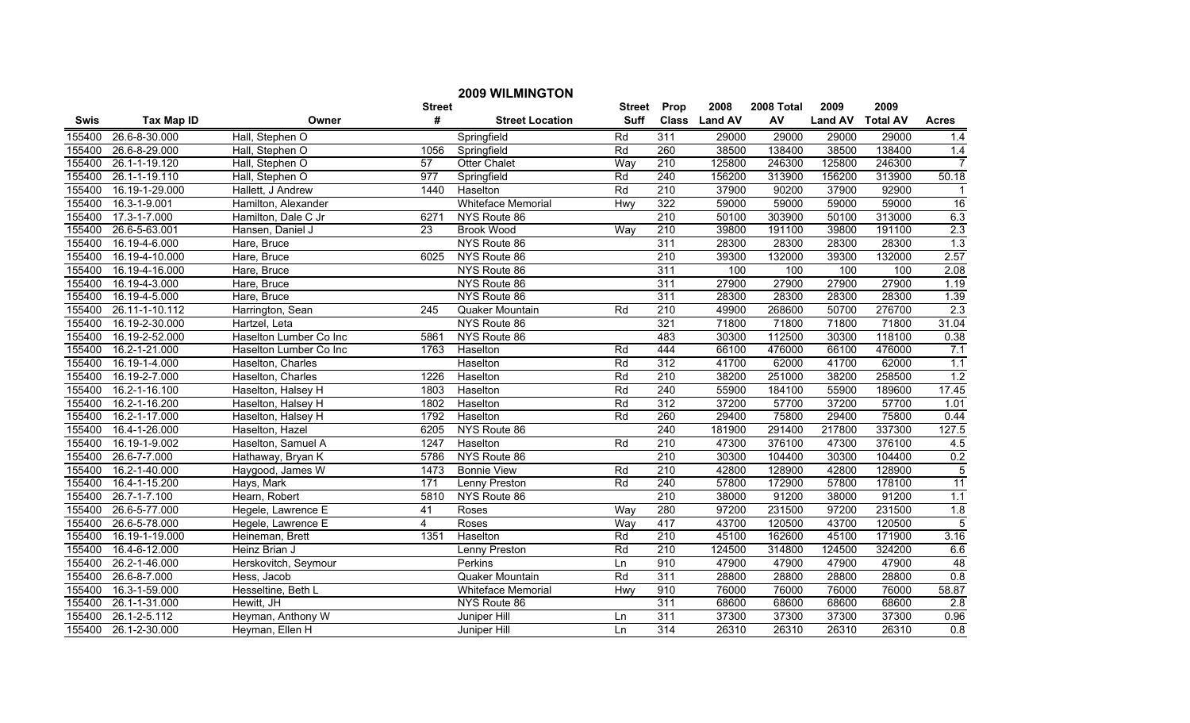# 2009 WILMINGTON

| Swis | Tax Map ID | Owner | Street # | Street Location | Street Suff | Prop Class | 2008 Land AV | 2008 Total AV | 2009 Land AV | 2009 Total AV | Acres |
|---|---|---|---|---|---|---|---|---|---|---|---|
| 155400 | 26.6-8-30.000 | Hall, Stephen O | | Springfield | Rd | 311 | 29000 | 29000 | 29000 | 29000 | 1.4 |
| 155400 | 26.6-8-29.000 | Hall, Stephen O | 1056 | Springfield | Rd | 260 | 38500 | 138400 | 38500 | 138400 | 1.4 |
| 155400 | 26.1-1-19.120 | Hall, Stephen O | 57 | Otter Chalet | Way | 210 | 125800 | 246300 | 125800 | 246300 | 7 |
| 155400 | 26.1-1-19.110 | Hall, Stephen O | 977 | Springfield | Rd | 240 | 156200 | 313900 | 156200 | 313900 | 50.18 |
| 155400 | 16.19-1-29.000 | Hallett, J Andrew | 1440 | Haselton | Rd | 210 | 37900 | 90200 | 37900 | 92900 | 1 |
| 155400 | 16.3-1-9.001 | Hamilton, Alexander | | Whiteface Memorial | Hwy | 322 | 59000 | 59000 | 59000 | 59000 | 16 |
| 155400 | 17.3-1-7.000 | Hamilton, Dale C Jr | 6271 | NYS Route 86 | | 210 | 50100 | 303900 | 50100 | 313000 | 6.3 |
| 155400 | 26.6-5-63.001 | Hansen, Daniel J | 23 | Brook Wood | Way | 210 | 39800 | 191100 | 39800 | 191100 | 2.3 |
| 155400 | 16.19-4-6.000 | Hare, Bruce | | NYS Route 86 | | 311 | 28300 | 28300 | 28300 | 28300 | 1.3 |
| 155400 | 16.19-4-10.000 | Hare, Bruce | 6025 | NYS Route 86 | | 210 | 39300 | 132000 | 39300 | 132000 | 2.57 |
| 155400 | 16.19-4-16.000 | Hare, Bruce | | NYS Route 86 | | 311 | 100 | 100 | 100 | 100 | 2.08 |
| 155400 | 16.19-4-3.000 | Hare, Bruce | | NYS Route 86 | | 311 | 27900 | 27900 | 27900 | 27900 | 1.19 |
| 155400 | 16.19-4-5.000 | Hare, Bruce | | NYS Route 86 | | 311 | 28300 | 28300 | 28300 | 28300 | 1.39 |
| 155400 | 26.11-1-10.112 | Harrington, Sean | 245 | Quaker Mountain | Rd | 210 | 49900 | 268600 | 50700 | 276700 | 2.3 |
| 155400 | 16.19-2-30.000 | Hartzel, Leta | | NYS Route 86 | | 321 | 71800 | 71800 | 71800 | 71800 | 31.04 |
| 155400 | 16.19-2-52.000 | Haselton Lumber Co Inc | 5861 | NYS Route 86 | | 483 | 30300 | 112500 | 30300 | 118100 | 0.38 |
| 155400 | 16.2-1-21.000 | Haselton Lumber Co Inc | 1763 | Haselton | Rd | 444 | 66100 | 476000 | 66100 | 476000 | 7.1 |
| 155400 | 16.19-1-4.000 | Haselton, Charles | | Haselton | Rd | 312 | 41700 | 62000 | 41700 | 62000 | 1.1 |
| 155400 | 16.19-2-7.000 | Haselton, Charles | 1226 | Haselton | Rd | 210 | 38200 | 251000 | 38200 | 258500 | 1.2 |
| 155400 | 16.2-1-16.100 | Haselton, Halsey H | 1803 | Haselton | Rd | 240 | 55900 | 184100 | 55900 | 189600 | 17.45 |
| 155400 | 16.2-1-16.200 | Haselton, Halsey H | 1802 | Haselton | Rd | 312 | 37200 | 57700 | 37200 | 57700 | 1.01 |
| 155400 | 16.2-1-17.000 | Haselton, Halsey H | 1792 | Haselton | Rd | 260 | 29400 | 75800 | 29400 | 75800 | 0.44 |
| 155400 | 16.4-1-26.000 | Haselton, Hazel | 6205 | NYS Route 86 | | 240 | 181900 | 291400 | 217800 | 337300 | 127.5 |
| 155400 | 16.19-1-9.002 | Haselton, Samuel A | 1247 | Haselton | Rd | 210 | 47300 | 376100 | 47300 | 376100 | 4.5 |
| 155400 | 26.6-7-7.000 | Hathaway, Bryan K | 5786 | NYS Route 86 | | 210 | 30300 | 104400 | 30300 | 104400 | 0.2 |
| 155400 | 16.2-1-40.000 | Haygood, James W | 1473 | Bonnie View | Rd | 210 | 42800 | 128900 | 42800 | 128900 | 5 |
| 155400 | 16.4-1-15.200 | Hays, Mark | 171 | Lenny Preston | Rd | 240 | 57800 | 172900 | 57800 | 178100 | 11 |
| 155400 | 26.7-1-7.100 | Hearn, Robert | 5810 | NYS Route 86 | | 210 | 38000 | 91200 | 38000 | 91200 | 1.1 |
| 155400 | 26.6-5-77.000 | Hegele, Lawrence E | 41 | Roses | Way | 280 | 97200 | 231500 | 97200 | 231500 | 1.8 |
| 155400 | 26.6-5-78.000 | Hegele, Lawrence E | 4 | Roses | Way | 417 | 43700 | 120500 | 43700 | 120500 | 5 |
| 155400 | 16.19-1-19.000 | Heineman, Brett | 1351 | Haselton | Rd | 210 | 45100 | 162600 | 45100 | 171900 | 3.16 |
| 155400 | 16.4-6-12.000 | Heinz Brian J | | Lenny Preston | Rd | 210 | 124500 | 314800 | 124500 | 324200 | 6.6 |
| 155400 | 26.2-1-46.000 | Herskovitch, Seymour | | Perkins | Ln | 910 | 47900 | 47900 | 47900 | 47900 | 48 |
| 155400 | 26.6-8-7.000 | Hess, Jacob | | Quaker Mountain | Rd | 311 | 28800 | 28800 | 28800 | 28800 | 0.8 |
| 155400 | 16.3-1-59.000 | Hesseltine, Beth L | | Whiteface Memorial | Hwy | 910 | 76000 | 76000 | 76000 | 76000 | 58.87 |
| 155400 | 26.1-1-31.000 | Hewitt, JH | | NYS Route 86 | | 311 | 68600 | 68600 | 68600 | 68600 | 2.8 |
| 155400 | 26.1-2-5.112 | Heyman, Anthony W | | Juniper Hill | Ln | 311 | 37300 | 37300 | 37300 | 37300 | 0.96 |
| 155400 | 26.1-2-30.000 | Heyman, Ellen H | | Juniper Hill | Ln | 314 | 26310 | 26310 | 26310 | 26310 | 0.8 |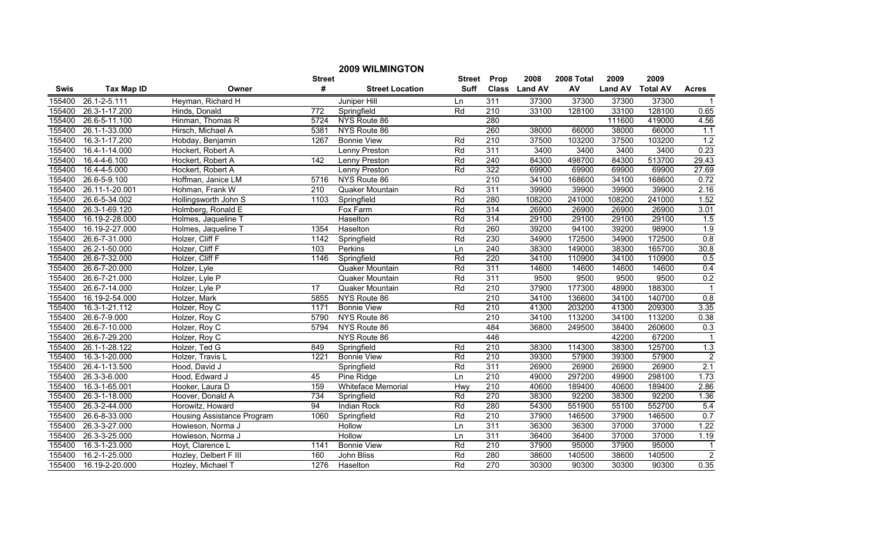## 2009 WILMINGTON

| Swis | Tax Map ID | Owner | Street # | Street Location | Street Suff | Prop Class | 2008 Land AV | 2008 Total AV | 2009 Land AV | 2009 Total AV | Acres |
|---|---|---|---|---|---|---|---|---|---|---|---|
| 155400 | 26.1-2-5.111 | Heyman, Richard H | | Juniper Hill | Ln | 311 | 37300 | 37300 | 37300 | 37300 | 1 |
| 155400 | 26.3-1-17.200 | Hinds, Donald | 772 | Springfield | Rd | 210 | 33100 | 128100 | 33100 | 128100 | 0.65 |
| 155400 | 26.6-5-11.100 | Hinman, Thomas R | 5724 | NYS Route 86 | | 280 | | | 111600 | 419000 | 4.56 |
| 155400 | 26.1-1-33.000 | Hirsch, Michael A | 5381 | NYS Route 86 | | 260 | 38000 | 66000 | 38000 | 66000 | 1.1 |
| 155400 | 16.3-1-17.200 | Hobday, Benjamin | 1267 | Bonnie View | Rd | 210 | 37500 | 103200 | 37500 | 103200 | 1.2 |
| 155400 | 16.4-1-14.000 | Hockert, Robert A | | Lenny Preston | Rd | 311 | 3400 | 3400 | 3400 | 3400 | 0.23 |
| 155400 | 16.4-4-6.100 | Hockert, Robert A | 142 | Lenny Preston | Rd | 240 | 84300 | 498700 | 84300 | 513700 | 29.43 |
| 155400 | 16.4-4-5.000 | Hockert, Robert A | | Lenny Preston | Rd | 322 | 69900 | 69900 | 69900 | 69900 | 27.69 |
| 155400 | 26.6-5-9.100 | Hoffman, Janice LM | 5716 | NYS Route 86 | | 210 | 34100 | 168600 | 34100 | 168600 | 0.72 |
| 155400 | 26.11-1-20.001 | Hohman, Frank W | 210 | Quaker Mountain | Rd | 311 | 39900 | 39900 | 39900 | 39900 | 2.16 |
| 155400 | 26.6-5-34.002 | Hollingsworth John S | 1103 | Springfield | Rd | 280 | 108200 | 241000 | 108200 | 241000 | 1.52 |
| 155400 | 26.3-1-69.120 | Holmberg, Ronald E | | Fox Farm | Rd | 314 | 26900 | 26900 | 26900 | 26900 | 3.01 |
| 155400 | 16.19-2-28.000 | Holmes, Jaqueline T | | Haselton | Rd | 314 | 29100 | 29100 | 29100 | 29100 | 1.5 |
| 155400 | 16.19-2-27.000 | Holmes, Jaqueline T | 1354 | Haselton | Rd | 260 | 39200 | 94100 | 39200 | 98900 | 1.9 |
| 155400 | 26.6-7-31.000 | Holzer, Cliff F | 1142 | Springfield | Rd | 230 | 34900 | 172500 | 34900 | 172500 | 0.8 |
| 155400 | 26.2-1-50.000 | Holzer, Cliff F | 103 | Perkins | Ln | 240 | 38300 | 149000 | 38300 | 165700 | 30.8 |
| 155400 | 26.6-7-32.000 | Holzer, Cliff F | 1146 | Springfield | Rd | 220 | 34100 | 110900 | 34100 | 110900 | 0.5 |
| 155400 | 26.6-7-20.000 | Holzer, Lyle | | Quaker Mountain | Rd | 311 | 14600 | 14600 | 14600 | 14600 | 0.4 |
| 155400 | 26.6-7-21.000 | Holzer, Lyle P | | Quaker Mountain | Rd | 311 | 9500 | 9500 | 9500 | 9500 | 0.2 |
| 155400 | 26.6-7-14.000 | Holzer, Lyle P | 17 | Quaker Mountain | Rd | 210 | 37900 | 177300 | 48900 | 188300 | 1 |
| 155400 | 16.19-2-54.000 | Holzer, Mark | 5855 | NYS Route 86 | | 210 | 34100 | 136600 | 34100 | 140700 | 0.8 |
| 155400 | 16.3-1-21.112 | Holzer, Roy C | 1171 | Bonnie View | Rd | 210 | 41300 | 203200 | 41300 | 209300 | 3.35 |
| 155400 | 26.6-7-9.000 | Holzer, Roy C | 5790 | NYS Route 86 | | 210 | 34100 | 113200 | 34100 | 113200 | 0.38 |
| 155400 | 26.6-7-10.000 | Holzer, Roy C | 5794 | NYS Route 86 | | 484 | 36800 | 249500 | 38400 | 260600 | 0.3 |
| 155400 | 26.6-7-29.200 | Holzer, Roy C | | NYS Route 86 | | 446 | | | 42200 | 67200 | 1 |
| 155400 | 26.1-1-28.122 | Holzer, Ted G | 849 | Springfield | Rd | 210 | 38300 | 114300 | 38300 | 125700 | 1.3 |
| 155400 | 16.3-1-20.000 | Holzer, Travis L | 1221 | Bonnie View | Rd | 210 | 39300 | 57900 | 39300 | 57900 | 2 |
| 155400 | 26.4-1-13.500 | Hood, David J | | Springfield | Rd | 311 | 26900 | 26900 | 26900 | 26900 | 2.1 |
| 155400 | 26.3-3-6.000 | Hood, Edward J | 45 | Pine Ridge | Ln | 210 | 49000 | 297200 | 49900 | 298100 | 1.73 |
| 155400 | 16.3-1-65.001 | Hooker, Laura D | 159 | Whiteface Memorial | Hwy | 210 | 40600 | 189400 | 40600 | 189400 | 2.86 |
| 155400 | 26.3-1-18.000 | Hoover, Donald A | 734 | Springfield | Rd | 270 | 38300 | 92200 | 38300 | 92200 | 1.36 |
| 155400 | 26.3-2-44.000 | Horowitz, Howard | 94 | Indian Rock | Rd | 280 | 54300 | 551900 | 55100 | 552700 | 5.4 |
| 155400 | 26.6-8-33.000 | Housing Assistance Program | 1060 | Springfield | Rd | 210 | 37900 | 146500 | 37900 | 146500 | 0.7 |
| 155400 | 26.3-3-27.000 | Howieson, Norma J | | Hollow | Ln | 311 | 36300 | 36300 | 37000 | 37000 | 1.22 |
| 155400 | 26.3-3-25.000 | Howieson, Norma J | | Hollow | Ln | 311 | 36400 | 36400 | 37000 | 37000 | 1.19 |
| 155400 | 16.3-1-23.000 | Hoyt, Clarence L | 1141 | Bonnie View | Rd | 210 | 37900 | 95000 | 37900 | 95000 | 1 |
| 155400 | 16.2-1-25.000 | Hozley, Delbert F III | 160 | John Bliss | Rd | 280 | 38600 | 140500 | 38600 | 140500 | 2 |
| 155400 | 16.19-2-20.000 | Hozley, Michael T | 1276 | Haselton | Rd | 270 | 30300 | 90300 | 30300 | 90300 | 0.35 |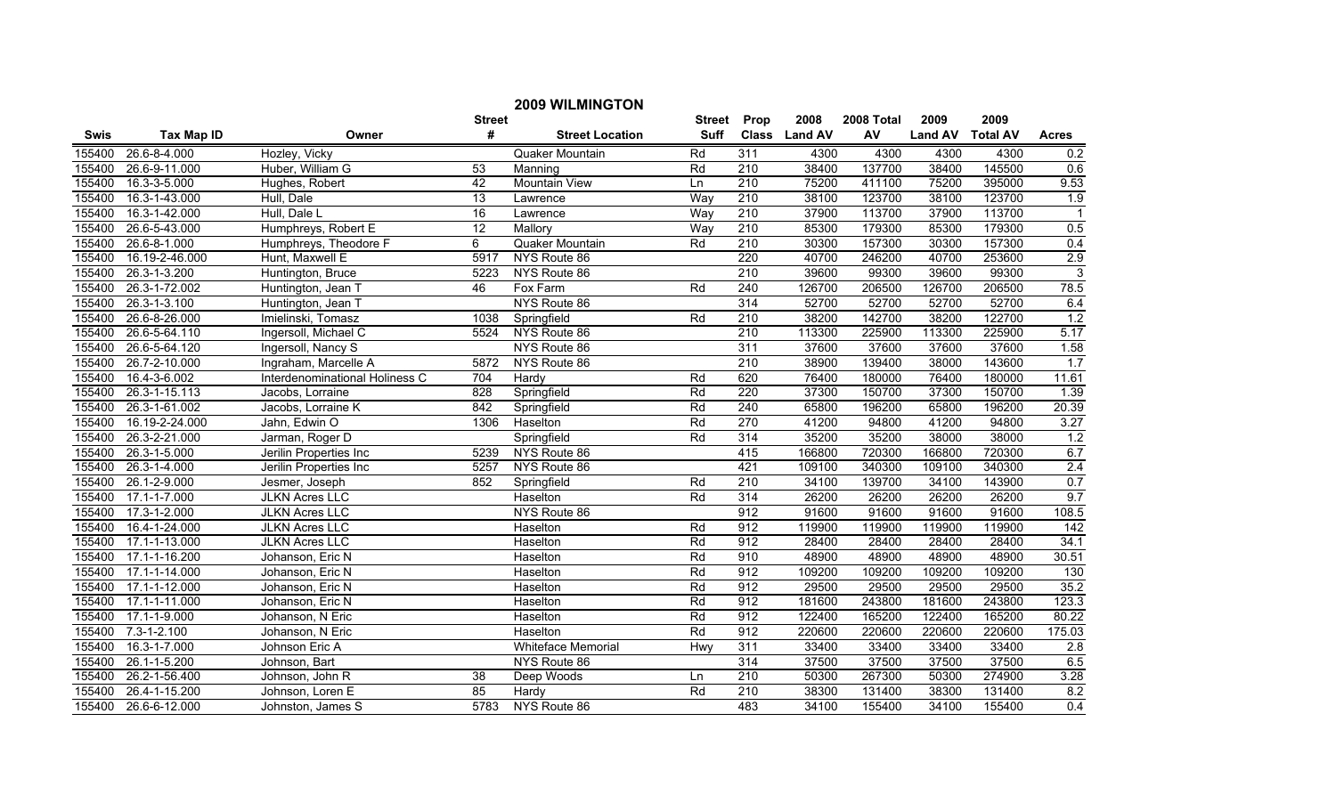## 2009 WILMINGTON

| Swis | Tax Map ID | Owner | Street # | Street Location | Street Suff | Prop Class | 2008 Land AV | 2008 Total AV | 2009 Land AV | 2009 Total AV | Acres |
|---|---|---|---|---|---|---|---|---|---|---|---|
| 155400 | 26.6-8-4.000 | Hozley, Vicky | | Quaker Mountain | Rd | 311 | 4300 | 4300 | 4300 | 4300 | 0.2 |
| 155400 | 26.6-9-11.000 | Huber, William G | 53 | Manning | Rd | 210 | 38400 | 137700 | 38400 | 145500 | 0.6 |
| 155400 | 16.3-3-5.000 | Hughes, Robert | 42 | Mountain View | Ln | 210 | 75200 | 411100 | 75200 | 395000 | 9.53 |
| 155400 | 16.3-1-43.000 | Hull, Dale | 13 | Lawrence | Way | 210 | 38100 | 123700 | 38100 | 123700 | 1.9 |
| 155400 | 16.3-1-42.000 | Hull, Dale L | 16 | Lawrence | Way | 210 | 37900 | 113700 | 37900 | 113700 | 1 |
| 155400 | 26.6-5-43.000 | Humphreys, Robert E | 12 | Mallory | Way | 210 | 85300 | 179300 | 85300 | 179300 | 0.5 |
| 155400 | 26.6-8-1.000 | Humphreys, Theodore F | 6 | Quaker Mountain | Rd | 210 | 30300 | 157300 | 30300 | 157300 | 0.4 |
| 155400 | 16.19-2-46.000 | Hunt, Maxwell E | 5917 | NYS Route 86 | | 220 | 40700 | 246200 | 40700 | 253600 | 2.9 |
| 155400 | 26.3-1-3.200 | Huntington, Bruce | 5223 | NYS Route 86 | | 210 | 39600 | 99300 | 39600 | 99300 | 3 |
| 155400 | 26.3-1-72.002 | Huntington, Jean T | 46 | Fox Farm | Rd | 240 | 126700 | 206500 | 126700 | 206500 | 78.5 |
| 155400 | 26.3-1-3.100 | Huntington, Jean T | | NYS Route 86 | | 314 | 52700 | 52700 | 52700 | 52700 | 6.4 |
| 155400 | 26.6-8-26.000 | Imielinski, Tomasz | 1038 | Springfield | Rd | 210 | 38200 | 142700 | 38200 | 122700 | 1.2 |
| 155400 | 26.6-5-64.110 | Ingersoll, Michael C | 5524 | NYS Route 86 | | 210 | 113300 | 225900 | 113300 | 225900 | 5.17 |
| 155400 | 26.6-5-64.120 | Ingersoll, Nancy S | | NYS Route 86 | | 311 | 37600 | 37600 | 37600 | 37600 | 1.58 |
| 155400 | 26.7-2-10.000 | Ingraham, Marcelle A | 5872 | NYS Route 86 | | 210 | 38900 | 139400 | 38000 | 143600 | 1.7 |
| 155400 | 16.4-3-6.002 | Interdenominational Holiness C | 704 | Hardy | Rd | 620 | 76400 | 180000 | 76400 | 180000 | 11.61 |
| 155400 | 26.3-1-15.113 | Jacobs, Lorraine | 828 | Springfield | Rd | 220 | 37300 | 150700 | 37300 | 150700 | 1.39 |
| 155400 | 26.3-1-61.002 | Jacobs, Lorraine K | 842 | Springfield | Rd | 240 | 65800 | 196200 | 65800 | 196200 | 20.39 |
| 155400 | 16.19-2-24.000 | Jahn, Edwin O | 1306 | Haselton | Rd | 270 | 41200 | 94800 | 41200 | 94800 | 3.27 |
| 155400 | 26.3-2-21.000 | Jarman, Roger D | | Springfield | Rd | 314 | 35200 | 35200 | 38000 | 38000 | 1.2 |
| 155400 | 26.3-1-5.000 | Jerilin Properties Inc | 5239 | NYS Route 86 | | 415 | 166800 | 720300 | 166800 | 720300 | 6.7 |
| 155400 | 26.3-1-4.000 | Jerilin Properties Inc | 5257 | NYS Route 86 | | 421 | 109100 | 340300 | 109100 | 340300 | 2.4 |
| 155400 | 26.1-2-9.000 | Jesmer, Joseph | 852 | Springfield | Rd | 210 | 34100 | 139700 | 34100 | 143900 | 0.7 |
| 155400 | 17.1-1-7.000 | JLKN Acres LLC | | Haselton | Rd | 314 | 26200 | 26200 | 26200 | 26200 | 9.7 |
| 155400 | 17.3-1-2.000 | JLKN Acres LLC | | NYS Route 86 | | 912 | 91600 | 91600 | 91600 | 91600 | 108.5 |
| 155400 | 16.4-1-24.000 | JLKN Acres LLC | | Haselton | Rd | 912 | 119900 | 119900 | 119900 | 119900 | 142 |
| 155400 | 17.1-1-13.000 | JLKN Acres LLC | | Haselton | Rd | 912 | 28400 | 28400 | 28400 | 28400 | 34.1 |
| 155400 | 17.1-1-16.200 | Johanson, Eric N | | Haselton | Rd | 910 | 48900 | 48900 | 48900 | 48900 | 30.51 |
| 155400 | 17.1-1-14.000 | Johanson, Eric N | | Haselton | Rd | 912 | 109200 | 109200 | 109200 | 109200 | 130 |
| 155400 | 17.1-1-12.000 | Johanson, Eric N | | Haselton | Rd | 912 | 29500 | 29500 | 29500 | 29500 | 35.2 |
| 155400 | 17.1-1-11.000 | Johanson, Eric N | | Haselton | Rd | 912 | 181600 | 243800 | 181600 | 243800 | 123.3 |
| 155400 | 17.1-1-9.000 | Johanson, N Eric | | Haselton | Rd | 912 | 122400 | 165200 | 122400 | 165200 | 80.22 |
| 155400 | 7.3-1-2.100 | Johanson, N Eric | | Haselton | Rd | 912 | 220600 | 220600 | 220600 | 220600 | 175.03 |
| 155400 | 16.3-1-7.000 | Johnson Eric A | | Whiteface Memorial | Hwy | 311 | 33400 | 33400 | 33400 | 33400 | 2.8 |
| 155400 | 26.1-1-5.200 | Johnson, Bart | | NYS Route 86 | | 314 | 37500 | 37500 | 37500 | 37500 | 6.5 |
| 155400 | 26.2-1-56.400 | Johnson, John R | 38 | Deep Woods | Ln | 210 | 50300 | 267300 | 50300 | 274900 | 3.28 |
| 155400 | 26.4-1-15.200 | Johnson, Loren E | 85 | Hardy | Rd | 210 | 38300 | 131400 | 38300 | 131400 | 8.2 |
| 155400 | 26.6-6-12.000 | Johnston, James S | 5783 | NYS Route 86 | | 483 | 34100 | 155400 | 34100 | 155400 | 0.4 |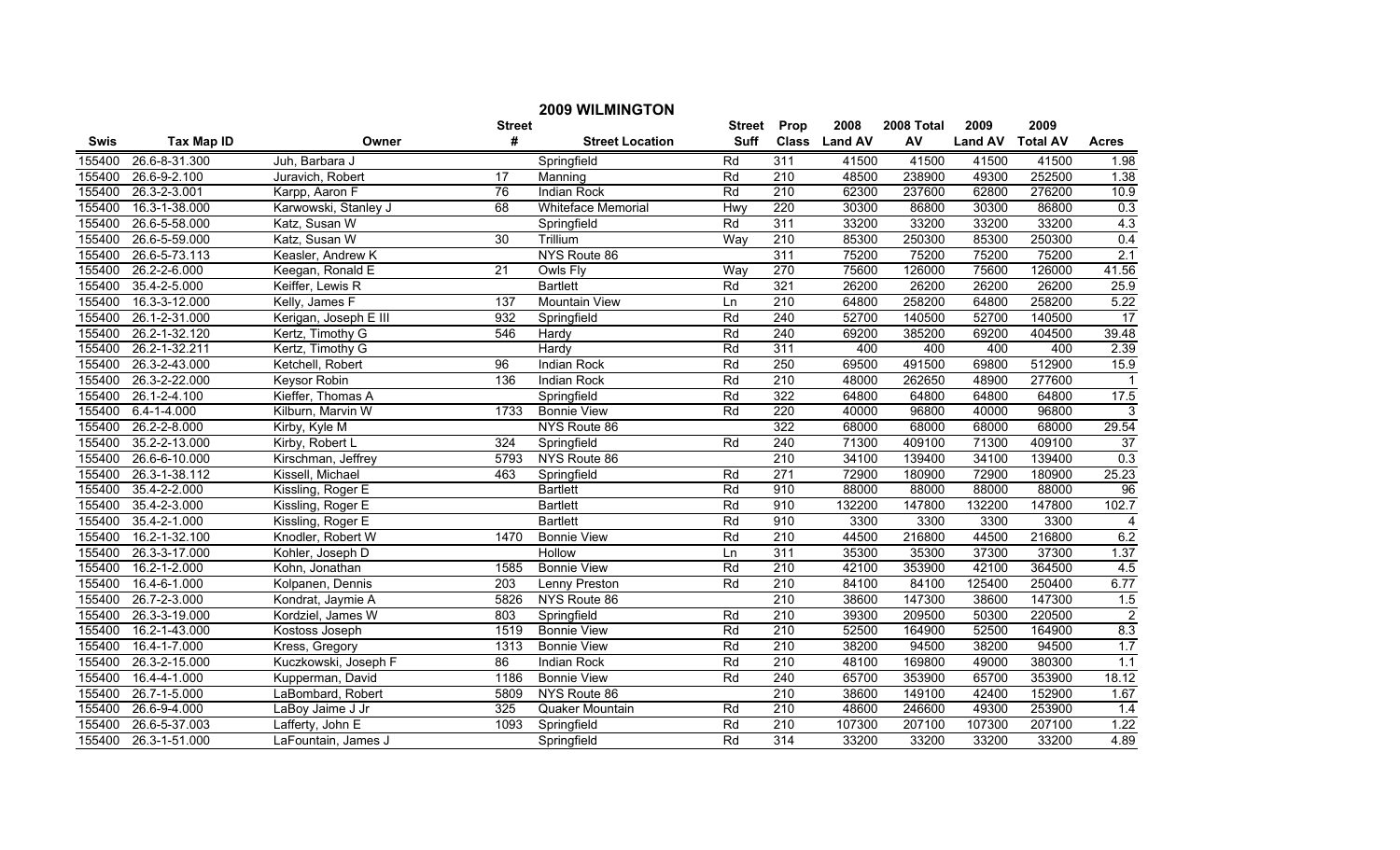# 2009 WILMINGTON

| Swis | Tax Map ID | Owner | Street # | Street Location | Street Suff | Prop Class | 2008 Land AV | 2008 Total AV | 2009 Land AV | 2009 Total AV | Acres |
|---|---|---|---|---|---|---|---|---|---|---|---|
| 155400 | 26.6-8-31.300 | Juh, Barbara J | | Springfield | Rd | 311 | 41500 | 41500 | 41500 | 41500 | 1.98 |
| 155400 | 26.6-9-2.100 | Juravich, Robert | 17 | Manning | Rd | 210 | 48500 | 238900 | 49300 | 252500 | 1.38 |
| 155400 | 26.3-2-3.001 | Karpp, Aaron F | 76 | Indian Rock | Rd | 210 | 62300 | 237600 | 62800 | 276200 | 10.9 |
| 155400 | 16.3-1-38.000 | Karwowski, Stanley J | 68 | Whiteface Memorial | Hwy | 220 | 30300 | 86800 | 30300 | 86800 | 0.3 |
| 155400 | 26.6-5-58.000 | Katz, Susan W | | Springfield | Rd | 311 | 33200 | 33200 | 33200 | 33200 | 4.3 |
| 155400 | 26.6-5-59.000 | Katz, Susan W | 30 | Trillium | Way | 210 | 85300 | 250300 | 85300 | 250300 | 0.4 |
| 155400 | 26.6-5-73.113 | Keasler, Andrew K | | NYS Route 86 | | 311 | 75200 | 75200 | 75200 | 75200 | 2.1 |
| 155400 | 26.2-2-6.000 | Keegan, Ronald E | 21 | Owls Fly | Way | 270 | 75600 | 126000 | 75600 | 126000 | 41.56 |
| 155400 | 35.4-2-5.000 | Keiffer, Lewis R | | Bartlett | Rd | 321 | 26200 | 26200 | 26200 | 26200 | 25.9 |
| 155400 | 16.3-3-12.000 | Kelly, James F | 137 | Mountain View | Ln | 210 | 64800 | 258200 | 64800 | 258200 | 5.22 |
| 155400 | 26.1-2-31.000 | Kerigan, Joseph E III | 932 | Springfield | Rd | 240 | 52700 | 140500 | 52700 | 140500 | 17 |
| 155400 | 26.2-1-32.120 | Kertz, Timothy G | 546 | Hardy | Rd | 240 | 69200 | 385200 | 69200 | 404500 | 39.48 |
| 155400 | 26.2-1-32.211 | Kertz, Timothy G | | Hardy | Rd | 311 | 400 | 400 | 400 | 400 | 2.39 |
| 155400 | 26.3-2-43.000 | Ketchell, Robert | 96 | Indian Rock | Rd | 250 | 69500 | 491500 | 69800 | 512900 | 15.9 |
| 155400 | 26.3-2-22.000 | Keysor Robin | 136 | Indian Rock | Rd | 210 | 48000 | 262650 | 48900 | 277600 | 1 |
| 155400 | 26.1-2-4.100 | Kieffer, Thomas A | | Springfield | Rd | 322 | 64800 | 64800 | 64800 | 64800 | 17.5 |
| 155400 | 6.4-1-4.000 | Kilburn, Marvin W | 1733 | Bonnie View | Rd | 220 | 40000 | 96800 | 40000 | 96800 | 3 |
| 155400 | 26.2-2-8.000 | Kirby, Kyle M | | NYS Route 86 | | 322 | 68000 | 68000 | 68000 | 68000 | 29.54 |
| 155400 | 35.2-2-13.000 | Kirby, Robert L | 324 | Springfield | Rd | 240 | 71300 | 409100 | 71300 | 409100 | 37 |
| 155400 | 26.6-6-10.000 | Kirschman, Jeffrey | 5793 | NYS Route 86 | | 210 | 34100 | 139400 | 34100 | 139400 | 0.3 |
| 155400 | 26.3-1-38.112 | Kissell, Michael | 463 | Springfield | Rd | 271 | 72900 | 180900 | 72900 | 180900 | 25.23 |
| 155400 | 35.4-2-2.000 | Kissling, Roger E | | Bartlett | Rd | 910 | 88000 | 88000 | 88000 | 88000 | 96 |
| 155400 | 35.4-2-3.000 | Kissling, Roger E | | Bartlett | Rd | 910 | 132200 | 147800 | 132200 | 147800 | 102.7 |
| 155400 | 35.4-2-1.000 | Kissling, Roger E | | Bartlett | Rd | 910 | 3300 | 3300 | 3300 | 3300 | 4 |
| 155400 | 16.2-1-32.100 | Knodler, Robert W | 1470 | Bonnie View | Rd | 210 | 44500 | 216800 | 44500 | 216800 | 6.2 |
| 155400 | 26.3-3-17.000 | Kohler, Joseph D | | Hollow | Ln | 311 | 35300 | 35300 | 37300 | 37300 | 1.37 |
| 155400 | 16.2-1-2.000 | Kohn, Jonathan | 1585 | Bonnie View | Rd | 210 | 42100 | 353900 | 42100 | 364500 | 4.5 |
| 155400 | 16.4-6-1.000 | Kolpanen, Dennis | 203 | Lenny Preston | Rd | 210 | 84100 | 84100 | 125400 | 250400 | 6.77 |
| 155400 | 26.7-2-3.000 | Kondrat, Jaymie A | 5826 | NYS Route 86 | | 210 | 38600 | 147300 | 38600 | 147300 | 1.5 |
| 155400 | 26.3-3-19.000 | Kordziel, James W | 803 | Springfield | Rd | 210 | 39300 | 209500 | 50300 | 220500 | 2 |
| 155400 | 16.2-1-43.000 | Kostoss Joseph | 1519 | Bonnie View | Rd | 210 | 52500 | 164900 | 52500 | 164900 | 8.3 |
| 155400 | 16.4-1-7.000 | Kress, Gregory | 1313 | Bonnie View | Rd | 210 | 38200 | 94500 | 38200 | 94500 | 1.7 |
| 155400 | 26.3-2-15.000 | Kuczkowski, Joseph F | 86 | Indian Rock | Rd | 210 | 48100 | 169800 | 49000 | 380300 | 1.1 |
| 155400 | 16.4-4-1.000 | Kupperman, David | 1186 | Bonnie View | Rd | 240 | 65700 | 353900 | 65700 | 353900 | 18.12 |
| 155400 | 26.7-1-5.000 | LaBombard, Robert | 5809 | NYS Route 86 | | 210 | 38600 | 149100 | 42400 | 152900 | 1.67 |
| 155400 | 26.6-9-4.000 | LaBoy Jaime J Jr | 325 | Quaker Mountain | Rd | 210 | 48600 | 246600 | 49300 | 253900 | 1.4 |
| 155400 | 26.6-5-37.003 | Lafferty, John E | 1093 | Springfield | Rd | 210 | 107300 | 207100 | 107300 | 207100 | 1.22 |
| 155400 | 26.3-1-51.000 | LaFountain, James J | | Springfield | Rd | 314 | 33200 | 33200 | 33200 | 33200 | 4.89 |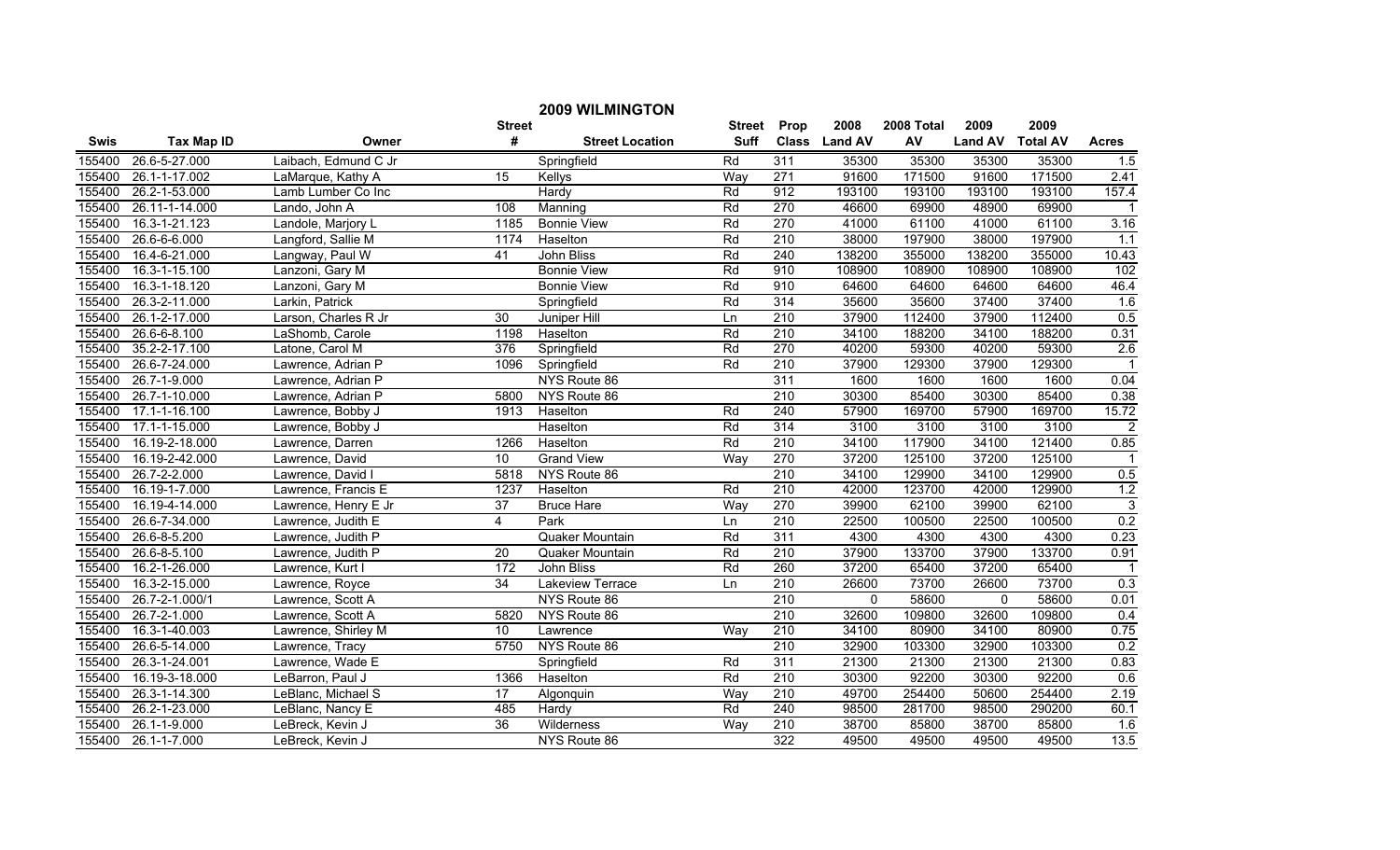## 2009 WILMINGTON

| Swis | Tax Map ID | Owner | Street # | Street Location | Street Suff | Prop Class | 2008 Land AV | 2008 Total AV | 2009 Land AV | 2009 Total AV | Acres |
|---|---|---|---|---|---|---|---|---|---|---|---|
| 155400 | 26.6-5-27.000 | Laibach, Edmund C Jr | | Springfield | Rd | 311 | 35300 | 35300 | 35300 | 35300 | 1.5 |
| 155400 | 26.1-1-17.002 | LaMarque, Kathy A | 15 | Kellys | Way | 271 | 91600 | 171500 | 91600 | 171500 | 2.41 |
| 155400 | 26.2-1-53.000 | Lamb Lumber Co Inc | | Hardy | Rd | 912 | 193100 | 193100 | 193100 | 193100 | 157.4 |
| 155400 | 26.11-1-14.000 | Lando, John A | 108 | Manning | Rd | 270 | 46600 | 69900 | 48900 | 69900 | 1 |
| 155400 | 16.3-1-21.123 | Landole, Marjory L | 1185 | Bonnie View | Rd | 270 | 41000 | 61100 | 41000 | 61100 | 3.16 |
| 155400 | 26.6-6-6.000 | Langford, Sallie M | 1174 | Haselton | Rd | 210 | 38000 | 197900 | 38000 | 197900 | 1.1 |
| 155400 | 16.4-6-21.000 | Langway, Paul W | 41 | John Bliss | Rd | 240 | 138200 | 355000 | 138200 | 355000 | 10.43 |
| 155400 | 16.3-1-15.100 | Lanzoni, Gary M | | Bonnie View | Rd | 910 | 108900 | 108900 | 108900 | 108900 | 102 |
| 155400 | 16.3-1-18.120 | Lanzoni, Gary M | | Bonnie View | Rd | 910 | 64600 | 64600 | 64600 | 64600 | 46.4 |
| 155400 | 26.3-2-11.000 | Larkin, Patrick | | Springfield | Rd | 314 | 35600 | 35600 | 37400 | 37400 | 1.6 |
| 155400 | 26.1-2-17.000 | Larson, Charles R Jr | 30 | Juniper Hill | Ln | 210 | 37900 | 112400 | 37900 | 112400 | 0.5 |
| 155400 | 26.6-6-8.100 | LaShomb, Carole | 1198 | Haselton | Rd | 210 | 34100 | 188200 | 34100 | 188200 | 0.31 |
| 155400 | 35.2-2-17.100 | Latone, Carol M | 376 | Springfield | Rd | 270 | 40200 | 59300 | 40200 | 59300 | 2.6 |
| 155400 | 26.6-7-24.000 | Lawrence, Adrian P | 1096 | Springfield | Rd | 210 | 37900 | 129300 | 37900 | 129300 | 1 |
| 155400 | 26.7-1-9.000 | Lawrence, Adrian P | | NYS Route 86 | | 311 | 1600 | 1600 | 1600 | 1600 | 0.04 |
| 155400 | 26.7-1-10.000 | Lawrence, Adrian P | 5800 | NYS Route 86 | | 210 | 30300 | 85400 | 30300 | 85400 | 0.38 |
| 155400 | 17.1-1-16.100 | Lawrence, Bobby J | 1913 | Haselton | Rd | 240 | 57900 | 169700 | 57900 | 169700 | 15.72 |
| 155400 | 17.1-1-15.000 | Lawrence, Bobby J | | Haselton | Rd | 314 | 3100 | 3100 | 3100 | 3100 | 2 |
| 155400 | 16.19-2-18.000 | Lawrence, Darren | 1266 | Haselton | Rd | 210 | 34100 | 117900 | 34100 | 121400 | 0.85 |
| 155400 | 16.19-2-42.000 | Lawrence, David | 10 | Grand View | Way | 270 | 37200 | 125100 | 37200 | 125100 | 1 |
| 155400 | 26.7-2-2.000 | Lawrence, David I | 5818 | NYS Route 86 | | 210 | 34100 | 129900 | 34100 | 129900 | 0.5 |
| 155400 | 16.19-1-7.000 | Lawrence, Francis E | 1237 | Haselton | Rd | 210 | 42000 | 123700 | 42000 | 129900 | 1.2 |
| 155400 | 16.19-4-14.000 | Lawrence, Henry E Jr | 37 | Bruce Hare | Way | 270 | 39900 | 62100 | 39900 | 62100 | 3 |
| 155400 | 26.6-7-34.000 | Lawrence, Judith E | 4 | Park | Ln | 210 | 22500 | 100500 | 22500 | 100500 | 0.2 |
| 155400 | 26.6-8-5.200 | Lawrence, Judith P | | Quaker Mountain | Rd | 311 | 4300 | 4300 | 4300 | 4300 | 0.23 |
| 155400 | 26.6-8-5.100 | Lawrence, Judith P | 20 | Quaker Mountain | Rd | 210 | 37900 | 133700 | 37900 | 133700 | 0.91 |
| 155400 | 16.2-1-26.000 | Lawrence, Kurt I | 172 | John Bliss | Rd | 260 | 37200 | 65400 | 37200 | 65400 | 1 |
| 155400 | 16.3-2-15.000 | Lawrence, Royce | 34 | Lakeview Terrace | Ln | 210 | 26600 | 73700 | 26600 | 73700 | 0.3 |
| 155400 | 26.7-2-1.000/1 | Lawrence, Scott A | | NYS Route 86 | | 210 | 0 | 58600 | 0 | 58600 | 0.01 |
| 155400 | 26.7-2-1.000 | Lawrence, Scott A | 5820 | NYS Route 86 | | 210 | 32600 | 109800 | 32600 | 109800 | 0.4 |
| 155400 | 16.3-1-40.003 | Lawrence, Shirley M | 10 | Lawrence | Way | 210 | 34100 | 80900 | 34100 | 80900 | 0.75 |
| 155400 | 26.6-5-14.000 | Lawrence, Tracy | 5750 | NYS Route 86 | | 210 | 32900 | 103300 | 32900 | 103300 | 0.2 |
| 155400 | 26.3-1-24.001 | Lawrence, Wade E | | Springfield | Rd | 311 | 21300 | 21300 | 21300 | 21300 | 0.83 |
| 155400 | 16.19-3-18.000 | LeBarron, Paul J | 1366 | Haselton | Rd | 210 | 30300 | 92200 | 30300 | 92200 | 0.6 |
| 155400 | 26.3-1-14.300 | LeBlanc, Michael S | 17 | Algonquin | Way | 210 | 49700 | 254400 | 50600 | 254400 | 2.19 |
| 155400 | 26.2-1-23.000 | LeBlanc, Nancy E | 485 | Hardy | Rd | 240 | 98500 | 281700 | 98500 | 290200 | 60.1 |
| 155400 | 26.1-1-9.000 | LeBreck, Kevin J | 36 | Wilderness | Way | 210 | 38700 | 85800 | 38700 | 85800 | 1.6 |
| 155400 | 26.1-1-7.000 | LeBreck, Kevin J | | NYS Route 86 | | 322 | 49500 | 49500 | 49500 | 49500 | 13.5 |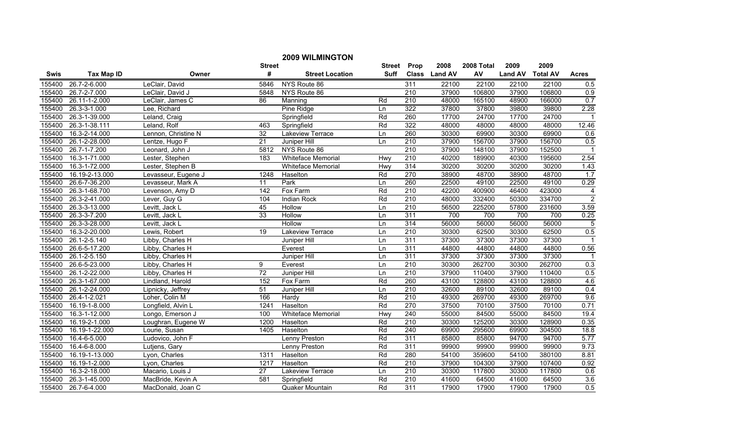# 2009 WILMINGTON

| Swis | Tax Map ID | Owner | Street # | Street Location | Street Suff | Prop Class | 2008 Land AV | 2008 Total AV | 2009 Land AV | 2009 Total AV | Acres |
|---|---|---|---|---|---|---|---|---|---|---|---|
| 155400 | 26.7-2-6.000 | LeClair, David | 5846 | NYS Route 86 | | 311 | 22100 | 22100 | 22100 | 22100 | 0.5 |
| 155400 | 26.7-2-7.000 | LeClair, David J | 5848 | NYS Route 86 | | 210 | 37900 | 106800 | 37900 | 106800 | 0.9 |
| 155400 | 26.11-1-2.000 | LeClair, James C | 86 | Manning | Rd | 210 | 48000 | 165100 | 48900 | 166000 | 0.7 |
| 155400 | 26.3-3-1.000 | Lee, Richard | | Pine Ridge | Ln | 322 | 37800 | 37800 | 39800 | 39800 | 2.28 |
| 155400 | 26.3-1-39.000 | Leland, Craig | | Springfield | Rd | 260 | 17700 | 24700 | 17700 | 24700 | 1 |
| 155400 | 26.3-1-38.111 | Leland, Rolf | 463 | Springfield | Rd | 322 | 48000 | 48000 | 48000 | 48000 | 12.46 |
| 155400 | 16.3-2-14.000 | Lennon, Christine N | 32 | Lakeview Terrace | Ln | 260 | 30300 | 69900 | 30300 | 69900 | 0.6 |
| 155400 | 26.1-2-28.000 | Lentze, Hugo F | 21 | Juniper Hill | Ln | 210 | 37900 | 156700 | 37900 | 156700 | 0.5 |
| 155400 | 26.7-1-7.200 | Leonard, John J | 5812 | NYS Route 86 | | 210 | 37900 | 148100 | 37900 | 152500 | 1 |
| 155400 | 16.3-1-71.000 | Lester, Stephen | 183 | Whiteface Memorial | Hwy | 210 | 40200 | 189900 | 40300 | 195600 | 2.54 |
| 155400 | 16.3-1-72.000 | Lester, Stephen B | | Whiteface Memorial | Hwy | 314 | 30200 | 30200 | 30200 | 30200 | 1.43 |
| 155400 | 16.19-2-13.000 | Levasseur, Eugene J | 1248 | Haselton | Rd | 270 | 38900 | 48700 | 38900 | 48700 | 1.7 |
| 155400 | 26.6-7-36.200 | Levasseur, Mark A | 11 | Park | Ln | 260 | 22500 | 49100 | 22500 | 49100 | 0.29 |
| 155400 | 26.3-1-68.700 | Levenson, Amy D | 142 | Fox Farm | Rd | 210 | 42200 | 400900 | 46400 | 423000 | 4 |
| 155400 | 26.3-2-41.000 | Lever, Guy G | 104 | Indian Rock | Rd | 210 | 48000 | 332400 | 50300 | 334700 | 2 |
| 155400 | 26.3-3-13.000 | Levitt, Jack L | 45 | Hollow | Ln | 210 | 56500 | 225200 | 57800 | 231600 | 3.59 |
| 155400 | 26.3-3-7.200 | Levitt, Jack L | 33 | Hollow | Ln | 311 | 700 | 700 | 700 | 700 | 0.25 |
| 155400 | 26.3-3-28.000 | Levitt, Jack L | | Hollow | Ln | 314 | 56000 | 56000 | 56000 | 56000 | 5 |
| 155400 | 16.3-2-20.000 | Lewis, Robert | 19 | Lakeview Terrace | Ln | 210 | 30300 | 62500 | 30300 | 62500 | 0.5 |
| 155400 | 26.1-2-5.140 | Libby, Charles H | | Juniper Hill | Ln | 311 | 37300 | 37300 | 37300 | 37300 | 1 |
| 155400 | 26.6-5-17.200 | Libby, Charles H | | Everest | Ln | 311 | 44800 | 44800 | 44800 | 44800 | 0.56 |
| 155400 | 26.1-2-5.150 | Libby, Charles H | | Juniper Hill | Ln | 311 | 37300 | 37300 | 37300 | 37300 | 1 |
| 155400 | 26.6-5-23.000 | Libby, Charles H | 9 | Everest | Ln | 210 | 30300 | 262700 | 30300 | 262700 | 0.3 |
| 155400 | 26.1-2-22.000 | Libby, Charles H | 72 | Juniper Hill | Ln | 210 | 37900 | 110400 | 37900 | 110400 | 0.5 |
| 155400 | 26.3-1-67.000 | Lindland, Harold | 152 | Fox Farm | Rd | 260 | 43100 | 128800 | 43100 | 128800 | 4.6 |
| 155400 | 26.1-2-24.000 | Lipnicky, Jeffrey | 51 | Juniper Hill | Ln | 210 | 32600 | 89100 | 32600 | 89100 | 0.4 |
| 155400 | 26.4-1-2.021 | Loher, Colin M | 166 | Hardy | Rd | 210 | 49300 | 269700 | 49300 | 269700 | 9.6 |
| 155400 | 16.19-1-8.000 | Longfield, Alvin L | 1241 | Haselton | Rd | 270 | 37500 | 70100 | 37500 | 70100 | 0.71 |
| 155400 | 16.3-1-12.000 | Longo, Emerson J | 100 | Whiteface Memorial | Hwy | 240 | 55000 | 84500 | 55000 | 84500 | 19.4 |
| 155400 | 16.19-2-1.000 | Loughran, Eugene W | 1200 | Haselton | Rd | 210 | 30300 | 125200 | 30300 | 128900 | 0.35 |
| 155400 | 16.19-1-22.000 | Lourie, Susan | 1405 | Haselton | Rd | 240 | 69900 | 295600 | 69900 | 304500 | 18.8 |
| 155400 | 16.4-6-5.000 | Ludovico, John F | | Lenny Preston | Rd | 311 | 85800 | 85800 | 94700 | 94700 | 5.77 |
| 155400 | 16.4-6-8.000 | Lutjens, Gary | | Lenny Preston | Rd | 311 | 99900 | 99900 | 99900 | 99900 | 9.73 |
| 155400 | 16.19-1-13.000 | Lyon, Charles | 1311 | Haselton | Rd | 280 | 54100 | 359600 | 54100 | 380100 | 8.81 |
| 155400 | 16.19-1-2.000 | Lyon, Charles | 1217 | Haselton | Rd | 210 | 37900 | 104300 | 37900 | 107400 | 0.92 |
| 155400 | 16.3-2-18.000 | Macario, Louis J | 27 | Lakeview Terrace | Ln | 210 | 30300 | 117800 | 30300 | 117800 | 0.6 |
| 155400 | 26.3-1-45.000 | MacBride, Kevin A | 581 | Springfield | Rd | 210 | 41600 | 64500 | 41600 | 64500 | 3.6 |
| 155400 | 26.7-6-4.000 | MacDonald, Joan C | | Quaker Mountain | Rd | 311 | 17900 | 17900 | 17900 | 17900 | 0.5 |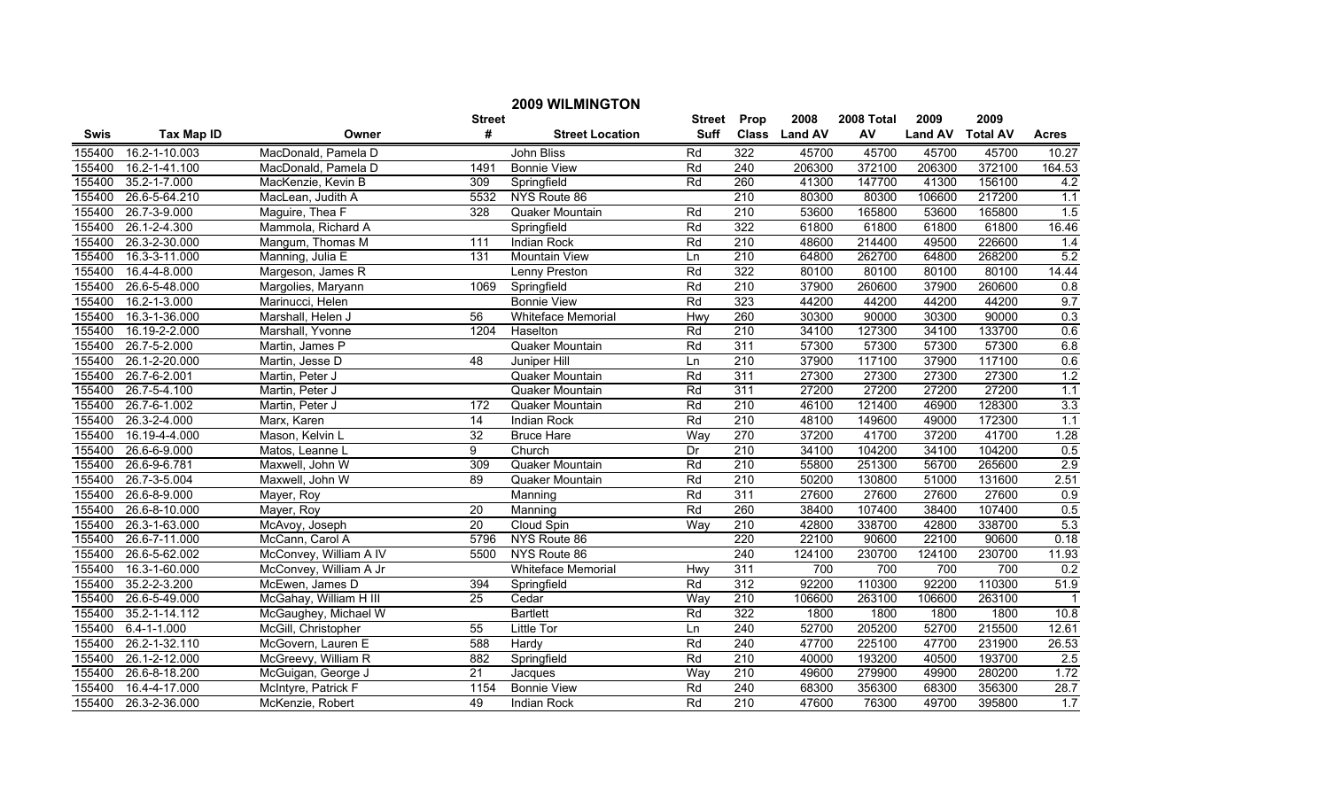## 2009 WILMINGTON

| Swis | Tax Map ID | Owner | Street # | Street Location | Street Suff | Prop Class | 2008 Land AV | 2008 Total AV | 2009 Land AV | 2009 Total AV | Acres |
|---|---|---|---|---|---|---|---|---|---|---|---|
| 155400 | 16.2-1-10.003 | MacDonald, Pamela D | | John Bliss | Rd | 322 | 45700 | 45700 | 45700 | 45700 | 10.27 |
| 155400 | 16.2-1-41.100 | MacDonald, Pamela D | 1491 | Bonnie View | Rd | 240 | 206300 | 372100 | 206300 | 372100 | 164.53 |
| 155400 | 35.2-1-7.000 | MacKenzie, Kevin B | 309 | Springfield | Rd | 260 | 41300 | 147700 | 41300 | 156100 | 4.2 |
| 155400 | 26.6-5-64.210 | MacLean, Judith A | 5532 | NYS Route 86 | | 210 | 80300 | 80300 | 106600 | 217200 | 1.1 |
| 155400 | 26.7-3-9.000 | Maguire, Thea F | 328 | Quaker Mountain | Rd | 210 | 53600 | 165800 | 53600 | 165800 | 1.5 |
| 155400 | 26.1-2-4.300 | Mammola, Richard A | | Springfield | Rd | 322 | 61800 | 61800 | 61800 | 61800 | 16.46 |
| 155400 | 26.3-2-30.000 | Mangum, Thomas M | 111 | Indian Rock | Rd | 210 | 48600 | 214400 | 49500 | 226600 | 1.4 |
| 155400 | 16.3-3-11.000 | Manning, Julia E | 131 | Mountain View | Ln | 210 | 64800 | 262700 | 64800 | 268200 | 5.2 |
| 155400 | 16.4-4-8.000 | Margeson, James R | | Lenny Preston | Rd | 322 | 80100 | 80100 | 80100 | 80100 | 14.44 |
| 155400 | 26.6-5-48.000 | Margolies, Maryann | 1069 | Springfield | Rd | 210 | 37900 | 260600 | 37900 | 260600 | 0.8 |
| 155400 | 16.2-1-3.000 | Marinucci, Helen | | Bonnie View | Rd | 323 | 44200 | 44200 | 44200 | 44200 | 9.7 |
| 155400 | 16.3-1-36.000 | Marshall, Helen J | 56 | Whiteface Memorial | Hwy | 260 | 30300 | 90000 | 30300 | 90000 | 0.3 |
| 155400 | 16.19-2-2.000 | Marshall, Yvonne | 1204 | Haselton | Rd | 210 | 34100 | 127300 | 34100 | 133700 | 0.6 |
| 155400 | 26.7-5-2.000 | Martin, James P | | Quaker Mountain | Rd | 311 | 57300 | 57300 | 57300 | 57300 | 6.8 |
| 155400 | 26.1-2-20.000 | Martin, Jesse D | 48 | Juniper Hill | Ln | 210 | 37900 | 117100 | 37900 | 117100 | 0.6 |
| 155400 | 26.7-6-2.001 | Martin, Peter J | | Quaker Mountain | Rd | 311 | 27300 | 27300 | 27300 | 27300 | 1.2 |
| 155400 | 26.7-5-4.100 | Martin, Peter J | | Quaker Mountain | Rd | 311 | 27200 | 27200 | 27200 | 27200 | 1.1 |
| 155400 | 26.7-6-1.002 | Martin, Peter J | 172 | Quaker Mountain | Rd | 210 | 46100 | 121400 | 46900 | 128300 | 3.3 |
| 155400 | 26.3-2-4.000 | Marx, Karen | 14 | Indian Rock | Rd | 210 | 48100 | 149600 | 49000 | 172300 | 1.1 |
| 155400 | 16.19-4-4.000 | Mason, Kelvin L | 32 | Bruce Hare | Way | 270 | 37200 | 41700 | 37200 | 41700 | 1.28 |
| 155400 | 26.6-6-9.000 | Matos, Leanne L | 9 | Church | Dr | 210 | 34100 | 104200 | 34100 | 104200 | 0.5 |
| 155400 | 26.6-9-6.781 | Maxwell, John W | 309 | Quaker Mountain | Rd | 210 | 55800 | 251300 | 56700 | 265600 | 2.9 |
| 155400 | 26.7-3-5.004 | Maxwell, John W | 89 | Quaker Mountain | Rd | 210 | 50200 | 130800 | 51000 | 131600 | 2.51 |
| 155400 | 26.6-8-9.000 | Mayer, Roy | | Manning | Rd | 311 | 27600 | 27600 | 27600 | 27600 | 0.9 |
| 155400 | 26.6-8-10.000 | Mayer, Roy | 20 | Manning | Rd | 260 | 38400 | 107400 | 38400 | 107400 | 0.5 |
| 155400 | 26.3-1-63.000 | McAvoy, Joseph | 20 | Cloud Spin | Way | 210 | 42800 | 338700 | 42800 | 338700 | 5.3 |
| 155400 | 26.6-7-11.000 | McCann, Carol A | 5796 | NYS Route 86 | | 220 | 22100 | 90600 | 22100 | 90600 | 0.18 |
| 155400 | 26.6-5-62.002 | McConvey, William A IV | 5500 | NYS Route 86 | | 240 | 124100 | 230700 | 124100 | 230700 | 11.93 |
| 155400 | 16.3-1-60.000 | McConvey, William A Jr | | Whiteface Memorial | Hwy | 311 | 700 | 700 | 700 | 700 | 0.2 |
| 155400 | 35.2-2-3.200 | McEwen, James D | 394 | Springfield | Rd | 312 | 92200 | 110300 | 92200 | 110300 | 51.9 |
| 155400 | 26.6-5-49.000 | McGahay, William H III | 25 | Cedar | Way | 210 | 106600 | 263100 | 106600 | 263100 | 1 |
| 155400 | 35.2-1-14.112 | McGaughey, Michael W | | Bartlett | Rd | 322 | 1800 | 1800 | 1800 | 1800 | 10.8 |
| 155400 | 6.4-1-1.000 | McGill, Christopher | 55 | Little Tor | Ln | 240 | 52700 | 205200 | 52700 | 215500 | 12.61 |
| 155400 | 26.2-1-32.110 | McGovern, Lauren E | 588 | Hardy | Rd | 240 | 47700 | 225100 | 47700 | 231900 | 26.53 |
| 155400 | 26.1-2-12.000 | McGreevy, William R | 882 | Springfield | Rd | 210 | 40000 | 193200 | 40500 | 193700 | 2.5 |
| 155400 | 26.6-8-18.200 | McGuigan, George J | 21 | Jacques | Way | 210 | 49600 | 279900 | 49900 | 280200 | 1.72 |
| 155400 | 16.4-4-17.000 | McIntyre, Patrick F | 1154 | Bonnie View | Rd | 240 | 68300 | 356300 | 68300 | 356300 | 28.7 |
| 155400 | 26.3-2-36.000 | McKenzie, Robert | 49 | Indian Rock | Rd | 210 | 47600 | 76300 | 49700 | 395800 | 1.7 |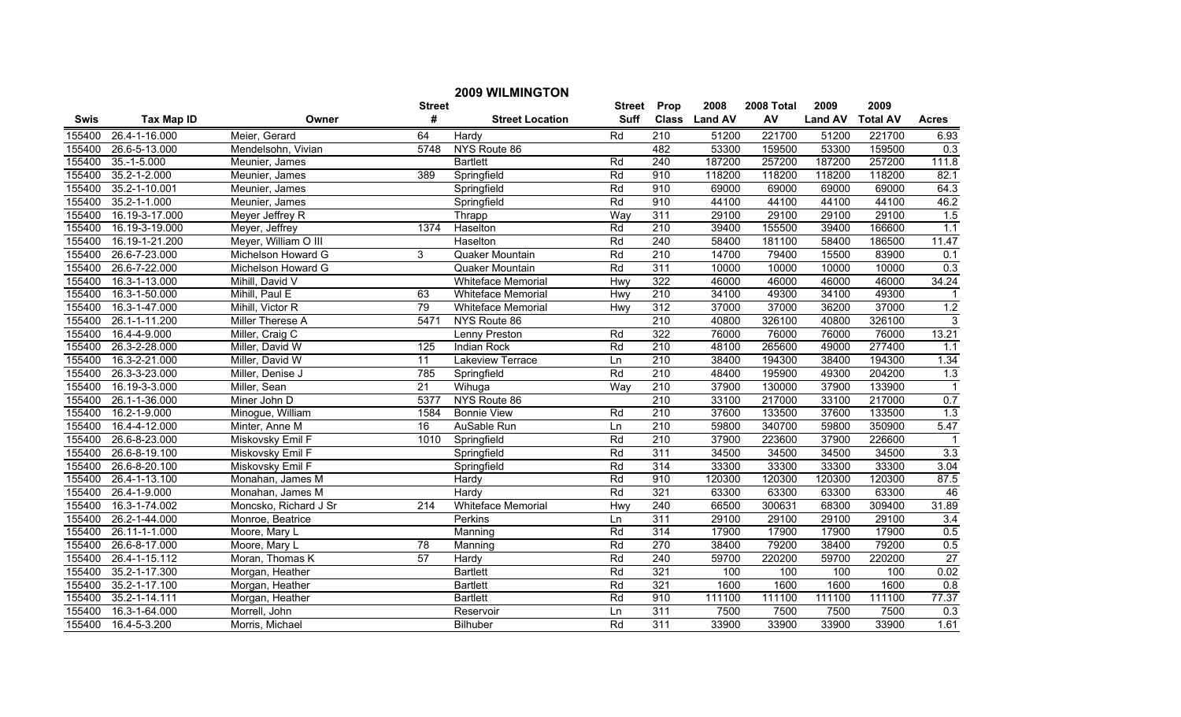# 2009 WILMINGTON

| Swis | Tax Map ID | Owner | Street # | Street Location | Street Suff | Prop Class | 2008 Land AV | 2008 Total AV | 2009 Land AV | 2009 Total AV | Acres |
|---|---|---|---|---|---|---|---|---|---|---|---|
| 155400 | 26.4-1-16.000 | Meier, Gerard | 64 | Hardy | Rd | 210 | 51200 | 221700 | 51200 | 221700 | 6.93 |
| 155400 | 26.6-5-13.000 | Mendelsohn, Vivian | 5748 | NYS Route 86 | | 482 | 53300 | 159500 | 53300 | 159500 | 0.3 |
| 155400 | 35.-1-5.000 | Meunier, James | | Bartlett | Rd | 240 | 187200 | 257200 | 187200 | 257200 | 111.8 |
| 155400 | 35.2-1-2.000 | Meunier, James | 389 | Springfield | Rd | 910 | 118200 | 118200 | 118200 | 118200 | 82.1 |
| 155400 | 35.2-1-10.001 | Meunier, James | | Springfield | Rd | 910 | 69000 | 69000 | 69000 | 69000 | 64.3 |
| 155400 | 35.2-1-1.000 | Meunier, James | | Springfield | Rd | 910 | 44100 | 44100 | 44100 | 44100 | 46.2 |
| 155400 | 16.19-3-17.000 | Meyer Jeffrey R | | Thrapp | Way | 311 | 29100 | 29100 | 29100 | 29100 | 1.5 |
| 155400 | 16.19-3-19.000 | Meyer, Jeffrey | 1374 | Haselton | Rd | 210 | 39400 | 155500 | 39400 | 166600 | 1.1 |
| 155400 | 16.19-1-21.200 | Meyer, William O III | | Haselton | Rd | 240 | 58400 | 181100 | 58400 | 186500 | 11.47 |
| 155400 | 26.6-7-23.000 | Michelson Howard G | 3 | Quaker Mountain | Rd | 210 | 14700 | 79400 | 15500 | 83900 | 0.1 |
| 155400 | 26.6-7-22.000 | Michelson Howard G | | Quaker Mountain | Rd | 311 | 10000 | 10000 | 10000 | 10000 | 0.3 |
| 155400 | 16.3-1-13.000 | Mihill, David V | | Whiteface Memorial | Hwy | 322 | 46000 | 46000 | 46000 | 46000 | 34.24 |
| 155400 | 16.3-1-50.000 | Mihill, Paul E | 63 | Whiteface Memorial | Hwy | 210 | 34100 | 49300 | 34100 | 49300 | 1 |
| 155400 | 16.3-1-47.000 | Mihill, Victor R | 79 | Whiteface Memorial | Hwy | 312 | 37000 | 37000 | 36200 | 37000 | 1.2 |
| 155400 | 26.1-1-11.200 | Miller Therese A | 5471 | NYS Route 86 | | 210 | 40800 | 326100 | 40800 | 326100 | 3 |
| 155400 | 16.4-4-9.000 | Miller, Craig C | | Lenny Preston | Rd | 322 | 76000 | 76000 | 76000 | 76000 | 13.21 |
| 155400 | 26.3-2-28.000 | Miller, David W | 125 | Indian Rock | Rd | 210 | 48100 | 265600 | 49000 | 277400 | 1.1 |
| 155400 | 16.3-2-21.000 | Miller, David W | 11 | Lakeview Terrace | Ln | 210 | 38400 | 194300 | 38400 | 194300 | 1.34 |
| 155400 | 26.3-3-23.000 | Miller, Denise J | 785 | Springfield | Rd | 210 | 48400 | 195900 | 49300 | 204200 | 1.3 |
| 155400 | 16.19-3-3.000 | Miller, Sean | 21 | Wihuga | Way | 210 | 37900 | 130000 | 37900 | 133900 | 1 |
| 155400 | 26.1-1-36.000 | Miner John D | 5377 | NYS Route 86 | | 210 | 33100 | 217000 | 33100 | 217000 | 0.7 |
| 155400 | 16.2-1-9.000 | Minogue, William | 1584 | Bonnie View | Rd | 210 | 37600 | 133500 | 37600 | 133500 | 1.3 |
| 155400 | 16.4-4-12.000 | Minter, Anne M | 16 | AuSable Run | Ln | 210 | 59800 | 340700 | 59800 | 350900 | 5.47 |
| 155400 | 26.6-8-23.000 | Miskovsky Emil F | 1010 | Springfield | Rd | 210 | 37900 | 223600 | 37900 | 226600 | 1 |
| 155400 | 26.6-8-19.100 | Miskovsky Emil F | | Springfield | Rd | 311 | 34500 | 34500 | 34500 | 34500 | 3.3 |
| 155400 | 26.6-8-20.100 | Miskovsky Emil F | | Springfield | Rd | 314 | 33300 | 33300 | 33300 | 33300 | 3.04 |
| 155400 | 26.4-1-13.100 | Monahan, James M | | Hardy | Rd | 910 | 120300 | 120300 | 120300 | 120300 | 87.5 |
| 155400 | 26.4-1-9.000 | Monahan, James M | | Hardy | Rd | 321 | 63300 | 63300 | 63300 | 63300 | 46 |
| 155400 | 16.3-1-74.002 | Moncsko, Richard J Sr | 214 | Whiteface Memorial | Hwy | 240 | 66500 | 300631 | 68300 | 309400 | 31.89 |
| 155400 | 26.2-1-44.000 | Monroe, Beatrice | | Perkins | Ln | 311 | 29100 | 29100 | 29100 | 29100 | 3.4 |
| 155400 | 26.11-1-1.000 | Moore, Mary L | | Manning | Rd | 314 | 17900 | 17900 | 17900 | 17900 | 0.5 |
| 155400 | 26.6-8-17.000 | Moore, Mary L | 78 | Manning | Rd | 270 | 38400 | 79200 | 38400 | 79200 | 0.5 |
| 155400 | 26.4-1-15.112 | Moran, Thomas K | 57 | Hardy | Rd | 240 | 59700 | 220200 | 59700 | 220200 | 27 |
| 155400 | 35.2-1-17.300 | Morgan, Heather | | Bartlett | Rd | 321 | 100 | 100 | 100 | 100 | 0.02 |
| 155400 | 35.2-1-17.100 | Morgan, Heather | | Bartlett | Rd | 321 | 1600 | 1600 | 1600 | 1600 | 0.8 |
| 155400 | 35.2-1-14.111 | Morgan, Heather | | Bartlett | Rd | 910 | 111100 | 111100 | 111100 | 111100 | 77.37 |
| 155400 | 16.3-1-64.000 | Morrell, John | | Reservoir | Ln | 311 | 7500 | 7500 | 7500 | 7500 | 0.3 |
| 155400 | 16.4-5-3.200 | Morris, Michael | | Bilhuber | Rd | 311 | 33900 | 33900 | 33900 | 33900 | 1.61 |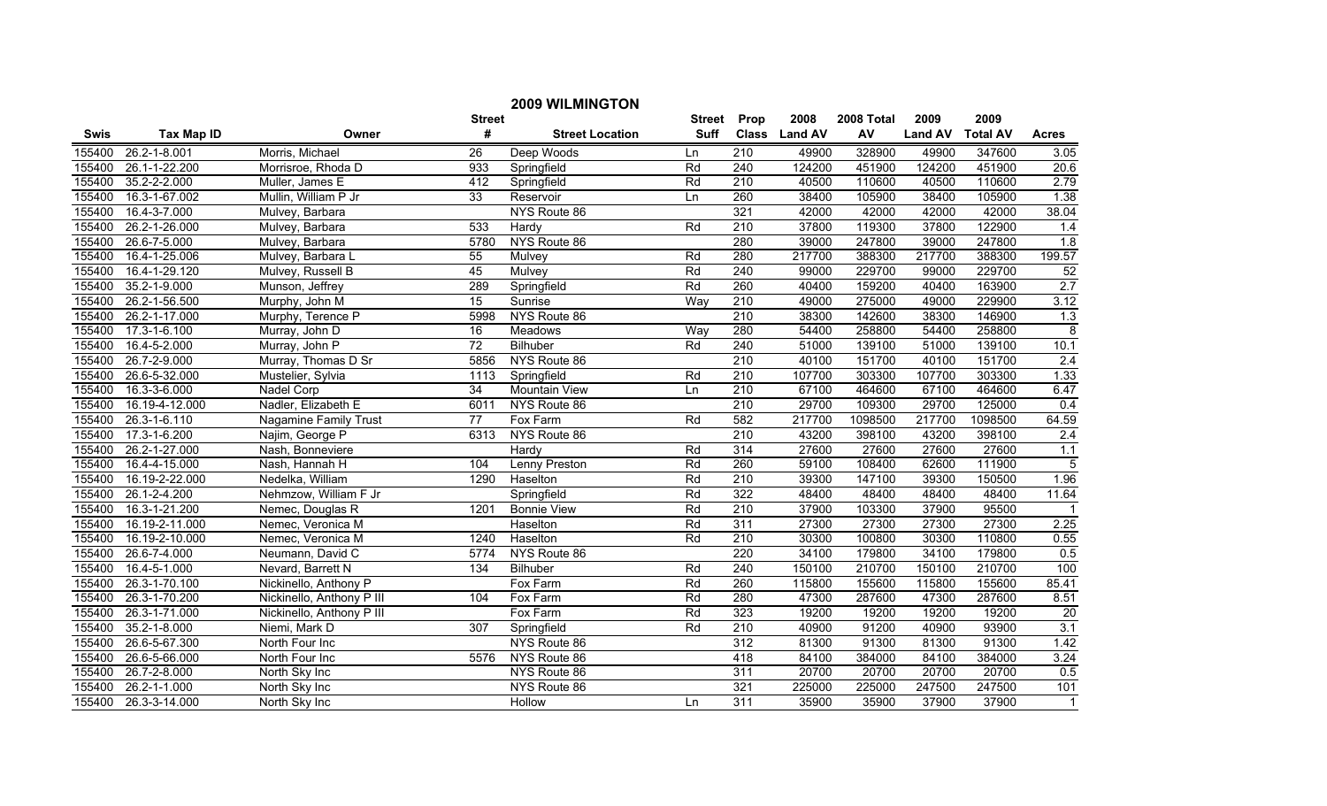# 2009 WILMINGTON

| Swis | Tax Map ID | Owner | Street # | Street Location | Street Suff | Prop Class | 2008 Land AV | 2008 Total AV | 2009 Land AV | 2009 Total AV | Acres |
|---|---|---|---|---|---|---|---|---|---|---|---|
| 155400 | 26.2-1-8.001 | Morris, Michael | 26 | Deep Woods | Ln | 210 | 49900 | 328900 | 49900 | 347600 | 3.05 |
| 155400 | 26.1-1-22.200 | Morrisroe, Rhoda D | 933 | Springfield | Rd | 240 | 124200 | 451900 | 124200 | 451900 | 20.6 |
| 155400 | 35.2-2-2.000 | Muller, James E | 412 | Springfield | Rd | 210 | 40500 | 110600 | 40500 | 110600 | 2.79 |
| 155400 | 16.3-1-67.002 | Mullin, William P Jr | 33 | Reservoir | Ln | 260 | 38400 | 105900 | 38400 | 105900 | 1.38 |
| 155400 | 16.4-3-7.000 | Mulvey, Barbara | | NYS Route 86 | | 321 | 42000 | 42000 | 42000 | 42000 | 38.04 |
| 155400 | 26.2-1-26.000 | Mulvey, Barbara | 533 | Hardy | Rd | 210 | 37800 | 119300 | 37800 | 122900 | 1.4 |
| 155400 | 26.6-7-5.000 | Mulvey, Barbara | 5780 | NYS Route 86 | | 280 | 39000 | 247800 | 39000 | 247800 | 1.8 |
| 155400 | 16.4-1-25.006 | Mulvey, Barbara L | 55 | Mulvey | Rd | 280 | 217700 | 388300 | 217700 | 388300 | 199.57 |
| 155400 | 16.4-1-29.120 | Mulvey, Russell B | 45 | Mulvey | Rd | 240 | 99000 | 229700 | 99000 | 229700 | 52 |
| 155400 | 35.2-1-9.000 | Munson, Jeffrey | 289 | Springfield | Rd | 260 | 40400 | 159200 | 40400 | 163900 | 2.7 |
| 155400 | 26.2-1-56.500 | Murphy, John M | 15 | Sunrise | Way | 210 | 49000 | 275000 | 49000 | 229900 | 3.12 |
| 155400 | 26.2-1-17.000 | Murphy, Terence P | 5998 | NYS Route 86 | | 210 | 38300 | 142600 | 38300 | 146900 | 1.3 |
| 155400 | 17.3-1-6.100 | Murray, John D | 16 | Meadows | Way | 280 | 54400 | 258800 | 54400 | 258800 | 8 |
| 155400 | 16.4-5-2.000 | Murray, John P | 72 | Bilhuber | Rd | 240 | 51000 | 139100 | 51000 | 139100 | 10.1 |
| 155400 | 26.7-2-9.000 | Murray, Thomas D Sr | 5856 | NYS Route 86 | | 210 | 40100 | 151700 | 40100 | 151700 | 2.4 |
| 155400 | 26.6-5-32.000 | Mustelier, Sylvia | 1113 | Springfield | Rd | 210 | 107700 | 303300 | 107700 | 303300 | 1.33 |
| 155400 | 16.3-3-6.000 | Nadel Corp | 34 | Mountain View | Ln | 210 | 67100 | 464600 | 67100 | 464600 | 6.47 |
| 155400 | 16.19-4-12.000 | Nadler, Elizabeth E | 6011 | NYS Route 86 | | 210 | 29700 | 109300 | 29700 | 125000 | 0.4 |
| 155400 | 26.3-1-6.110 | Nagamine Family Trust | 77 | Fox Farm | Rd | 582 | 217700 | 1098500 | 217700 | 1098500 | 64.59 |
| 155400 | 17.3-1-6.200 | Najim, George P | 6313 | NYS Route 86 | | 210 | 43200 | 398100 | 43200 | 398100 | 2.4 |
| 155400 | 26.2-1-27.000 | Nash, Bonneviere | | Hardy | Rd | 314 | 27600 | 27600 | 27600 | 27600 | 1.1 |
| 155400 | 16.4-4-15.000 | Nash, Hannah H | 104 | Lenny Preston | Rd | 260 | 59100 | 108400 | 62600 | 111900 | 5 |
| 155400 | 16.19-2-22.000 | Nedelka, William | 1290 | Haselton | Rd | 210 | 39300 | 147100 | 39300 | 150500 | 1.96 |
| 155400 | 26.1-2-4.200 | Nehmzow, William F Jr | | Springfield | Rd | 322 | 48400 | 48400 | 48400 | 48400 | 11.64 |
| 155400 | 16.3-1-21.200 | Nemec, Douglas R | 1201 | Bonnie View | Rd | 210 | 37900 | 103300 | 37900 | 95500 | 1 |
| 155400 | 16.19-2-11.000 | Nemec, Veronica M | | Haselton | Rd | 311 | 27300 | 27300 | 27300 | 27300 | 2.25 |
| 155400 | 16.19-2-10.000 | Nemec, Veronica M | 1240 | Haselton | Rd | 210 | 30300 | 100800 | 30300 | 110800 | 0.55 |
| 155400 | 26.6-7-4.000 | Neumann, David C | 5774 | NYS Route 86 | | 220 | 34100 | 179800 | 34100 | 179800 | 0.5 |
| 155400 | 16.4-5-1.000 | Nevard, Barrett N | 134 | Bilhuber | Rd | 240 | 150100 | 210700 | 150100 | 210700 | 100 |
| 155400 | 26.3-1-70.100 | Nickinello, Anthony P | | Fox Farm | Rd | 260 | 115800 | 155600 | 115800 | 155600 | 85.41 |
| 155400 | 26.3-1-70.200 | Nickinello, Anthony P III | 104 | Fox Farm | Rd | 280 | 47300 | 287600 | 47300 | 287600 | 8.51 |
| 155400 | 26.3-1-71.000 | Nickinello, Anthony P III | | Fox Farm | Rd | 323 | 19200 | 19200 | 19200 | 19200 | 20 |
| 155400 | 35.2-1-8.000 | Niemi, Mark D | 307 | Springfield | Rd | 210 | 40900 | 91200 | 40900 | 93900 | 3.1 |
| 155400 | 26.6-5-67.300 | North Four Inc | | NYS Route 86 | | 312 | 81300 | 91300 | 81300 | 91300 | 1.42 |
| 155400 | 26.6-5-66.000 | North Four Inc | 5576 | NYS Route 86 | | 418 | 84100 | 384000 | 84100 | 384000 | 3.24 |
| 155400 | 26.7-2-8.000 | North Sky Inc | | NYS Route 86 | | 311 | 20700 | 20700 | 20700 | 20700 | 0.5 |
| 155400 | 26.2-1-1.000 | North Sky Inc | | NYS Route 86 | | 321 | 225000 | 225000 | 247500 | 247500 | 101 |
| 155400 | 26.3-3-14.000 | North Sky Inc | | Hollow | Ln | 311 | 35900 | 35900 | 37900 | 37900 | 1 |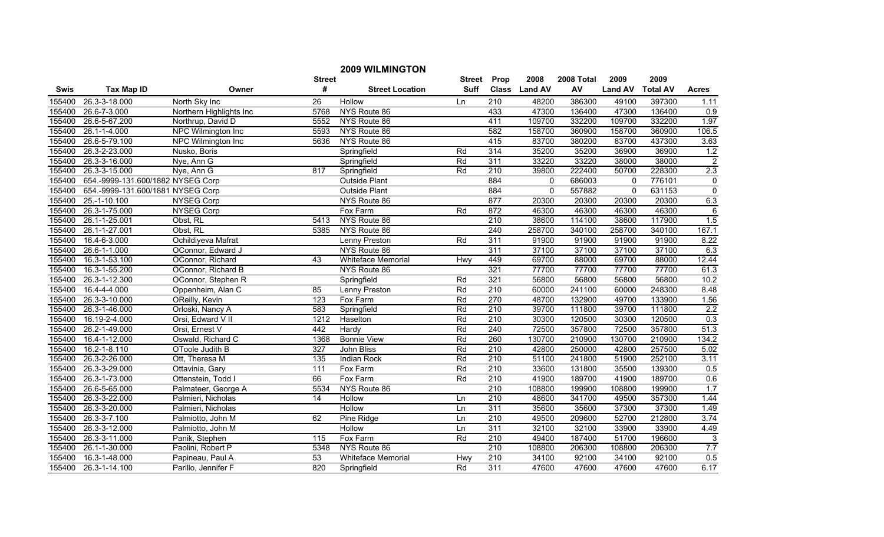# 2009 WILMINGTON

| Swis | Tax Map ID | Owner | Street # | Street Location | Street Suff | Prop Class | 2008 Land AV | 2008 Total AV | 2009 Land AV | 2009 Total AV | Acres |
|---|---|---|---|---|---|---|---|---|---|---|---|
| 155400 | 26.3-3-18.000 | North Sky Inc | 26 | Hollow | Ln | 210 | 48200 | 386300 | 49100 | 397300 | 1.11 |
| 155400 | 26.6-7-3.000 | Northern Highlights Inc | 5768 | NYS Route 86 | | 433 | 47300 | 136400 | 47300 | 136400 | 0.9 |
| 155400 | 26.6-5-67.200 | Northrup, David D | 5552 | NYS Route 86 | | 411 | 109700 | 332200 | 109700 | 332200 | 1.97 |
| 155400 | 26.1-1-4.000 | NPC Wilmington Inc | 5593 | NYS Route 86 | | 582 | 158700 | 360900 | 158700 | 360900 | 106.5 |
| 155400 | 26.6-5-79.100 | NPC Wilmington Inc | 5636 | NYS Route 86 | | 415 | 83700 | 380200 | 83700 | 437300 | 3.63 |
| 155400 | 26.3-2-23.000 | Nusko, Boris | | Springfield | Rd | 314 | 35200 | 35200 | 36900 | 36900 | 1.2 |
| 155400 | 26.3-3-16.000 | Nye, Ann G | | Springfield | Rd | 311 | 33220 | 33220 | 38000 | 38000 | 2 |
| 155400 | 26.3-3-15.000 | Nye, Ann G | 817 | Springfield | Rd | 210 | 39800 | 222400 | 50700 | 228300 | 2.3 |
| 155400 | 654.-9999-131.600/1882 | NYSEG Corp | | Outside Plant | | 884 | 0 | 686003 | 0 | 776101 | 0 |
| 155400 | 654.-9999-131.600/1881 | NYSEG Corp | | Outside Plant | | 884 | 0 | 557882 | 0 | 631153 | 0 |
| 155400 | 25.-1-10.100 | NYSEG Corp | | NYS Route 86 | | 877 | 20300 | 20300 | 20300 | 20300 | 6.3 |
| 155400 | 26.3-1-75.000 | NYSEG Corp | | Fox Farm | Rd | 872 | 46300 | 46300 | 46300 | 46300 | 6 |
| 155400 | 26.1-1-25.001 | Obst, RL | 5413 | NYS Route 86 | | 210 | 38600 | 114100 | 38600 | 117900 | 1.5 |
| 155400 | 26.1-1-27.001 | Obst, RL | 5385 | NYS Route 86 | | 240 | 258700 | 340100 | 258700 | 340100 | 167.1 |
| 155400 | 16.4-6-3.000 | Ochildiyeva Mafrat | | Lenny Preston | Rd | 311 | 91900 | 91900 | 91900 | 91900 | 8.22 |
| 155400 | 26.6-1-1.000 | OConnor, Edward J | | NYS Route 86 | | 311 | 37100 | 37100 | 37100 | 37100 | 6.3 |
| 155400 | 16.3-1-53.100 | OConnor, Richard | 43 | Whiteface Memorial | Hwy | 449 | 69700 | 88000 | 69700 | 88000 | 12.44 |
| 155400 | 16.3-1-55.200 | OConnor, Richard B | | NYS Route 86 | | 321 | 77700 | 77700 | 77700 | 77700 | 61.3 |
| 155400 | 26.3-1-12.300 | OConnor, Stephen R | | Springfield | Rd | 321 | 56800 | 56800 | 56800 | 56800 | 10.2 |
| 155400 | 16.4-4-4.000 | Oppenheim, Alan C | 85 | Lenny Preston | Rd | 210 | 60000 | 241100 | 60000 | 248300 | 8.48 |
| 155400 | 26.3-3-10.000 | OReilly, Kevin | 123 | Fox Farm | Rd | 270 | 48700 | 132900 | 49700 | 133900 | 1.56 |
| 155400 | 26.3-1-46.000 | Orloski, Nancy A | 583 | Springfield | Rd | 210 | 39700 | 111800 | 39700 | 111800 | 2.2 |
| 155400 | 16.19-2-4.000 | Orsi, Edward V II | 1212 | Haselton | Rd | 210 | 30300 | 120500 | 30300 | 120500 | 0.3 |
| 155400 | 26.2-1-49.000 | Orsi, Ernest V | 442 | Hardy | Rd | 240 | 72500 | 357800 | 72500 | 357800 | 51.3 |
| 155400 | 16.4-1-12.000 | Oswald, Richard C | 1368 | Bonnie View | Rd | 260 | 130700 | 210900 | 130700 | 210900 | 134.2 |
| 155400 | 16.2-1-8.110 | OToole Judith B | 327 | John Bliss | Rd | 210 | 42800 | 250000 | 42800 | 257500 | 5.02 |
| 155400 | 26.3-2-26.000 | Ott, Theresa M | 135 | Indian Rock | Rd | 210 | 51100 | 241800 | 51900 | 252100 | 3.11 |
| 155400 | 26.3-3-29.000 | Ottavinia, Gary | 111 | Fox Farm | Rd | 210 | 33600 | 131800 | 35500 | 139300 | 0.5 |
| 155400 | 26.3-1-73.000 | Ottenstein, Todd I | 66 | Fox Farm | Rd | 210 | 41900 | 189700 | 41900 | 189700 | 0.6 |
| 155400 | 26.6-5-65.000 | Palmateer, George A | 5534 | NYS Route 86 | | 210 | 108800 | 199900 | 108800 | 199900 | 1.7 |
| 155400 | 26.3-3-22.000 | Palmieri, Nicholas | 14 | Hollow | Ln | 210 | 48600 | 341700 | 49500 | 357300 | 1.44 |
| 155400 | 26.3-3-20.000 | Palmieri, Nicholas | | Hollow | Ln | 311 | 35600 | 35600 | 37300 | 37300 | 1.49 |
| 155400 | 26.3-3-7.100 | Palmiotto, John M | 62 | Pine Ridge | Ln | 210 | 49500 | 209600 | 52700 | 212800 | 3.74 |
| 155400 | 26.3-3-12.000 | Palmiotto, John M | | Hollow | Ln | 311 | 32100 | 32100 | 33900 | 33900 | 4.49 |
| 155400 | 26.3-3-11.000 | Panik, Stephen | 115 | Fox Farm | Rd | 210 | 49400 | 187400 | 51700 | 196600 | 3 |
| 155400 | 26.1-1-30.000 | Paolini, Robert P | 5348 | NYS Route 86 | | 210 | 108800 | 206300 | 108800 | 206300 | 7.7 |
| 155400 | 16.3-1-48.000 | Papineau, Paul A | 53 | Whiteface Memorial | Hwy | 210 | 34100 | 92100 | 34100 | 92100 | 0.5 |
| 155400 | 26.3-1-14.100 | Parillo, Jennifer F | 820 | Springfield | Rd | 311 | 47600 | 47600 | 47600 | 47600 | 6.17 |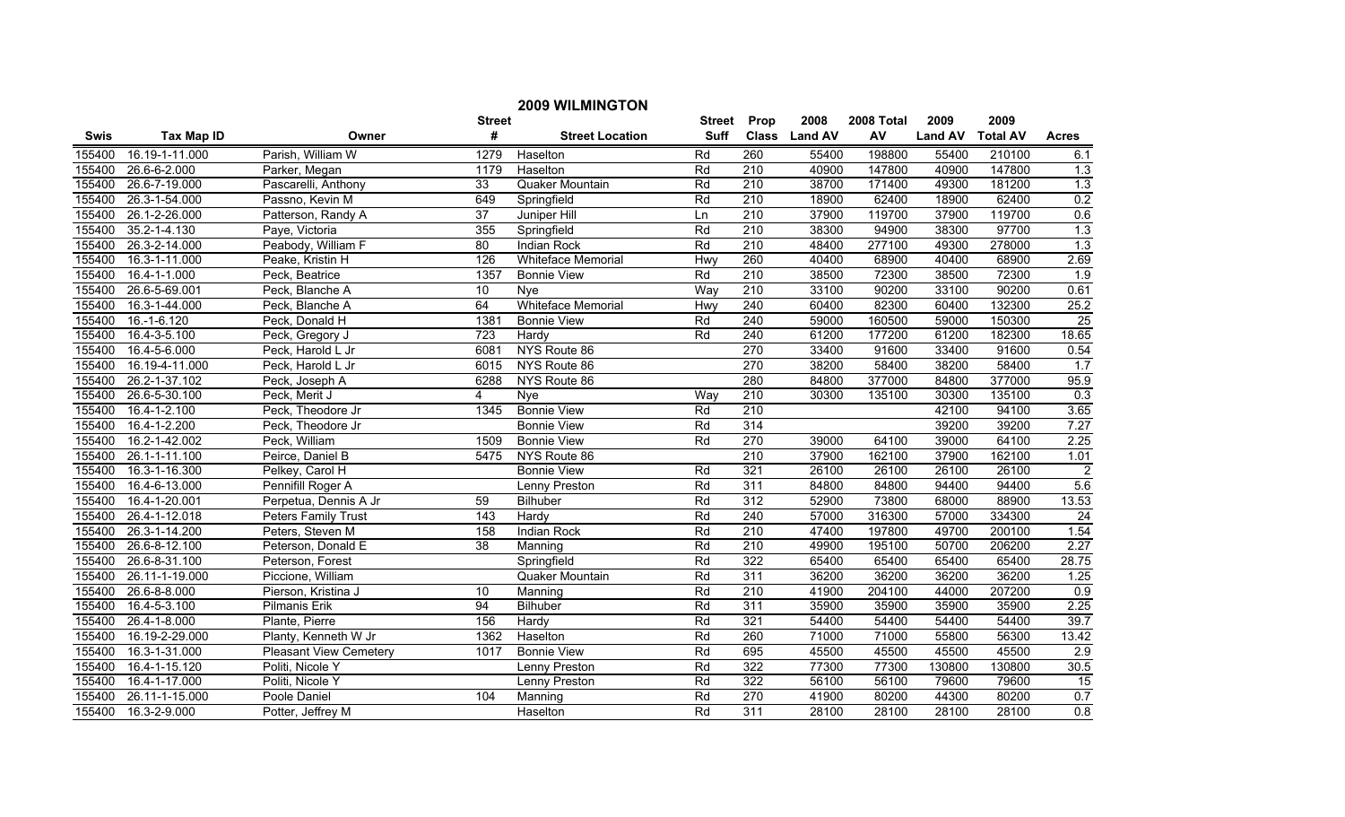## 2009 WILMINGTON

| Swis | Tax Map ID | Owner | Street # | Street Location | Street Suff | Prop Class | 2008 Land AV | 2008 Total AV | 2009 Land AV | 2009 Total AV | Acres |
|---|---|---|---|---|---|---|---|---|---|---|---|
| 155400 | 16.19-1-11.000 | Parish, William W | 1279 | Haselton | Rd | 260 | 55400 | 198800 | 55400 | 210100 | 6.1 |
| 155400 | 26.6-6-2.000 | Parker, Megan | 1179 | Haselton | Rd | 210 | 40900 | 147800 | 40900 | 147800 | 1.3 |
| 155400 | 26.6-7-19.000 | Pascarelli, Anthony | 33 | Quaker Mountain | Rd | 210 | 38700 | 171400 | 49300 | 181200 | 1.3 |
| 155400 | 26.3-1-54.000 | Passno, Kevin M | 649 | Springfield | Rd | 210 | 18900 | 62400 | 18900 | 62400 | 0.2 |
| 155400 | 26.1-2-26.000 | Patterson, Randy A | 37 | Juniper Hill | Ln | 210 | 37900 | 119700 | 37900 | 119700 | 0.6 |
| 155400 | 35.2-1-4.130 | Paye, Victoria | 355 | Springfield | Rd | 210 | 38300 | 94900 | 38300 | 97700 | 1.3 |
| 155400 | 26.3-2-14.000 | Peabody, William F | 80 | Indian Rock | Rd | 210 | 48400 | 277100 | 49300 | 278000 | 1.3 |
| 155400 | 16.3-1-11.000 | Peake, Kristin H | 126 | Whiteface Memorial | Hwy | 260 | 40400 | 68900 | 40400 | 68900 | 2.69 |
| 155400 | 16.4-1-1.000 | Peck, Beatrice | 1357 | Bonnie View | Rd | 210 | 38500 | 72300 | 38500 | 72300 | 1.9 |
| 155400 | 26.6-5-69.001 | Peck, Blanche A | 10 | Nye | Way | 210 | 33100 | 90200 | 33100 | 90200 | 0.61 |
| 155400 | 16.3-1-44.000 | Peck, Blanche A | 64 | Whiteface Memorial | Hwy | 240 | 60400 | 82300 | 60400 | 132300 | 25.2 |
| 155400 | 16.-1-6.120 | Peck, Donald H | 1381 | Bonnie View | Rd | 240 | 59000 | 160500 | 59000 | 150300 | 25 |
| 155400 | 16.4-3-5.100 | Peck, Gregory J | 723 | Hardy | Rd | 240 | 61200 | 177200 | 61200 | 182300 | 18.65 |
| 155400 | 16.4-5-6.000 | Peck, Harold L Jr | 6081 | NYS Route 86 | | 270 | 33400 | 91600 | 33400 | 91600 | 0.54 |
| 155400 | 16.19-4-11.000 | Peck, Harold L Jr | 6015 | NYS Route 86 | | 270 | 38200 | 58400 | 38200 | 58400 | 1.7 |
| 155400 | 26.2-1-37.102 | Peck, Joseph A | 6288 | NYS Route 86 | | 280 | 84800 | 377000 | 84800 | 377000 | 95.9 |
| 155400 | 26.6-5-30.100 | Peck, Merit J | 4 | Nye | Way | 210 | 30300 | 135100 | 30300 | 135100 | 0.3 |
| 155400 | 16.4-1-2.100 | Peck, Theodore Jr | 1345 | Bonnie View | Rd | 210 | | | 42100 | 94100 | 3.65 |
| 155400 | 16.4-1-2.200 | Peck, Theodore Jr | | Bonnie View | Rd | 314 | | | 39200 | 39200 | 7.27 |
| 155400 | 16.2-1-42.002 | Peck, William | 1509 | Bonnie View | Rd | 270 | 39000 | 64100 | 39000 | 64100 | 2.25 |
| 155400 | 26.1-1-11.100 | Peirce, Daniel B | 5475 | NYS Route 86 | | 210 | 37900 | 162100 | 37900 | 162100 | 1.01 |
| 155400 | 16.3-1-16.300 | Pelkey, Carol H | | Bonnie View | Rd | 321 | 26100 | 26100 | 26100 | 26100 | 2 |
| 155400 | 16.4-6-13.000 | Pennifill Roger A | | Lenny Preston | Rd | 311 | 84800 | 84800 | 94400 | 94400 | 5.6 |
| 155400 | 16.4-1-20.001 | Perpetua, Dennis A Jr | 59 | Bilhuber | Rd | 312 | 52900 | 73800 | 68000 | 88900 | 13.53 |
| 155400 | 26.4-1-12.018 | Peters Family Trust | 143 | Hardy | Rd | 240 | 57000 | 316300 | 57000 | 334300 | 24 |
| 155400 | 26.3-1-14.200 | Peters, Steven M | 158 | Indian Rock | Rd | 210 | 47400 | 197800 | 49700 | 200100 | 1.54 |
| 155400 | 26.6-8-12.100 | Peterson, Donald E | 38 | Manning | Rd | 210 | 49900 | 195100 | 50700 | 206200 | 2.27 |
| 155400 | 26.6-8-31.100 | Peterson, Forest | | Springfield | Rd | 322 | 65400 | 65400 | 65400 | 65400 | 28.75 |
| 155400 | 26.11-1-19.000 | Piccione, William | | Quaker Mountain | Rd | 311 | 36200 | 36200 | 36200 | 36200 | 1.25 |
| 155400 | 26.6-8-8.000 | Pierson, Kristina J | 10 | Manning | Rd | 210 | 41900 | 204100 | 44000 | 207200 | 0.9 |
| 155400 | 16.4-5-3.100 | Pilmanis Erik | 94 | Bilhuber | Rd | 311 | 35900 | 35900 | 35900 | 35900 | 2.25 |
| 155400 | 26.4-1-8.000 | Plante, Pierre | 156 | Hardy | Rd | 321 | 54400 | 54400 | 54400 | 54400 | 39.7 |
| 155400 | 16.19-2-29.000 | Planty, Kenneth W Jr | 1362 | Haselton | Rd | 260 | 71000 | 71000 | 55800 | 56300 | 13.42 |
| 155400 | 16.3-1-31.000 | Pleasant View Cemetery | 1017 | Bonnie View | Rd | 695 | 45500 | 45500 | 45500 | 45500 | 2.9 |
| 155400 | 16.4-1-15.120 | Politi, Nicole Y | | Lenny Preston | Rd | 322 | 77300 | 77300 | 130800 | 130800 | 30.5 |
| 155400 | 16.4-1-17.000 | Politi, Nicole Y | | Lenny Preston | Rd | 322 | 56100 | 56100 | 79600 | 79600 | 15 |
| 155400 | 26.11-1-15.000 | Poole Daniel | 104 | Manning | Rd | 270 | 41900 | 80200 | 44300 | 80200 | 0.7 |
| 155400 | 16.3-2-9.000 | Potter, Jeffrey M | | Haselton | Rd | 311 | 28100 | 28100 | 28100 | 28100 | 0.8 |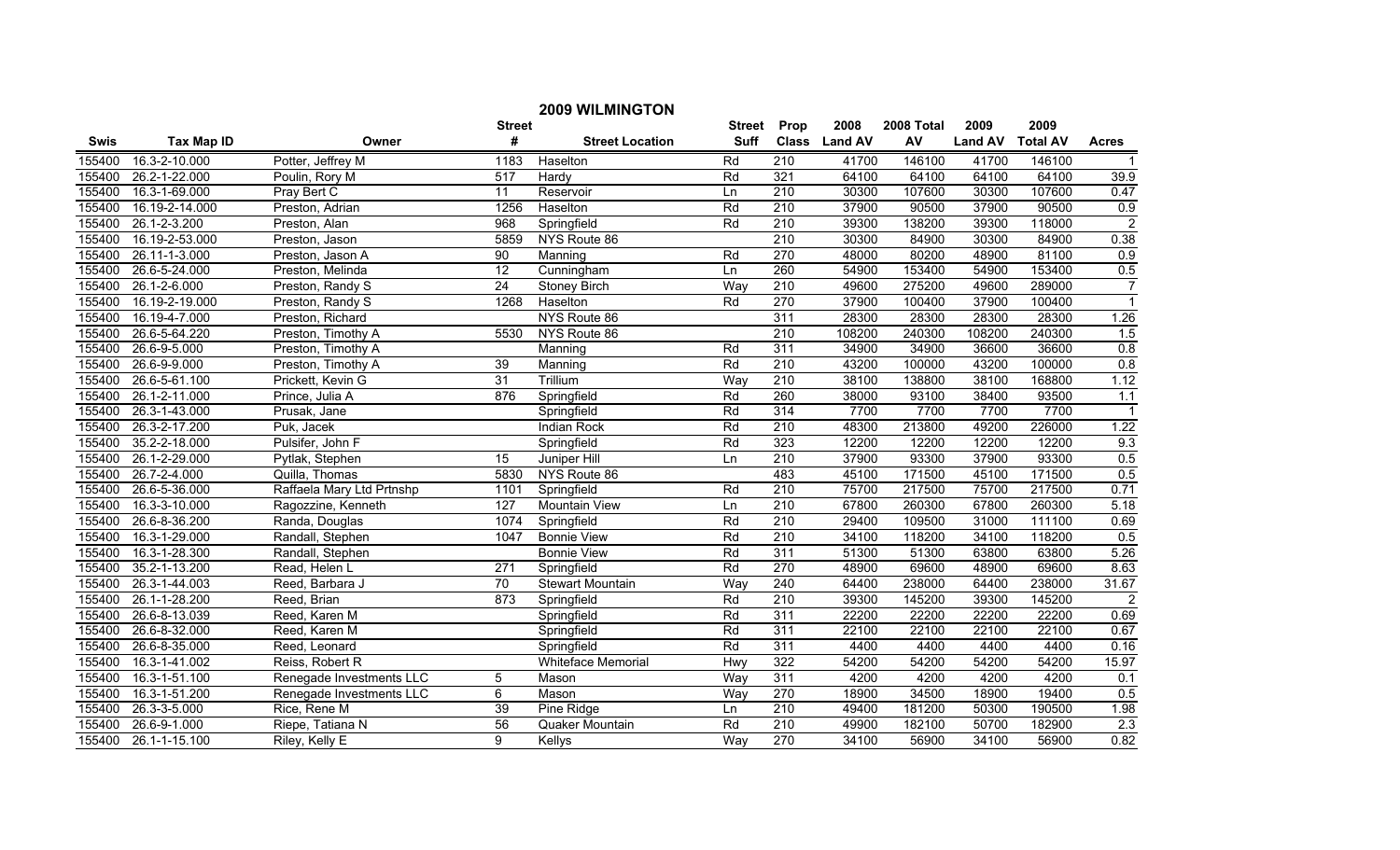# 2009 WILMINGTON

| Swis | Tax Map ID | Owner | Street # | Street Location | Street Suff | Prop Class | 2008 Land AV | 2008 Total AV | 2009 Land AV | 2009 Total AV | Acres |
|---|---|---|---|---|---|---|---|---|---|---|---|
| 155400 | 16.3-2-10.000 | Potter, Jeffrey M | 1183 | Haselton | Rd | 210 | 41700 | 146100 | 41700 | 146100 | 1 |
| 155400 | 26.2-1-22.000 | Poulin, Rory M | 517 | Hardy | Rd | 321 | 64100 | 64100 | 64100 | 64100 | 39.9 |
| 155400 | 16.3-1-69.000 | Pray Bert C | 11 | Reservoir | Ln | 210 | 30300 | 107600 | 30300 | 107600 | 0.47 |
| 155400 | 16.19-2-14.000 | Preston, Adrian | 1256 | Haselton | Rd | 210 | 37900 | 90500 | 37900 | 90500 | 0.9 |
| 155400 | 26.1-2-3.200 | Preston, Alan | 968 | Springfield | Rd | 210 | 39300 | 138200 | 39300 | 118000 | 2 |
| 155400 | 16.19-2-53.000 | Preston, Jason | 5859 | NYS Route 86 | | 210 | 30300 | 84900 | 30300 | 84900 | 0.38 |
| 155400 | 26.11-1-3.000 | Preston, Jason A | 90 | Manning | Rd | 270 | 48000 | 80200 | 48900 | 81100 | 0.9 |
| 155400 | 26.6-5-24.000 | Preston, Melinda | 12 | Cunningham | Ln | 260 | 54900 | 153400 | 54900 | 153400 | 0.5 |
| 155400 | 26.1-2-6.000 | Preston, Randy S | 24 | Stoney Birch | Way | 210 | 49600 | 275200 | 49600 | 289000 | 7 |
| 155400 | 16.19-2-19.000 | Preston, Randy S | 1268 | Haselton | Rd | 270 | 37900 | 100400 | 37900 | 100400 | 1 |
| 155400 | 16.19-4-7.000 | Preston, Richard | | NYS Route 86 | | 311 | 28300 | 28300 | 28300 | 28300 | 1.26 |
| 155400 | 26.6-5-64.220 | Preston, Timothy A | 5530 | NYS Route 86 | | 210 | 108200 | 240300 | 108200 | 240300 | 1.5 |
| 155400 | 26.6-9-5.000 | Preston, Timothy A | | Manning | Rd | 311 | 34900 | 34900 | 36600 | 36600 | 0.8 |
| 155400 | 26.6-9-9.000 | Preston, Timothy A | 39 | Manning | Rd | 210 | 43200 | 100000 | 43200 | 100000 | 0.8 |
| 155400 | 26.6-5-61.100 | Prickett, Kevin G | 31 | Trillium | Way | 210 | 38100 | 138800 | 38100 | 168800 | 1.12 |
| 155400 | 26.1-2-11.000 | Prince, Julia A | 876 | Springfield | Rd | 260 | 38000 | 93100 | 38400 | 93500 | 1.1 |
| 155400 | 26.3-1-43.000 | Prusak, Jane | | Springfield | Rd | 314 | 7700 | 7700 | 7700 | 7700 | 1 |
| 155400 | 26.3-2-17.200 | Puk, Jacek | | Indian Rock | Rd | 210 | 48300 | 213800 | 49200 | 226000 | 1.22 |
| 155400 | 35.2-2-18.000 | Pulsifer, John F | | Springfield | Rd | 323 | 12200 | 12200 | 12200 | 12200 | 9.3 |
| 155400 | 26.1-2-29.000 | Pytlak, Stephen | 15 | Juniper Hill | Ln | 210 | 37900 | 93300 | 37900 | 93300 | 0.5 |
| 155400 | 26.7-2-4.000 | Quilla, Thomas | 5830 | NYS Route 86 | | 483 | 45100 | 171500 | 45100 | 171500 | 0.5 |
| 155400 | 26.6-5-36.000 | Raffaela Mary Ltd Prtnshp | 1101 | Springfield | Rd | 210 | 75700 | 217500 | 75700 | 217500 | 0.71 |
| 155400 | 16.3-3-10.000 | Ragozzine, Kenneth | 127 | Mountain View | Ln | 210 | 67800 | 260300 | 67800 | 260300 | 5.18 |
| 155400 | 26.6-8-36.200 | Randa, Douglas | 1074 | Springfield | Rd | 210 | 29400 | 109500 | 31000 | 111100 | 0.69 |
| 155400 | 16.3-1-29.000 | Randall, Stephen | 1047 | Bonnie View | Rd | 210 | 34100 | 118200 | 34100 | 118200 | 0.5 |
| 155400 | 16.3-1-28.300 | Randall, Stephen | | Bonnie View | Rd | 311 | 51300 | 51300 | 63800 | 63800 | 5.26 |
| 155400 | 35.2-1-13.200 | Read, Helen L | 271 | Springfield | Rd | 270 | 48900 | 69600 | 48900 | 69600 | 8.63 |
| 155400 | 26.3-1-44.003 | Reed, Barbara J | 70 | Stewart Mountain | Way | 240 | 64400 | 238000 | 64400 | 238000 | 31.67 |
| 155400 | 26.1-1-28.200 | Reed, Brian | 873 | Springfield | Rd | 210 | 39300 | 145200 | 39300 | 145200 | 2 |
| 155400 | 26.6-8-13.039 | Reed, Karen M | | Springfield | Rd | 311 | 22200 | 22200 | 22200 | 22200 | 0.69 |
| 155400 | 26.6-8-32.000 | Reed, Karen M | | Springfield | Rd | 311 | 22100 | 22100 | 22100 | 22100 | 0.67 |
| 155400 | 26.6-8-35.000 | Reed, Leonard | | Springfield | Rd | 311 | 4400 | 4400 | 4400 | 4400 | 0.16 |
| 155400 | 16.3-1-41.002 | Reiss, Robert R | | Whiteface Memorial | Hwy | 322 | 54200 | 54200 | 54200 | 54200 | 15.97 |
| 155400 | 16.3-1-51.100 | Renegade Investments LLC | 5 | Mason | Way | 311 | 4200 | 4200 | 4200 | 4200 | 0.1 |
| 155400 | 16.3-1-51.200 | Renegade Investments LLC | 6 | Mason | Way | 270 | 18900 | 34500 | 18900 | 19400 | 0.5 |
| 155400 | 26.3-3-5.000 | Rice, Rene M | 39 | Pine Ridge | Ln | 210 | 49400 | 181200 | 50300 | 190500 | 1.98 |
| 155400 | 26.6-9-1.000 | Riepe, Tatiana N | 56 | Quaker Mountain | Rd | 210 | 49900 | 182100 | 50700 | 182900 | 2.3 |
| 155400 | 26.1-1-15.100 | Riley, Kelly E | 9 | Kellys | Way | 270 | 34100 | 56900 | 34100 | 56900 | 0.82 |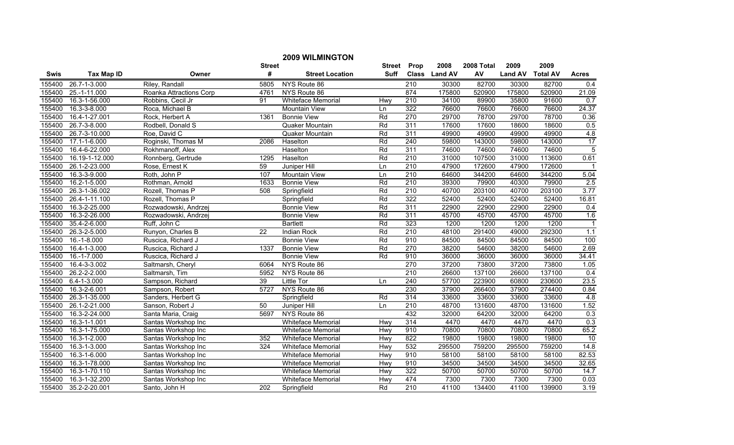## 2009 WILMINGTON

| Swis | Tax Map ID | Owner | Street # | Street Location | Street Suff | Prop Class | 2008 Land AV | 2008 Total AV | 2009 Land AV | 2009 Total AV | Acres |
|---|---|---|---|---|---|---|---|---|---|---|---|
| 155400 | 26.7-1-3.000 | Riley, Randall | 5805 | NYS Route 86 | | 210 | 30300 | 82700 | 30300 | 82700 | 0.4 |
| 155400 | 25.-1-11.000 | Roanka Attractions Corp | 4761 | NYS Route 86 | | 874 | 175800 | 520900 | 175800 | 520900 | 21.09 |
| 155400 | 16.3-1-56.000 | Robbins, Cecil Jr | 91 | Whiteface Memorial | Hwy | 210 | 34100 | 89900 | 35800 | 91600 | 0.7 |
| 155400 | 16.3-3-8.000 | Roca, Michael B | | Mountain View | Ln | 322 | 76600 | 76600 | 76600 | 76600 | 24.37 |
| 155400 | 16.4-1-27.001 | Rock, Herbert A | 1361 | Bonnie View | Rd | 270 | 29700 | 78700 | 29700 | 78700 | 0.36 |
| 155400 | 26.7-3-8.000 | Rodbell, Donald S | | Quaker Mountain | Rd | 311 | 17600 | 17600 | 18600 | 18600 | 0.5 |
| 155400 | 26.7-3-10.000 | Roe, David C | | Quaker Mountain | Rd | 311 | 49900 | 49900 | 49900 | 49900 | 4.8 |
| 155400 | 17.1-1-6.000 | Roginski, Thomas M | 2086 | Haselton | Rd | 240 | 59800 | 143000 | 59800 | 143000 | 17 |
| 155400 | 16.4-6-22.000 | Rokhmanoff, Alex | | Haselton | Rd | 311 | 74600 | 74600 | 74600 | 74600 | 5 |
| 155400 | 16.19-1-12.000 | Ronnberg, Gertrude | 1295 | Haselton | Rd | 210 | 31000 | 107500 | 31000 | 113600 | 0.61 |
| 155400 | 26.1-2-23.000 | Rose, Ernest K | 59 | Juniper Hill | Ln | 210 | 47900 | 172600 | 47900 | 172600 | 1 |
| 155400 | 16.3-3-9.000 | Roth, John P | 107 | Mountain View | Ln | 210 | 64600 | 344200 | 64600 | 344200 | 5.04 |
| 155400 | 16.2-1-5.000 | Rothman, Arnold | 1633 | Bonnie View | Rd | 210 | 39300 | 79900 | 40300 | 79900 | 2.5 |
| 155400 | 26.3-1-36.002 | Rozell, Thomas P | 508 | Springfield | Rd | 210 | 40700 | 203100 | 40700 | 203100 | 3.77 |
| 155400 | 26.4-1-11.100 | Rozell, Thomas P | | Springfield | Rd | 322 | 52400 | 52400 | 52400 | 52400 | 16.81 |
| 155400 | 16.3-2-25.000 | Rozwadowski, Andrzej | | Bonnie View | Rd | 311 | 22900 | 22900 | 22900 | 22900 | 0.4 |
| 155400 | 16.3-2-26.000 | Rozwadowski, Andrzej | | Bonnie View | Rd | 311 | 45700 | 45700 | 45700 | 45700 | 1.6 |
| 155400 | 35.4-2-6.000 | Ruff, John C | | Bartlett | Rd | 323 | 1200 | 1200 | 1200 | 1200 | 1 |
| 155400 | 26.3-2-5.000 | Runyon, Charles B | 22 | Indian Rock | Rd | 210 | 48100 | 291400 | 49000 | 292300 | 1.1 |
| 155400 | 16.-1-8.000 | Ruscica, Richard J | | Bonnie View | Rd | 910 | 84500 | 84500 | 84500 | 84500 | 100 |
| 155400 | 16.4-1-3.000 | Ruscica, Richard J | 1337 | Bonnie View | Rd | 270 | 38200 | 54600 | 38200 | 54600 | 2.69 |
| 155400 | 16.-1-7.000 | Ruscica, Richard J | | Bonnie View | Rd | 910 | 36000 | 36000 | 36000 | 36000 | 34.41 |
| 155400 | 16.4-3-3.002 | Saltmarsh, Cheryl | 6064 | NYS Route 86 | | 270 | 37200 | 73800 | 37200 | 73800 | 1.05 |
| 155400 | 26.2-2-2.000 | Saltmarsh, Tim | 5952 | NYS Route 86 | | 210 | 26600 | 137100 | 26600 | 137100 | 0.4 |
| 155400 | 6.4-1-3.000 | Sampson, Richard | 39 | Little Tor | Ln | 240 | 57700 | 223900 | 60800 | 230600 | 23.5 |
| 155400 | 16.3-2-6.001 | Sampson, Robert | 5727 | NYS Route 86 | | 230 | 37900 | 266400 | 37900 | 274400 | 0.84 |
| 155400 | 26.3-1-35.000 | Sanders, Herbert G | | Springfield | Rd | 314 | 33600 | 33600 | 33600 | 33600 | 4.8 |
| 155400 | 26.1-2-21.000 | Sanson, Robert J | 50 | Juniper Hill | Ln | 210 | 48700 | 131600 | 48700 | 131600 | 1.52 |
| 155400 | 16.3-2-24.000 | Santa Maria, Craig | 5697 | NYS Route 86 | | 432 | 32000 | 64200 | 32000 | 64200 | 0.3 |
| 155400 | 16.3-1-1.001 | Santas Workshop Inc | | Whiteface Memorial | Hwy | 314 | 4470 | 4470 | 4470 | 4470 | 0.3 |
| 155400 | 16.3-1-75.000 | Santas Workshop Inc | | Whiteface Memorial | Hwy | 910 | 70800 | 70800 | 70800 | 70800 | 65.2 |
| 155400 | 16.3-1-2.000 | Santas Workshop Inc | 352 | Whiteface Memorial | Hwy | 822 | 19800 | 19800 | 19800 | 19800 | 10 |
| 155400 | 16.3-1-3.000 | Santas Workshop Inc | 324 | Whiteface Memorial | Hwy | 532 | 295500 | 759200 | 295500 | 759200 | 14.8 |
| 155400 | 16.3-1-6.000 | Santas Workshop Inc | | Whiteface Memorial | Hwy | 910 | 58100 | 58100 | 58100 | 58100 | 82.53 |
| 155400 | 16.3-1-78.000 | Santas Workshop Inc | | Whiteface Memorial | Hwy | 910 | 34500 | 34500 | 34500 | 34500 | 32.65 |
| 155400 | 16.3-1-70.110 | Santas Workshop Inc | | Whiteface Memorial | Hwy | 322 | 50700 | 50700 | 50700 | 50700 | 14.7 |
| 155400 | 16.3-1-32.200 | Santas Workshop Inc | | Whiteface Memorial | Hwy | 474 | 7300 | 7300 | 7300 | 7300 | 0.03 |
| 155400 | 35.2-2-20.001 | Santo, John H | 202 | Springfield | Rd | 210 | 41100 | 134400 | 41100 | 139900 | 3.19 |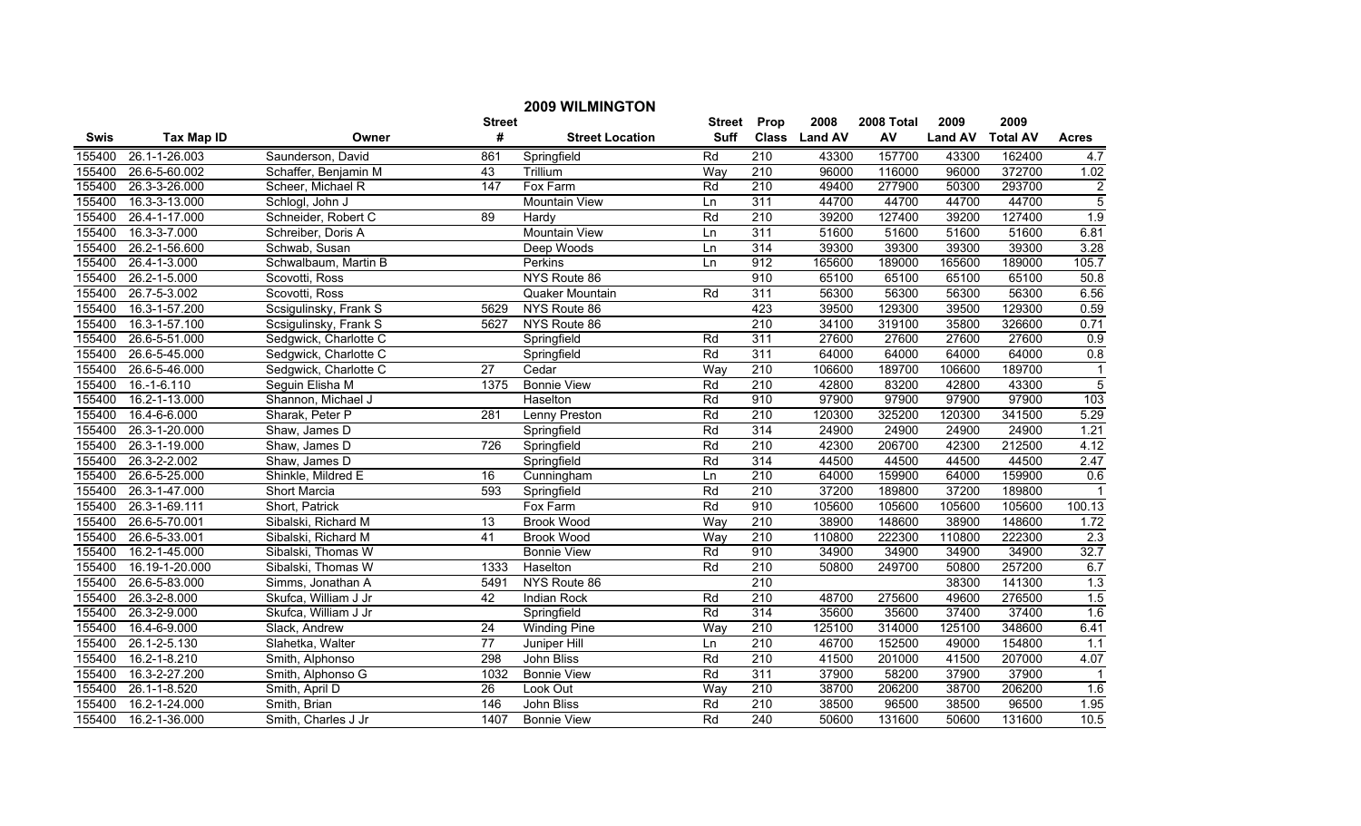# 2009 WILMINGTON

| Swis | Tax Map ID | Owner | Street # | Street Location | Street Suff | Prop Class | 2008 Land AV | 2008 Total AV | 2009 Land AV | 2009 Total AV | Acres |
|---|---|---|---|---|---|---|---|---|---|---|---|
| 155400 | 26.1-1-26.003 | Saunderson, David | 861 | Springfield | Rd | 210 | 43300 | 157700 | 43300 | 162400 | 4.7 |
| 155400 | 26.6-5-60.002 | Schaffer, Benjamin M | 43 | Trillium | Way | 210 | 96000 | 116000 | 96000 | 372700 | 1.02 |
| 155400 | 26.3-3-26.000 | Scheer, Michael R | 147 | Fox Farm | Rd | 210 | 49400 | 277900 | 50300 | 293700 | 2 |
| 155400 | 16.3-3-13.000 | Schlogl, John J | | Mountain View | Ln | 311 | 44700 | 44700 | 44700 | 44700 | 5 |
| 155400 | 26.4-1-17.000 | Schneider, Robert C | 89 | Hardy | Rd | 210 | 39200 | 127400 | 39200 | 127400 | 1.9 |
| 155400 | 16.3-3-7.000 | Schreiber, Doris A | | Mountain View | Ln | 311 | 51600 | 51600 | 51600 | 51600 | 6.81 |
| 155400 | 26.2-1-56.600 | Schwab, Susan | | Deep Woods | Ln | 314 | 39300 | 39300 | 39300 | 39300 | 3.28 |
| 155400 | 26.4-1-3.000 | Schwalbaum, Martin B | | Perkins | Ln | 912 | 165600 | 189000 | 165600 | 189000 | 105.7 |
| 155400 | 26.2-1-5.000 | Scovotti, Ross | | NYS Route 86 | | 910 | 65100 | 65100 | 65100 | 65100 | 50.8 |
| 155400 | 26.7-5-3.002 | Scovotti, Ross | | Quaker Mountain | Rd | 311 | 56300 | 56300 | 56300 | 56300 | 6.56 |
| 155400 | 16.3-1-57.200 | Scsigulinsky, Frank S | 5629 | NYS Route 86 | | 423 | 39500 | 129300 | 39500 | 129300 | 0.59 |
| 155400 | 16.3-1-57.100 | Scsigulinsky, Frank S | 5627 | NYS Route 86 | | 210 | 34100 | 319100 | 35800 | 326600 | 0.71 |
| 155400 | 26.6-5-51.000 | Sedgwick, Charlotte C | | Springfield | Rd | 311 | 27600 | 27600 | 27600 | 27600 | 0.9 |
| 155400 | 26.6-5-45.000 | Sedgwick, Charlotte C | | Springfield | Rd | 311 | 64000 | 64000 | 64000 | 64000 | 0.8 |
| 155400 | 26.6-5-46.000 | Sedgwick, Charlotte C | 27 | Cedar | Way | 210 | 106600 | 189700 | 106600 | 189700 | 1 |
| 155400 | 16.-1-6.110 | Seguin Elisha M | 1375 | Bonnie View | Rd | 210 | 42800 | 83200 | 42800 | 43300 | 5 |
| 155400 | 16.2-1-13.000 | Shannon, Michael J | | Haselton | Rd | 910 | 97900 | 97900 | 97900 | 97900 | 103 |
| 155400 | 16.4-6-6.000 | Sharak, Peter P | 281 | Lenny Preston | Rd | 210 | 120300 | 325200 | 120300 | 341500 | 5.29 |
| 155400 | 26.3-1-20.000 | Shaw, James D | | Springfield | Rd | 314 | 24900 | 24900 | 24900 | 24900 | 1.21 |
| 155400 | 26.3-1-19.000 | Shaw, James D | 726 | Springfield | Rd | 210 | 42300 | 206700 | 42300 | 212500 | 4.12 |
| 155400 | 26.3-2-2.002 | Shaw, James D | | Springfield | Rd | 314 | 44500 | 44500 | 44500 | 44500 | 2.47 |
| 155400 | 26.6-5-25.000 | Shinkle, Mildred E | 16 | Cunningham | Ln | 210 | 64000 | 159900 | 64000 | 159900 | 0.6 |
| 155400 | 26.3-1-47.000 | Short Marcia | 593 | Springfield | Rd | 210 | 37200 | 189800 | 37200 | 189800 | 1 |
| 155400 | 26.3-1-69.111 | Short, Patrick | | Fox Farm | Rd | 910 | 105600 | 105600 | 105600 | 105600 | 100.13 |
| 155400 | 26.6-5-70.001 | Sibalski, Richard M | 13 | Brook Wood | Way | 210 | 38900 | 148600 | 38900 | 148600 | 1.72 |
| 155400 | 26.6-5-33.001 | Sibalski, Richard M | 41 | Brook Wood | Way | 210 | 110800 | 222300 | 110800 | 222300 | 2.3 |
| 155400 | 16.2-1-45.000 | Sibalski, Thomas W | | Bonnie View | Rd | 910 | 34900 | 34900 | 34900 | 34900 | 32.7 |
| 155400 | 16.19-1-20.000 | Sibalski, Thomas W | 1333 | Haselton | Rd | 210 | 50800 | 249700 | 50800 | 257200 | 6.7 |
| 155400 | 26.6-5-83.000 | Simms, Jonathan A | 5491 | NYS Route 86 | | 210 | | | 38300 | 141300 | 1.3 |
| 155400 | 26.3-2-8.000 | Skufca, William J Jr | 42 | Indian Rock | Rd | 210 | 48700 | 275600 | 49600 | 276500 | 1.5 |
| 155400 | 26.3-2-9.000 | Skufca, William J Jr | | Springfield | Rd | 314 | 35600 | 35600 | 37400 | 37400 | 1.6 |
| 155400 | 16.4-6-9.000 | Slack, Andrew | 24 | Winding Pine | Way | 210 | 125100 | 314000 | 125100 | 348600 | 6.41 |
| 155400 | 26.1-2-5.130 | Slahetka, Walter | 77 | Juniper Hill | Ln | 210 | 46700 | 152500 | 49000 | 154800 | 1.1 |
| 155400 | 16.2-1-8.210 | Smith, Alphonso | 298 | John Bliss | Rd | 210 | 41500 | 201000 | 41500 | 207000 | 4.07 |
| 155400 | 16.3-2-27.200 | Smith, Alphonso G | 1032 | Bonnie View | Rd | 311 | 37900 | 58200 | 37900 | 37900 | 1 |
| 155400 | 26.1-1-8.520 | Smith, April D | 26 | Look Out | Way | 210 | 38700 | 206200 | 38700 | 206200 | 1.6 |
| 155400 | 16.2-1-24.000 | Smith, Brian | 146 | John Bliss | Rd | 210 | 38500 | 96500 | 38500 | 96500 | 1.95 |
| 155400 | 16.2-1-36.000 | Smith, Charles J Jr | 1407 | Bonnie View | Rd | 240 | 50600 | 131600 | 50600 | 131600 | 10.5 |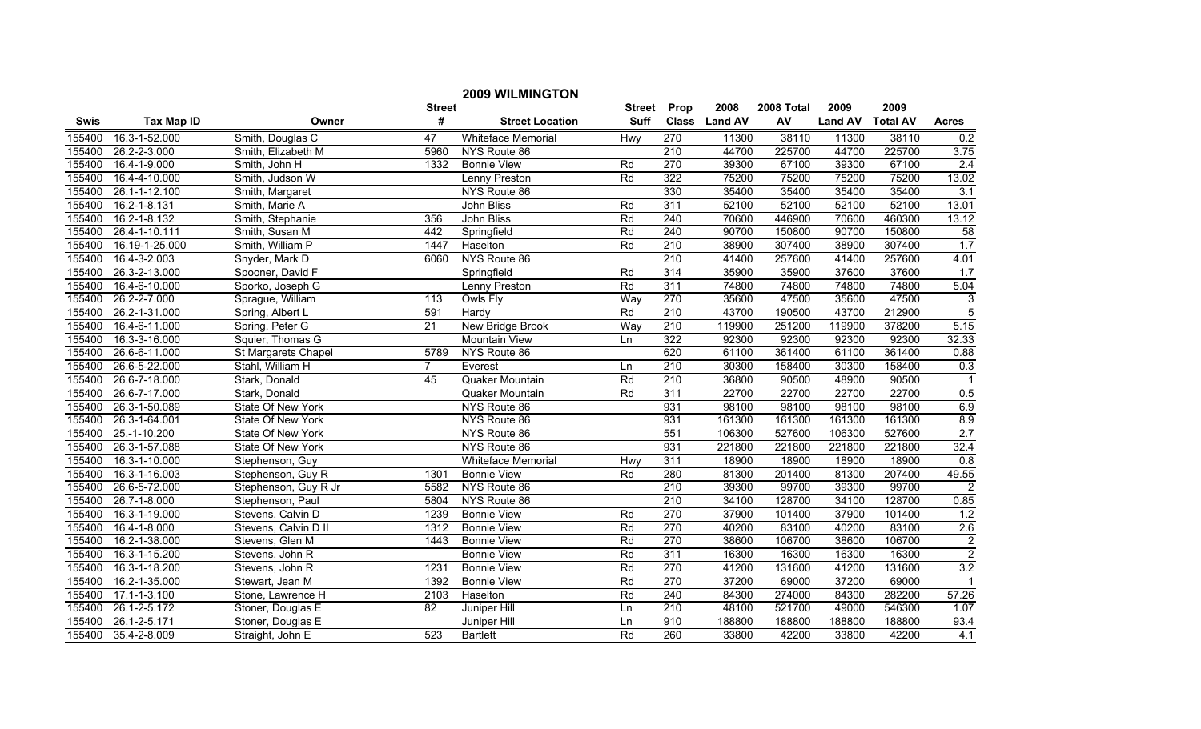# 2009 WILMINGTON

| Swis | Tax Map ID | Owner | Street # | Street Location | Street Suff | Prop Class | 2008 Land AV | 2008 Total AV | 2009 Land AV | 2009 Total AV | Acres |
|---|---|---|---|---|---|---|---|---|---|---|---|
| 155400 | 16.3-1-52.000 | Smith, Douglas C | 47 | Whiteface Memorial | Hwy | 270 | 11300 | 38110 | 11300 | 38110 | 0.2 |
| 155400 | 26.2-2-3.000 | Smith, Elizabeth M | 5960 | NYS Route 86 | | 210 | 44700 | 225700 | 44700 | 225700 | 3.75 |
| 155400 | 16.4-1-9.000 | Smith, John H | 1332 | Bonnie View | Rd | 270 | 39300 | 67100 | 39300 | 67100 | 2.4 |
| 155400 | 16.4-4-10.000 | Smith, Judson W | | Lenny Preston | Rd | 322 | 75200 | 75200 | 75200 | 75200 | 13.02 |
| 155400 | 26.1-1-12.100 | Smith, Margaret | | NYS Route 86 | | 330 | 35400 | 35400 | 35400 | 35400 | 3.1 |
| 155400 | 16.2-1-8.131 | Smith, Marie A | | John Bliss | Rd | 311 | 52100 | 52100 | 52100 | 52100 | 13.01 |
| 155400 | 16.2-1-8.132 | Smith, Stephanie | 356 | John Bliss | Rd | 240 | 70600 | 446900 | 70600 | 460300 | 13.12 |
| 155400 | 26.4-1-10.111 | Smith, Susan M | 442 | Springfield | Rd | 240 | 90700 | 150800 | 90700 | 150800 | 58 |
| 155400 | 16.19-1-25.000 | Smith, William P | 1447 | Haselton | Rd | 210 | 38900 | 307400 | 38900 | 307400 | 1.7 |
| 155400 | 16.4-3-2.003 | Snyder, Mark D | 6060 | NYS Route 86 | | 210 | 41400 | 257600 | 41400 | 257600 | 4.01 |
| 155400 | 26.3-2-13.000 | Spooner, David F | | Springfield | Rd | 314 | 35900 | 35900 | 37600 | 37600 | 1.7 |
| 155400 | 16.4-6-10.000 | Sporko, Joseph G | | Lenny Preston | Rd | 311 | 74800 | 74800 | 74800 | 74800 | 5.04 |
| 155400 | 26.2-2-7.000 | Sprague, William | 113 | Owls Fly | Way | 270 | 35600 | 47500 | 35600 | 47500 | 3 |
| 155400 | 26.2-1-31.000 | Spring, Albert L | 591 | Hardy | Rd | 210 | 43700 | 190500 | 43700 | 212900 | 5 |
| 155400 | 16.4-6-11.000 | Spring, Peter G | 21 | New Bridge Brook | Way | 210 | 119900 | 251200 | 119900 | 378200 | 5.15 |
| 155400 | 16.3-3-16.000 | Squier, Thomas G | | Mountain View | Ln | 322 | 92300 | 92300 | 92300 | 92300 | 32.33 |
| 155400 | 26.6-6-11.000 | St Margarets Chapel | 5789 | NYS Route 86 | | 620 | 61100 | 361400 | 61100 | 361400 | 0.88 |
| 155400 | 26.6-5-22.000 | Stahl, William H | 7 | Everest | Ln | 210 | 30300 | 158400 | 30300 | 158400 | 0.3 |
| 155400 | 26.6-7-18.000 | Stark, Donald | 45 | Quaker Mountain | Rd | 210 | 36800 | 90500 | 48900 | 90500 | 1 |
| 155400 | 26.6-7-17.000 | Stark, Donald | | Quaker Mountain | Rd | 311 | 22700 | 22700 | 22700 | 22700 | 0.5 |
| 155400 | 26.3-1-50.089 | State Of New York | | NYS Route 86 | | 931 | 98100 | 98100 | 98100 | 98100 | 6.9 |
| 155400 | 26.3-1-64.001 | State Of New York | | NYS Route 86 | | 931 | 161300 | 161300 | 161300 | 161300 | 8.9 |
| 155400 | 25.-1-10.200 | State Of New York | | NYS Route 86 | | 551 | 106300 | 527600 | 106300 | 527600 | 2.7 |
| 155400 | 26.3-1-57.088 | State Of New York | | NYS Route 86 | | 931 | 221800 | 221800 | 221800 | 221800 | 32.4 |
| 155400 | 16.3-1-10.000 | Stephenson, Guy | | Whiteface Memorial | Hwy | 311 | 18900 | 18900 | 18900 | 18900 | 0.8 |
| 155400 | 16.3-1-16.003 | Stephenson, Guy R | 1301 | Bonnie View | Rd | 280 | 81300 | 201400 | 81300 | 207400 | 49.55 |
| 155400 | 26.6-5-72.000 | Stephenson, Guy R Jr | 5582 | NYS Route 86 | | 210 | 39300 | 99700 | 39300 | 99700 | 2 |
| 155400 | 26.7-1-8.000 | Stephenson, Paul | 5804 | NYS Route 86 | | 210 | 34100 | 128700 | 34100 | 128700 | 0.85 |
| 155400 | 16.3-1-19.000 | Stevens, Calvin D | 1239 | Bonnie View | Rd | 270 | 37900 | 101400 | 37900 | 101400 | 1.2 |
| 155400 | 16.4-1-8.000 | Stevens, Calvin D II | 1312 | Bonnie View | Rd | 270 | 40200 | 83100 | 40200 | 83100 | 2.6 |
| 155400 | 16.2-1-38.000 | Stevens, Glen M | 1443 | Bonnie View | Rd | 270 | 38600 | 106700 | 38600 | 106700 | 2 |
| 155400 | 16.3-1-15.200 | Stevens, John R | | Bonnie View | Rd | 311 | 16300 | 16300 | 16300 | 16300 | 2 |
| 155400 | 16.3-1-18.200 | Stevens, John R | 1231 | Bonnie View | Rd | 270 | 41200 | 131600 | 41200 | 131600 | 3.2 |
| 155400 | 16.2-1-35.000 | Stewart, Jean M | 1392 | Bonnie View | Rd | 270 | 37200 | 69000 | 37200 | 69000 | 1 |
| 155400 | 17.1-1-3.100 | Stone, Lawrence H | 2103 | Haselton | Rd | 240 | 84300 | 274000 | 84300 | 282200 | 57.26 |
| 155400 | 26.1-2-5.172 | Stoner, Douglas E | 82 | Juniper Hill | Ln | 210 | 48100 | 521700 | 49000 | 546300 | 1.07 |
| 155400 | 26.1-2-5.171 | Stoner, Douglas E | | Juniper Hill | Ln | 910 | 188800 | 188800 | 188800 | 188800 | 93.4 |
| 155400 | 35.4-2-8.009 | Straight, John E | 523 | Bartlett | Rd | 260 | 33800 | 42200 | 33800 | 42200 | 4.1 |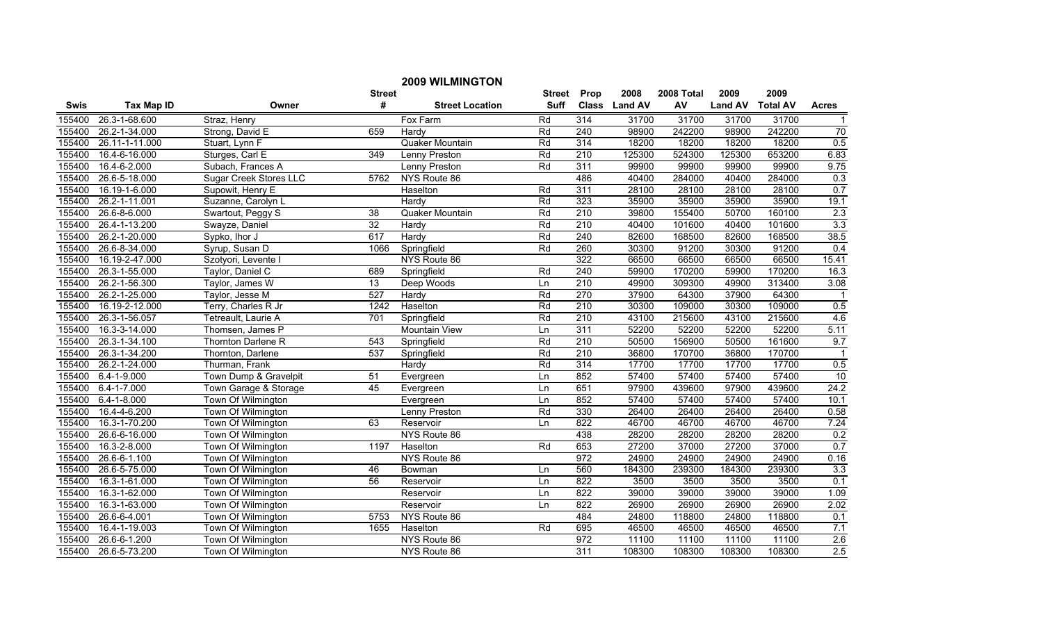# 2009 WILMINGTON

| Swis | Tax Map ID | Owner | Street # | Street Location | Street Suff | Prop Class | 2008 Land AV | 2008 Total AV | 2009 Land AV | 2009 Total AV | Acres |
|---|---|---|---|---|---|---|---|---|---|---|---|
| 155400 | 26.3-1-68.600 | Straz, Henry | | Fox Farm | Rd | 314 | 31700 | 31700 | 31700 | 31700 | 1 |
| 155400 | 26.2-1-34.000 | Strong, David E | 659 | Hardy | Rd | 240 | 98900 | 242200 | 98900 | 242200 | 70 |
| 155400 | 26.11-1-11.000 | Stuart, Lynn F | | Quaker Mountain | Rd | 314 | 18200 | 18200 | 18200 | 18200 | 0.5 |
| 155400 | 16.4-6-16.000 | Sturges, Carl E | 349 | Lenny Preston | Rd | 210 | 125300 | 524300 | 125300 | 653200 | 6.83 |
| 155400 | 16.4-6-2.000 | Subach, Frances A | | Lenny Preston | Rd | 311 | 99900 | 99900 | 99900 | 99900 | 9.75 |
| 155400 | 26.6-5-18.000 | Sugar Creek Stores LLC | 5762 | NYS Route 86 | | 486 | 40400 | 284000 | 40400 | 284000 | 0.3 |
| 155400 | 16.19-1-6.000 | Supowit, Henry E | | Haselton | Rd | 311 | 28100 | 28100 | 28100 | 28100 | 0.7 |
| 155400 | 26.2-1-11.001 | Suzanne, Carolyn L | | Hardy | Rd | 323 | 35900 | 35900 | 35900 | 35900 | 19.1 |
| 155400 | 26.6-8-6.000 | Swartout, Peggy S | 38 | Quaker Mountain | Rd | 210 | 39800 | 155400 | 50700 | 160100 | 2.3 |
| 155400 | 26.4-1-13.200 | Swayze, Daniel | 32 | Hardy | Rd | 210 | 40400 | 101600 | 40400 | 101600 | 3.3 |
| 155400 | 26.2-1-20.000 | Sypko, Ihor J | 617 | Hardy | Rd | 240 | 82600 | 168500 | 82600 | 168500 | 38.5 |
| 155400 | 26.6-8-34.000 | Syrup, Susan D | 1066 | Springfield | Rd | 260 | 30300 | 91200 | 30300 | 91200 | 0.4 |
| 155400 | 16.19-2-47.000 | Szotyori, Levente I | | NYS Route 86 | | 322 | 66500 | 66500 | 66500 | 66500 | 15.41 |
| 155400 | 26.3-1-55.000 | Taylor, Daniel C | 689 | Springfield | Rd | 240 | 59900 | 170200 | 59900 | 170200 | 16.3 |
| 155400 | 26.2-1-56.300 | Taylor, James W | 13 | Deep Woods | Ln | 210 | 49900 | 309300 | 49900 | 313400 | 3.08 |
| 155400 | 26.2-1-25.000 | Taylor, Jesse M | 527 | Hardy | Rd | 270 | 37900 | 64300 | 37900 | 64300 | 1 |
| 155400 | 16.19-2-12.000 | Terry, Charles R Jr | 1242 | Haselton | Rd | 210 | 30300 | 109000 | 30300 | 109000 | 0.5 |
| 155400 | 26.3-1-56.057 | Tetreault, Laurie A | 701 | Springfield | Rd | 210 | 43100 | 215600 | 43100 | 215600 | 4.6 |
| 155400 | 16.3-3-14.000 | Thomsen, James P | | Mountain View | Ln | 311 | 52200 | 52200 | 52200 | 52200 | 5.11 |
| 155400 | 26.3-1-34.100 | Thornton Darlene R | 543 | Springfield | Rd | 210 | 50500 | 156900 | 50500 | 161600 | 9.7 |
| 155400 | 26.3-1-34.200 | Thornton, Darlene | 537 | Springfield | Rd | 210 | 36800 | 170700 | 36800 | 170700 | 1 |
| 155400 | 26.2-1-24.000 | Thurman, Frank | | Hardy | Rd | 314 | 17700 | 17700 | 17700 | 17700 | 0.5 |
| 155400 | 6.4-1-9.000 | Town Dump & Gravelpit | 51 | Evergreen | Ln | 852 | 57400 | 57400 | 57400 | 57400 | 10 |
| 155400 | 6.4-1-7.000 | Town Garage & Storage | 45 | Evergreen | Ln | 651 | 97900 | 439600 | 97900 | 439600 | 24.2 |
| 155400 | 6.4-1-8.000 | Town Of Wilmington | | Evergreen | Ln | 852 | 57400 | 57400 | 57400 | 57400 | 10.1 |
| 155400 | 16.4-4-6.200 | Town Of Wilmington | | Lenny Preston | Rd | 330 | 26400 | 26400 | 26400 | 26400 | 0.58 |
| 155400 | 16.3-1-70.200 | Town Of Wilmington | 63 | Reservoir | Ln | 822 | 46700 | 46700 | 46700 | 46700 | 7.24 |
| 155400 | 26.6-6-16.000 | Town Of Wilmington | | NYS Route 86 | | 438 | 28200 | 28200 | 28200 | 28200 | 0.2 |
| 155400 | 16.3-2-8.000 | Town Of Wilmington | 1197 | Haselton | Rd | 653 | 27200 | 37000 | 27200 | 37000 | 0.7 |
| 155400 | 26.6-6-1.100 | Town Of Wilmington | | NYS Route 86 | | 972 | 24900 | 24900 | 24900 | 24900 | 0.16 |
| 155400 | 26.6-5-75.000 | Town Of Wilmington | 46 | Bowman | Ln | 560 | 184300 | 239300 | 184300 | 239300 | 3.3 |
| 155400 | 16.3-1-61.000 | Town Of Wilmington | 56 | Reservoir | Ln | 822 | 3500 | 3500 | 3500 | 3500 | 0.1 |
| 155400 | 16.3-1-62.000 | Town Of Wilmington | | Reservoir | Ln | 822 | 39000 | 39000 | 39000 | 39000 | 1.09 |
| 155400 | 16.3-1-63.000 | Town Of Wilmington | | Reservoir | Ln | 822 | 26900 | 26900 | 26900 | 26900 | 2.02 |
| 155400 | 26.6-6-4.001 | Town Of Wilmington | 5753 | NYS Route 86 | | 484 | 24800 | 118800 | 24800 | 118800 | 0.1 |
| 155400 | 16.4-1-19.003 | Town Of Wilmington | 1655 | Haselton | Rd | 695 | 46500 | 46500 | 46500 | 46500 | 7.1 |
| 155400 | 26.6-6-1.200 | Town Of Wilmington | | NYS Route 86 | | 972 | 11100 | 11100 | 11100 | 11100 | 2.6 |
| 155400 | 26.6-5-73.200 | Town Of Wilmington | | NYS Route 86 | | 311 | 108300 | 108300 | 108300 | 108300 | 2.5 |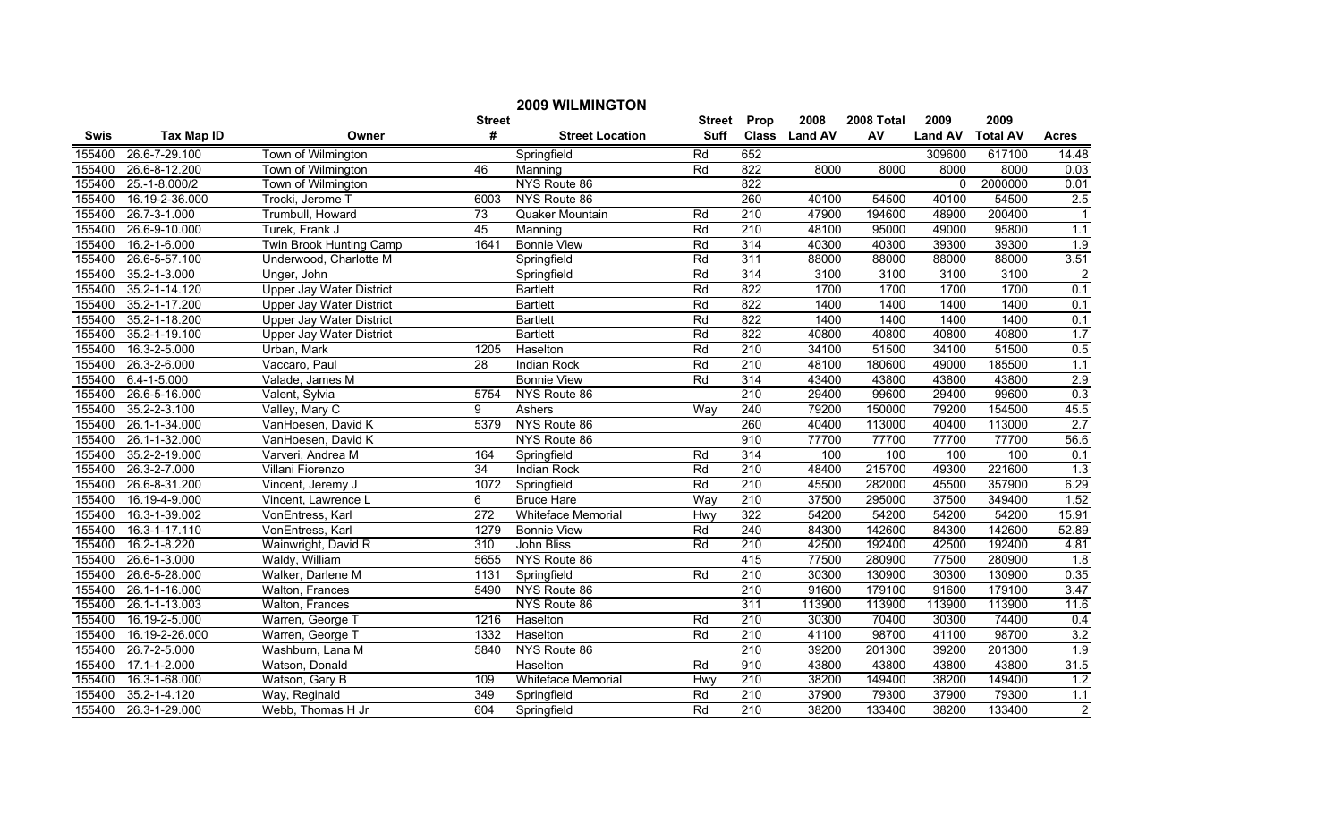## 2009 WILMINGTON

| Swis | Tax Map ID | Owner | Street # | Street Location | Street Suff | Prop Class | 2008 Land AV | 2008 Total AV | 2009 Land AV | 2009 Total AV | Acres |
|---|---|---|---|---|---|---|---|---|---|---|---|
| 155400 | 26.6-7-29.100 | Town of Wilmington | | Springfield | Rd | 652 | | | 309600 | 617100 | 14.48 |
| 155400 | 26.6-8-12.200 | Town of Wilmington | 46 | Manning | Rd | 822 | 8000 | 8000 | 8000 | 8000 | 0.03 |
| 155400 | 25.-1-8.000/2 | Town of Wilmington | | NYS Route 86 | | 822 | | | 0 | 2000000 | 0.01 |
| 155400 | 16.19-2-36.000 | Trocki, Jerome T | 6003 | NYS Route 86 | | 260 | 40100 | 54500 | 40100 | 54500 | 2.5 |
| 155400 | 26.7-3-1.000 | Trumbull, Howard | 73 | Quaker Mountain | Rd | 210 | 47900 | 194600 | 48900 | 200400 | 1 |
| 155400 | 26.6-9-10.000 | Turek, Frank J | 45 | Manning | Rd | 210 | 48100 | 95000 | 49000 | 95800 | 1.1 |
| 155400 | 16.2-1-6.000 | Twin Brook Hunting Camp | 1641 | Bonnie View | Rd | 314 | 40300 | 40300 | 39300 | 39300 | 1.9 |
| 155400 | 26.6-5-57.100 | Underwood, Charlotte M | | Springfield | Rd | 311 | 88000 | 88000 | 88000 | 88000 | 3.51 |
| 155400 | 35.2-1-3.000 | Unger, John | | Springfield | Rd | 314 | 3100 | 3100 | 3100 | 3100 | 2 |
| 155400 | 35.2-1-14.120 | Upper Jay Water District | | Bartlett | Rd | 822 | 1700 | 1700 | 1700 | 1700 | 0.1 |
| 155400 | 35.2-1-17.200 | Upper Jay Water District | | Bartlett | Rd | 822 | 1400 | 1400 | 1400 | 1400 | 0.1 |
| 155400 | 35.2-1-18.200 | Upper Jay Water District | | Bartlett | Rd | 822 | 1400 | 1400 | 1400 | 1400 | 0.1 |
| 155400 | 35.2-1-19.100 | Upper Jay Water District | | Bartlett | Rd | 822 | 40800 | 40800 | 40800 | 40800 | 1.7 |
| 155400 | 16.3-2-5.000 | Urban, Mark | 1205 | Haselton | Rd | 210 | 34100 | 51500 | 34100 | 51500 | 0.5 |
| 155400 | 26.3-2-6.000 | Vaccaro, Paul | 28 | Indian Rock | Rd | 210 | 48100 | 180600 | 49000 | 185500 | 1.1 |
| 155400 | 6.4-1-5.000 | Valade, James M | | Bonnie View | Rd | 314 | 43400 | 43800 | 43800 | 43800 | 2.9 |
| 155400 | 26.6-5-16.000 | Valent, Sylvia | 5754 | NYS Route 86 | | 210 | 29400 | 99600 | 29400 | 99600 | 0.3 |
| 155400 | 35.2-2-3.100 | Valley, Mary C | 9 | Ashers | Way | 240 | 79200 | 150000 | 79200 | 154500 | 45.5 |
| 155400 | 26.1-1-34.000 | VanHoesen, David K | 5379 | NYS Route 86 | | 260 | 40400 | 113000 | 40400 | 113000 | 2.7 |
| 155400 | 26.1-1-32.000 | VanHoesen, David K | | NYS Route 86 | | 910 | 77700 | 77700 | 77700 | 77700 | 56.6 |
| 155400 | 35.2-2-19.000 | Varveri, Andrea M | 164 | Springfield | Rd | 314 | 100 | 100 | 100 | 100 | 0.1 |
| 155400 | 26.3-2-7.000 | Villani Fiorenzo | 34 | Indian Rock | Rd | 210 | 48400 | 215700 | 49300 | 221600 | 1.3 |
| 155400 | 26.6-8-31.200 | Vincent, Jeremy J | 1072 | Springfield | Rd | 210 | 45500 | 282000 | 45500 | 357900 | 6.29 |
| 155400 | 16.19-4-9.000 | Vincent, Lawrence L | 6 | Bruce Hare | Way | 210 | 37500 | 295000 | 37500 | 349400 | 1.52 |
| 155400 | 16.3-1-39.002 | VonEntress, Karl | 272 | Whiteface Memorial | Hwy | 322 | 54200 | 54200 | 54200 | 54200 | 15.91 |
| 155400 | 16.3-1-17.110 | VonEntress, Karl | 1279 | Bonnie View | Rd | 240 | 84300 | 142600 | 84300 | 142600 | 52.89 |
| 155400 | 16.2-1-8.220 | Wainwright, David R | 310 | John Bliss | Rd | 210 | 42500 | 192400 | 42500 | 192400 | 4.81 |
| 155400 | 26.6-1-3.000 | Waldy, William | 5655 | NYS Route 86 | | 415 | 77500 | 280900 | 77500 | 280900 | 1.8 |
| 155400 | 26.6-5-28.000 | Walker, Darlene M | 1131 | Springfield | Rd | 210 | 30300 | 130900 | 30300 | 130900 | 0.35 |
| 155400 | 26.1-1-16.000 | Walton, Frances | 5490 | NYS Route 86 | | 210 | 91600 | 179100 | 91600 | 179100 | 3.47 |
| 155400 | 26.1-1-13.003 | Walton, Frances | | NYS Route 86 | | 311 | 113900 | 113900 | 113900 | 113900 | 11.6 |
| 155400 | 16.19-2-5.000 | Warren, George T | 1216 | Haselton | Rd | 210 | 30300 | 70400 | 30300 | 74400 | 0.4 |
| 155400 | 16.19-2-26.000 | Warren, George T | 1332 | Haselton | Rd | 210 | 41100 | 98700 | 41100 | 98700 | 3.2 |
| 155400 | 26.7-2-5.000 | Washburn, Lana M | 5840 | NYS Route 86 | | 210 | 39200 | 201300 | 39200 | 201300 | 1.9 |
| 155400 | 17.1-1-2.000 | Watson, Donald | | Haselton | Rd | 910 | 43800 | 43800 | 43800 | 43800 | 31.5 |
| 155400 | 16.3-1-68.000 | Watson, Gary B | 109 | Whiteface Memorial | Hwy | 210 | 38200 | 149400 | 38200 | 149400 | 1.2 |
| 155400 | 35.2-1-4.120 | Way, Reginald | 349 | Springfield | Rd | 210 | 37900 | 79300 | 37900 | 79300 | 1.1 |
| 155400 | 26.3-1-29.000 | Webb, Thomas H Jr | 604 | Springfield | Rd | 210 | 38200 | 133400 | 38200 | 133400 | 2 |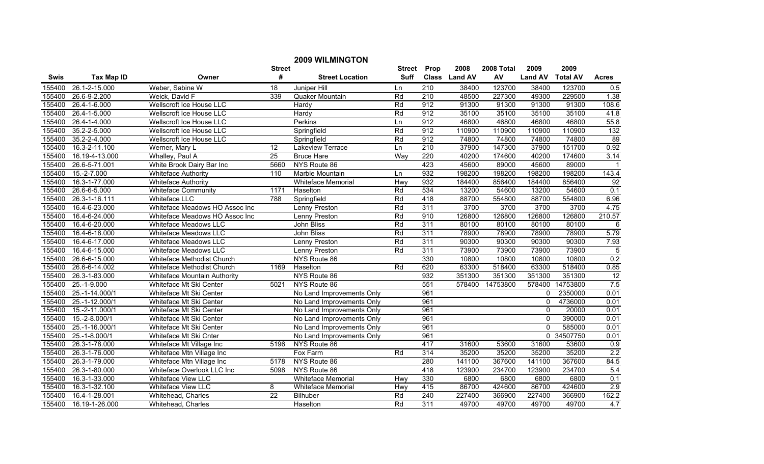# 2009 WILMINGTON

| Swis | Tax Map ID | Owner | Street # | Street Location | Street Suff | Prop Class | 2008 Land AV | 2008 Total AV | 2009 Land AV | 2009 Total AV | Acres |
|---|---|---|---|---|---|---|---|---|---|---|---|
| 155400 | 26.1-2-15.000 | Weber, Sabine W | 18 | Juniper Hill | Ln | 210 | 38400 | 123700 | 38400 | 123700 | 0.5 |
| 155400 | 26.6-9-2.200 | Weick, David F | 339 | Quaker Mountain | Rd | 210 | 48500 | 227300 | 49300 | 229500 | 1.38 |
| 155400 | 26.4-1-6.000 | Wellscroft Ice House LLC | | Hardy | Rd | 912 | 91300 | 91300 | 91300 | 91300 | 108.6 |
| 155400 | 26.4-1-5.000 | Wellscroft Ice House LLC | | Hardy | Rd | 912 | 35100 | 35100 | 35100 | 35100 | 41.8 |
| 155400 | 26.4-1-4.000 | Wellscroft Ice House LLC | | Perkins | Ln | 912 | 46800 | 46800 | 46800 | 46800 | 55.8 |
| 155400 | 35.2-2-5.000 | Wellscroft Ice House LLC | | Springfield | Rd | 912 | 110900 | 110900 | 110900 | 110900 | 132 |
| 155400 | 35.2-2-4.000 | Wellscroft Ice House LLC | | Springfield | Rd | 912 | 74800 | 74800 | 74800 | 74800 | 89 |
| 155400 | 16.3-2-11.100 | Werner, Mary L | 12 | Lakeview Terrace | Ln | 210 | 37900 | 147300 | 37900 | 151700 | 0.92 |
| 155400 | 16.19-4-13.000 | Whalley, Paul A | 25 | Bruce Hare | Way | 220 | 40200 | 174600 | 40200 | 174600 | 3.14 |
| 155400 | 26.6-5-71.001 | White Brook Dairy Bar Inc | 5660 | NYS Route 86 | | 423 | 45600 | 89000 | 45600 | 89000 | 1 |
| 155400 | 15.-2-7.000 | Whiteface Authority | 110 | Marble Mountain | Ln | 932 | 198200 | 198200 | 198200 | 198200 | 143.4 |
| 155400 | 16.3-1-77.000 | Whiteface Authority | | Whiteface Memorial | Hwy | 932 | 184400 | 856400 | 184400 | 856400 | 92 |
| 155400 | 26.6-6-5.000 | Whiteface Community | 1171 | Haselton | Rd | 534 | 13200 | 54600 | 13200 | 54600 | 0.1 |
| 155400 | 26.3-1-16.111 | Whiteface LLC | 788 | Springfield | Rd | 418 | 88700 | 554800 | 88700 | 554800 | 6.96 |
| 155400 | 16.4-6-23.000 | Whiteface Meadows HO Assoc Inc | | Lenny Preston | Rd | 311 | 3700 | 3700 | 3700 | 3700 | 4.75 |
| 155400 | 16.4-6-24.000 | Whiteface Meadows HO Assoc Inc | | Lenny Preston | Rd | 910 | 126800 | 126800 | 126800 | 126800 | 210.57 |
| 155400 | 16.4-6-20.000 | Whiteface Meadows LLC | | John Bliss | Rd | 311 | 80100 | 80100 | 80100 | 80100 | 6 |
| 155400 | 16.4-6-18.000 | Whiteface Meadows LLC | | John Bliss | Rd | 311 | 78900 | 78900 | 78900 | 78900 | 5.79 |
| 155400 | 16.4-6-17.000 | Whiteface Meadows LLC | | Lenny Preston | Rd | 311 | 90300 | 90300 | 90300 | 90300 | 7.93 |
| 155400 | 16.4-6-15.000 | Whiteface Meadows LLC | | Lenny Preston | Rd | 311 | 73900 | 73900 | 73900 | 73900 | 5 |
| 155400 | 26.6-6-15.000 | Whiteface Methodist Church | | NYS Route 86 | | 330 | 10800 | 10800 | 10800 | 10800 | 0.2 |
| 155400 | 26.6-6-14.002 | Whiteface Methodist Church | 1169 | Haselton | Rd | 620 | 63300 | 518400 | 63300 | 518400 | 0.85 |
| 155400 | 26.3-1-83.000 | Whiteface Mountain Authority | | NYS Route 86 | | 932 | 351300 | 351300 | 351300 | 351300 | 12 |
| 155400 | 25.-1-9.000 | Whiteface Mt Ski Center | 5021 | NYS Route 86 | | 551 | 578400 | 14753800 | 578400 | 14753800 | 7.5 |
| 155400 | 25.-1-14.000/1 | Whiteface Mt Ski Center | | No Land Improvements Only | | 961 | | | 0 | 2350000 | 0.01 |
| 155400 | 25.-1-12.000/1 | Whiteface Mt Ski Center | | No Land Improvements Only | | 961 | | | 0 | 4736000 | 0.01 |
| 155400 | 15.-2-11.000/1 | Whiteface Mt Ski Center | | No Land Improvements Only | | 961 | | | 0 | 20000 | 0.01 |
| 155400 | 15.-2-8.000/1 | Whiteface Mt Ski Center | | No Land Improvements Only | | 961 | | | 0 | 390000 | 0.01 |
| 155400 | 25.-1-16.000/1 | Whiteface Mt Ski Center | | No Land Improvements Only | | 961 | | | 0 | 585000 | 0.01 |
| 155400 | 25.-1-8.000/1 | Whiteface Mt Ski Cnter | | No Land Improvements Only | | 961 | | | 0 | 34507750 | 0.01 |
| 155400 | 26.3-1-78.000 | Whiteface Mt Village Inc | 5196 | NYS Route 86 | | 417 | 31600 | 53600 | 31600 | 53600 | 0.9 |
| 155400 | 26.3-1-76.000 | Whiteface Mtn Village Inc | | Fox Farm | Rd | 314 | 35200 | 35200 | 35200 | 35200 | 2.2 |
| 155400 | 26.3-1-79.000 | Whiteface Mtn Village Inc | 5178 | NYS Route 86 | | 280 | 141100 | 367600 | 141100 | 367600 | 84.5 |
| 155400 | 26.3-1-80.000 | Whiteface Overlook LLC Inc | 5098 | NYS Route 86 | | 418 | 123900 | 234700 | 123900 | 234700 | 5.4 |
| 155400 | 16.3-1-33.000 | Whiteface View LLC | | Whiteface Memorial | Hwy | 330 | 6800 | 6800 | 6800 | 6800 | 0.1 |
| 155400 | 16.3-1-32.100 | Whiteface View LLC | 8 | Whiteface Memorial | Hwy | 415 | 86700 | 424600 | 86700 | 424600 | 2.9 |
| 155400 | 16.4-1-28.001 | Whitehead, Charles | 22 | Bilhuber | Rd | 240 | 227400 | 366900 | 227400 | 366900 | 162.2 |
| 155400 | 16.19-1-26.000 | Whitehead, Charles | | Haselton | Rd | 311 | 49700 | 49700 | 49700 | 49700 | 4.7 |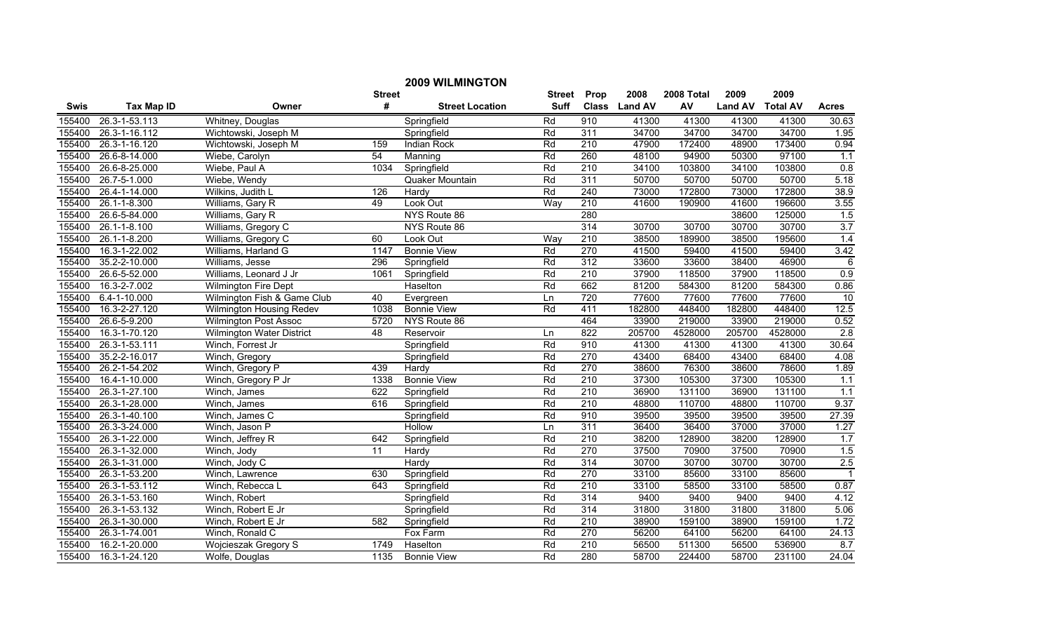# 2009 WILMINGTON

| Swis | Tax Map ID | Owner | Street # | Street Location | Street Suff | Prop Class | 2008 Land AV | 2008 Total AV | 2009 Land AV | 2009 Total AV | Acres |
|---|---|---|---|---|---|---|---|---|---|---|---|
| 155400 | 26.3-1-53.113 | Whitney, Douglas | | Springfield | Rd | 910 | 41300 | 41300 | 41300 | 41300 | 30.63 |
| 155400 | 26.3-1-16.112 | Wichtowski, Joseph M | | Springfield | Rd | 311 | 34700 | 34700 | 34700 | 34700 | 1.95 |
| 155400 | 26.3-1-16.120 | Wichtowski, Joseph M | 159 | Indian Rock | Rd | 210 | 47900 | 172400 | 48900 | 173400 | 0.94 |
| 155400 | 26.6-8-14.000 | Wiebe, Carolyn | 54 | Manning | Rd | 260 | 48100 | 94900 | 50300 | 97100 | 1.1 |
| 155400 | 26.6-8-25.000 | Wiebe, Paul A | 1034 | Springfield | Rd | 210 | 34100 | 103800 | 34100 | 103800 | 0.8 |
| 155400 | 26.7-5-1.000 | Wiebe, Wendy | | Quaker Mountain | Rd | 311 | 50700 | 50700 | 50700 | 50700 | 5.18 |
| 155400 | 26.4-1-14.000 | Wilkins, Judith L | 126 | Hardy | Rd | 240 | 73000 | 172800 | 73000 | 172800 | 38.9 |
| 155400 | 26.1-1-8.300 | Williams, Gary R | 49 | Look Out | Way | 210 | 41600 | 190900 | 41600 | 196600 | 3.55 |
| 155400 | 26.6-5-84.000 | Williams, Gary R | | NYS Route 86 | | 280 | | | 38600 | 125000 | 1.5 |
| 155400 | 26.1-1-8.100 | Williams, Gregory C | | NYS Route 86 | | 314 | 30700 | 30700 | 30700 | 30700 | 3.7 |
| 155400 | 26.1-1-8.200 | Williams, Gregory C | 60 | Look Out | Way | 210 | 38500 | 189900 | 38500 | 195600 | 1.4 |
| 155400 | 16.3-1-22.002 | Williams, Harland G | 1147 | Bonnie View | Rd | 270 | 41500 | 59400 | 41500 | 59400 | 3.42 |
| 155400 | 35.2-2-10.000 | Williams, Jesse | 296 | Springfield | Rd | 312 | 33600 | 33600 | 38400 | 46900 | 6 |
| 155400 | 26.6-5-52.000 | Williams, Leonard J Jr | 1061 | Springfield | Rd | 210 | 37900 | 118500 | 37900 | 118500 | 0.9 |
| 155400 | 16.3-2-7.002 | Wilmington Fire Dept | | Haselton | Rd | 662 | 81200 | 584300 | 81200 | 584300 | 0.86 |
| 155400 | 6.4-1-10.000 | Wilmington Fish & Game Club | 40 | Evergreen | Ln | 720 | 77600 | 77600 | 77600 | 77600 | 10 |
| 155400 | 16.3-2-27.120 | Wilmington Housing Redev | 1038 | Bonnie View | Rd | 411 | 182800 | 448400 | 182800 | 448400 | 12.5 |
| 155400 | 26.6-5-9.200 | Wilmington Post Assoc | 5720 | NYS Route 86 | | 464 | 33900 | 219000 | 33900 | 219000 | 0.52 |
| 155400 | 16.3-1-70.120 | Wilmington Water District | 48 | Reservoir | Ln | 822 | 205700 | 4528000 | 205700 | 4528000 | 2.8 |
| 155400 | 26.3-1-53.111 | Winch, Forrest Jr | | Springfield | Rd | 910 | 41300 | 41300 | 41300 | 41300 | 30.64 |
| 155400 | 35.2-2-16.017 | Winch, Gregory | | Springfield | Rd | 270 | 43400 | 68400 | 43400 | 68400 | 4.08 |
| 155400 | 26.2-1-54.202 | Winch, Gregory P | 439 | Hardy | Rd | 270 | 38600 | 76300 | 38600 | 78600 | 1.89 |
| 155400 | 16.4-1-10.000 | Winch, Gregory P Jr | 1338 | Bonnie View | Rd | 210 | 37300 | 105300 | 37300 | 105300 | 1.1 |
| 155400 | 26.3-1-27.100 | Winch, James | 622 | Springfield | Rd | 210 | 36900 | 131100 | 36900 | 131100 | 1.1 |
| 155400 | 26.3-1-28.000 | Winch, James | 616 | Springfield | Rd | 210 | 48800 | 110700 | 48800 | 110700 | 9.37 |
| 155400 | 26.3-1-40.100 | Winch, James C | | Springfield | Rd | 910 | 39500 | 39500 | 39500 | 39500 | 27.39 |
| 155400 | 26.3-3-24.000 | Winch, Jason P | | Hollow | Ln | 311 | 36400 | 36400 | 37000 | 37000 | 1.27 |
| 155400 | 26.3-1-22.000 | Winch, Jeffrey R | 642 | Springfield | Rd | 210 | 38200 | 128900 | 38200 | 128900 | 1.7 |
| 155400 | 26.3-1-32.000 | Winch, Jody | 11 | Hardy | Rd | 270 | 37500 | 70900 | 37500 | 70900 | 1.5 |
| 155400 | 26.3-1-31.000 | Winch, Jody C | | Hardy | Rd | 314 | 30700 | 30700 | 30700 | 30700 | 2.5 |
| 155400 | 26.3-1-53.200 | Winch, Lawrence | 630 | Springfield | Rd | 270 | 33100 | 85600 | 33100 | 85600 | 1 |
| 155400 | 26.3-1-53.112 | Winch, Rebecca L | 643 | Springfield | Rd | 210 | 33100 | 58500 | 33100 | 58500 | 0.87 |
| 155400 | 26.3-1-53.160 | Winch, Robert | | Springfield | Rd | 314 | 9400 | 9400 | 9400 | 9400 | 4.12 |
| 155400 | 26.3-1-53.132 | Winch, Robert E Jr | | Springfield | Rd | 314 | 31800 | 31800 | 31800 | 31800 | 5.06 |
| 155400 | 26.3-1-30.000 | Winch, Robert E Jr | 582 | Springfield | Rd | 210 | 38900 | 159100 | 38900 | 159100 | 1.72 |
| 155400 | 26.3-1-74.001 | Winch, Ronald C | | Fox Farm | Rd | 270 | 56200 | 64100 | 56200 | 64100 | 24.13 |
| 155400 | 16.2-1-20.000 | Wojcieszak Gregory S | 1749 | Haselton | Rd | 210 | 56500 | 511300 | 56500 | 536900 | 8.7 |
| 155400 | 16.3-1-24.120 | Wolfe, Douglas | 1135 | Bonnie View | Rd | 280 | 58700 | 224400 | 58700 | 231100 | 24.04 |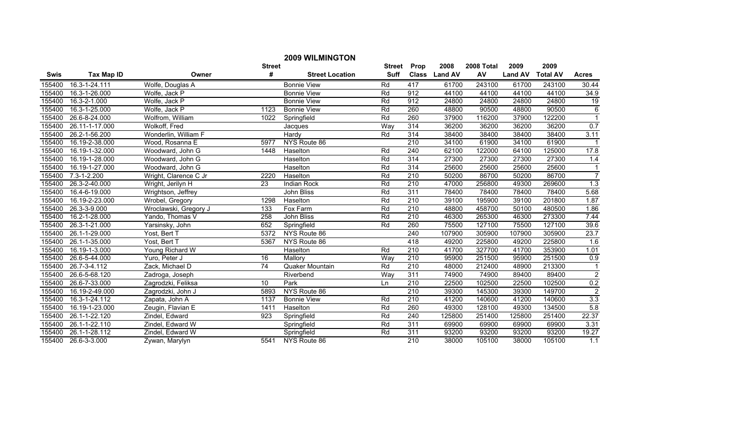# 2009 WILMINGTON

| Swis | Tax Map ID | Owner | Street # | Street Location | Street Suff | Prop Class | 2008 Land AV | 2008 Total AV | 2009 Land AV | 2009 Total AV | Acres |
|---|---|---|---|---|---|---|---|---|---|---|---|
| 155400 | 16.3-1-24.111 | Wolfe, Douglas A | | Bonnie View | Rd | 417 | 61700 | 243100 | 61700 | 243100 | 30.44 |
| 155400 | 16.3-1-26.000 | Wolfe, Jack P | | Bonnie View | Rd | 912 | 44100 | 44100 | 44100 | 44100 | 34.9 |
| 155400 | 16.3-2-1.000 | Wolfe, Jack P | | Bonnie View | Rd | 912 | 24800 | 24800 | 24800 | 24800 | 19 |
| 155400 | 16.3-1-25.000 | Wolfe, Jack P | 1123 | Bonnie View | Rd | 260 | 48800 | 90500 | 48800 | 90500 | 6 |
| 155400 | 26.6-8-24.000 | Wolfrom, William | 1022 | Springfield | Rd | 260 | 37900 | 116200 | 37900 | 122200 | 1 |
| 155400 | 26.11-1-17.000 | Wolkoff, Fred | | Jacques | Way | 314 | 36200 | 36200 | 36200 | 36200 | 0.7 |
| 155400 | 26.2-1-56.200 | Wonderlin, William F | | Hardy | Rd | 314 | 38400 | 38400 | 38400 | 38400 | 3.11 |
| 155400 | 16.19-2-38.000 | Wood, Rosanna E | 5977 | NYS Route 86 | | 210 | 34100 | 61900 | 34100 | 61900 | 1 |
| 155400 | 16.19-1-32.000 | Woodward, John G | 1448 | Haselton | Rd | 240 | 62100 | 122000 | 64100 | 125000 | 17.8 |
| 155400 | 16.19-1-28.000 | Woodward, John G | | Haselton | Rd | 314 | 27300 | 27300 | 27300 | 27300 | 1.4 |
| 155400 | 16.19-1-27.000 | Woodward, John G | | Haselton | Rd | 314 | 25600 | 25600 | 25600 | 25600 | 1 |
| 155400 | 7.3-1-2.200 | Wright, Clarence C Jr | 2220 | Haselton | Rd | 210 | 50200 | 86700 | 50200 | 86700 | 7 |
| 155400 | 26.3-2-40.000 | Wright, Jerilyn H | 23 | Indian Rock | Rd | 210 | 47000 | 256800 | 49300 | 269600 | 1.3 |
| 155400 | 16.4-6-19.000 | Wrightson, Jeffrey | | John Bliss | Rd | 311 | 78400 | 78400 | 78400 | 78400 | 5.68 |
| 155400 | 16.19-2-23.000 | Wrobel, Gregory | 1298 | Haselton | Rd | 210 | 39100 | 195900 | 39100 | 201800 | 1.87 |
| 155400 | 26.3-3-9.000 | Wroclawski, Gregory J | 133 | Fox Farm | Rd | 210 | 48800 | 458700 | 50100 | 480500 | 1.86 |
| 155400 | 16.2-1-28.000 | Yando, Thomas V | 258 | John Bliss | Rd | 210 | 46300 | 265300 | 46300 | 273300 | 7.44 |
| 155400 | 26.3-1-21.000 | Yarsinsky, John | 652 | Springfield | Rd | 260 | 75500 | 127100 | 75500 | 127100 | 39.6 |
| 155400 | 26.1-1-29.000 | Yost, Bert T | 5372 | NYS Route 86 | | 240 | 107900 | 305900 | 107900 | 305900 | 23.7 |
| 155400 | 26.1-1-35.000 | Yost, Bert T | 5367 | NYS Route 86 | | 418 | 49200 | 225800 | 49200 | 225800 | 1.6 |
| 155400 | 16.19-1-3.000 | Young Richard W | | Haselton | Rd | 210 | 41700 | 327700 | 41700 | 353900 | 1.01 |
| 155400 | 26.6-5-44.000 | Yuro, Peter J | 16 | Mallory | Way | 210 | 95900 | 251500 | 95900 | 251500 | 0.9 |
| 155400 | 26.7-3-4.112 | Zack, Michael D | 74 | Quaker Mountain | Rd | 210 | 48000 | 212400 | 48900 | 213300 | 1 |
| 155400 | 26.6-5-68.120 | Zadroga, Joseph | | Riverbend | Way | 311 | 74900 | 74900 | 89400 | 89400 | 2 |
| 155400 | 26.6-7-33.000 | Zagrodzki, Feliksa | 10 | Park | Ln | 210 | 22500 | 102500 | 22500 | 102500 | 0.2 |
| 155400 | 16.19-2-49.000 | Zagrodzki, John J | 5893 | NYS Route 86 | | 210 | 39300 | 145300 | 39300 | 149700 | 2 |
| 155400 | 16.3-1-24.112 | Zapata, John A | 1137 | Bonnie View | Rd | 210 | 41200 | 140600 | 41200 | 140600 | 3.3 |
| 155400 | 16.19-1-23.000 | Zeugin, Flavian E | 1411 | Haselton | Rd | 260 | 49300 | 128100 | 49300 | 134500 | 5.8 |
| 155400 | 26.1-1-22.120 | Zindel, Edward | 923 | Springfield | Rd | 240 | 125800 | 251400 | 125800 | 251400 | 22.37 |
| 155400 | 26.1-1-22.110 | Zindel, Edward W | | Springfield | Rd | 311 | 69900 | 69900 | 69900 | 69900 | 3.31 |
| 155400 | 26.1-1-28.112 | Zindel, Edward W | | Springfield | Rd | 311 | 93200 | 93200 | 93200 | 93200 | 19.27 |
| 155400 | 26.6-3-3.000 | Zywan, Marylyn | 5541 | NYS Route 86 | | 210 | 38000 | 105100 | 38000 | 105100 | 1.1 |